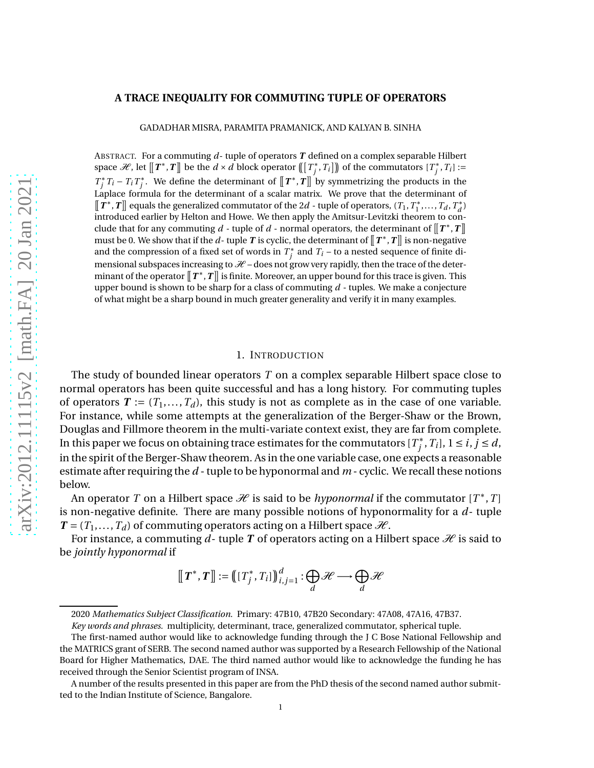# A TRACE INEQUALITY FOR COMMUTING TUPLE OF OPERATORS

GADADHAR MISRA, PARAMITA PRAMANICK, AND KALYAN B. SINHA

ABSTRACT. For a commuting $d$- tuple of operators $\boldsymbol{T}$ defined on a complex separable Hilbert space $\mathscr{H}$, let $[\![\boldsymbol{T}^*, \boldsymbol{T}]\!]$ be the $d \times d$ block operator $\big(\!\big([T_j^*, T_i]\big)\!\big)$ of the commutators $[T_j^*, T_i] := T_j^* T_i - T_i T_j^*$. We define the determinant of $[\![\boldsymbol{T}^*, \boldsymbol{T}]\!]$ by symmetrizing the products in the Laplace formula for the determinant of a scalar matrix. We prove that the determinant of $[\![\boldsymbol{T}^*, \boldsymbol{T}]\!]$ equals the generalized commutator of the $2d$ - tuple of operators, $(T_1, T_1^*, \ldots, T_d, T_d^*)$ introduced earlier by Helton and Howe. We then apply the Amitsur-Levitzki theorem to conclude that for any commuting $d$ - tuple of $d$ - normal operators, the determinant of $[\![\boldsymbol{T}^*, \boldsymbol{T}]\!]$ must be 0. We show that if the $d$- tuple $\boldsymbol{T}$ is cyclic, the determinant of $[\![\boldsymbol{T}^*, \boldsymbol{T}]\!]$ is non-negative and the compression of a fixed set of words in $T_j^*$ and $T_i$ – to a nested sequence of finite dimensional subspaces increasing to $\mathscr{H}$ – does not grow very rapidly, then the trace of the determinant of the operator $[\![\boldsymbol{T}^*, \boldsymbol{T}]\!]$ is finite. Moreover, an upper bound for this trace is given. This upper bound is shown to be sharp for a class of commuting $d$ - tuples. We make a conjecture of what might be a sharp bound in much greater generality and verify it in many examples.

## 1. INTRODUCTION

The study of bounded linear operators $T$ on a complex separable Hilbert space close to normal operators has been quite successful and has a long history. For commuting tuples of operators $\boldsymbol{T} := (T_1, \ldots, T_d)$, this study is not as complete as in the case of one variable. For instance, while some attempts at the generalization of the Berger-Shaw or the Brown, Douglas and Fillmore theorem in the multi-variate context exist, they are far from complete. In this paper we focus on obtaining trace estimates for the commutators $[T_j^*, T_i]$, $1 \leq i, j \leq d$, in the spirit of the Berger-Shaw theorem. As in the one variable case, one expects a reasonable estimate after requiring the $d$ - tuple to be hyponormal and $m$ - cyclic. We recall these notions below.

An operator $T$ on a Hilbert space $\mathscr{H}$ is said to be *hyponormal* if the commutator $[T^*, T]$ is non-negative definite. There are many possible notions of hyponormality for a $d$- tuple $\boldsymbol{T} = (T_1, \ldots, T_d)$ of commuting operators acting on a Hilbert space $\mathscr{H}$.

For instance, a commuting $d$- tuple $\boldsymbol{T}$ of operators acting on a Hilbert space $\mathscr{H}$ is said to be *jointly hyponormal* if

$$[\![\boldsymbol{T}^*, \boldsymbol{T}]\!] := \big(\!\big([T_j^*, T_i]\big)\!\big)_{i,j=1}^{d} : \bigoplus_{d} \mathscr{H} \longrightarrow \bigoplus_{d} \mathscr{H}$$

---

2020 *Mathematics Subject Classification.* Primary: 47B10, 47B20 Secondary: 47A08, 47A16, 47B37.

*Key words and phrases.* multiplicity, determinant, trace, generalized commutator, spherical tuple.

The first-named author would like to acknowledge funding through the J C Bose National Fellowship and the MATRICS grant of SERB. The second named author was supported by a Research Fellowship of the National Board for Higher Mathematics, DAE. The third named author would like to acknowledge the funding he has received through the Senior Scientist program of INSA.

A number of the results presented in this paper are from the PhD thesis of the second named author submitted to the Indian Institute of Science, Bangalore.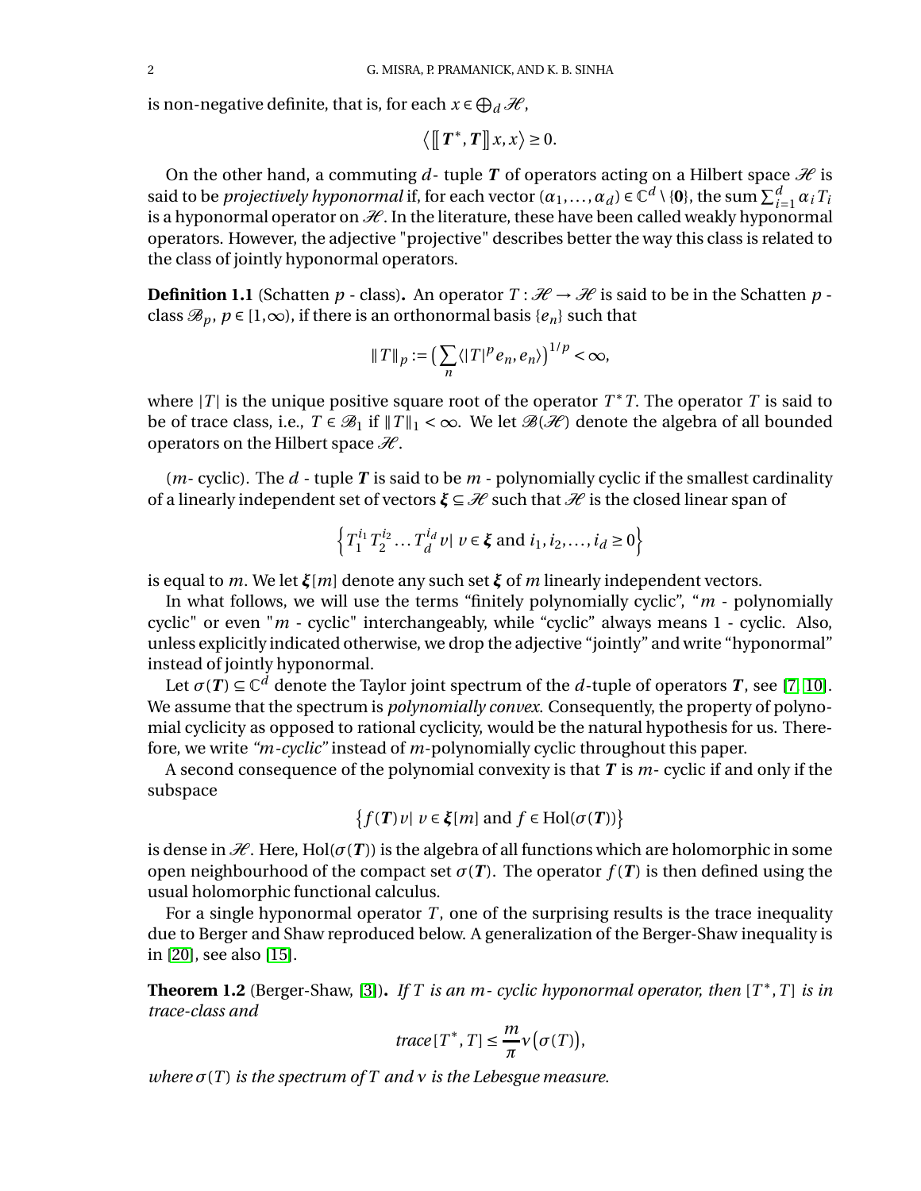is non-negative definite, that is, for each $x \in \bigoplus_d \mathscr{H}$,

$$\left\langle [\![ \boldsymbol{T}^*, \boldsymbol{T} ]\!] x, x \right\rangle \geq 0.$$

On the other hand, a commuting $d$- tuple $\boldsymbol{T}$ of operators acting on a Hilbert space $\mathscr{H}$ is said to be *projectively hyponormal* if, for each vector $(\alpha_1, \ldots, \alpha_d) \in \mathbb{C}^d \setminus \{\mathbf{0}\}$, the sum $\sum_{i=1}^d \alpha_i T_i$ is a hyponormal operator on $\mathscr{H}$. In the literature, these have been called weakly hyponormal operators. However, the adjective "projective" describes better the way this class is related to the class of jointly hyponormal operators.

**Definition 1.1** (Schatten $p$ - class)**.** An operator $T : \mathscr{H} \to \mathscr{H}$ is said to be in the Schatten $p$ - class $\mathscr{B}_p$, $p \in [1, \infty)$, if there is an orthonormal basis $\{e_n\}$ such that

$$\|T\|_p := \Big( \sum_n \langle |T|^p e_n, e_n \rangle \Big)^{1/p} < \infty,$$

where $|T|$ is the unique positive square root of the operator $T^*T$. The operator $T$ is said to be of trace class, i.e., $T \in \mathscr{B}_1$ if $\|T\|_1 < \infty$. We let $\mathscr{B}(\mathscr{H})$ denote the algebra of all bounded operators on the Hilbert space $\mathscr{H}$.

($m$- cyclic). The $d$ - tuple $\boldsymbol{T}$ is said to be $m$ - polynomially cyclic if the smallest cardinality of a linearly independent set of vectors $\boldsymbol{\xi} \subseteq \mathscr{H}$ such that $\mathscr{H}$ is the closed linear span of

$$\Big\{ T_1^{i_1} T_2^{i_2} \ldots T_d^{i_d} v \,|\, v \in \boldsymbol{\xi} \text{ and } i_1, i_2, \ldots, i_d \geq 0 \Big\}$$

is equal to $m$. We let $\boldsymbol{\xi}[m]$ denote any such set $\boldsymbol{\xi}$ of $m$ linearly independent vectors.

In what follows, we will use the terms "finitely polynomially cyclic", "$m$ - polynomially cyclic" or even "$m$ - cyclic" interchangeably, while "cyclic" always means 1 - cyclic. Also, unless explicitly indicated otherwise, we drop the adjective "jointly" and write "hyponormal" instead of jointly hyponormal.

Let $\sigma(\boldsymbol{T}) \subseteq \mathbb{C}^d$ denote the Taylor joint spectrum of the $d$-tuple of operators $\boldsymbol{T}$, see [7, 10]. We assume that the spectrum is *polynomially convex*. Consequently, the property of polynomial cyclicity as opposed to rational cyclicity, would be the natural hypothesis for us. Therefore, we write *"m-cyclic"* instead of $m$-polynomially cyclic throughout this paper.

A second consequence of the polynomial convexity is that $\boldsymbol{T}$ is $m$- cyclic if and only if the subspace

$$\big\{ f(\boldsymbol{T}) v \,|\, v \in \boldsymbol{\xi}[m] \text{ and } f \in \mathrm{Hol}(\sigma(\boldsymbol{T})) \big\}$$

is dense in $\mathscr{H}$. Here, $\mathrm{Hol}(\sigma(\boldsymbol{T}))$ is the algebra of all functions which are holomorphic in some open neighbourhood of the compact set $\sigma(\boldsymbol{T})$. The operator $f(\boldsymbol{T})$ is then defined using the usual holomorphic functional calculus.

For a single hyponormal operator $T$, one of the surprising results is the trace inequality due to Berger and Shaw reproduced below. A generalization of the Berger-Shaw inequality is in [20], see also [15].

**Theorem 1.2** (Berger-Shaw, [3])**.** *If $T$ is an $m$- cyclic hyponormal operator, then $[T^*, T]$ is in trace-class and*

$$\mathit{trace}\,[T^*, T] \leq \frac{m}{\pi} \nu\big(\sigma(T)\big),$$

*where $\sigma(T)$ is the spectrum of $T$ and $\nu$ is the Lebesgue measure.*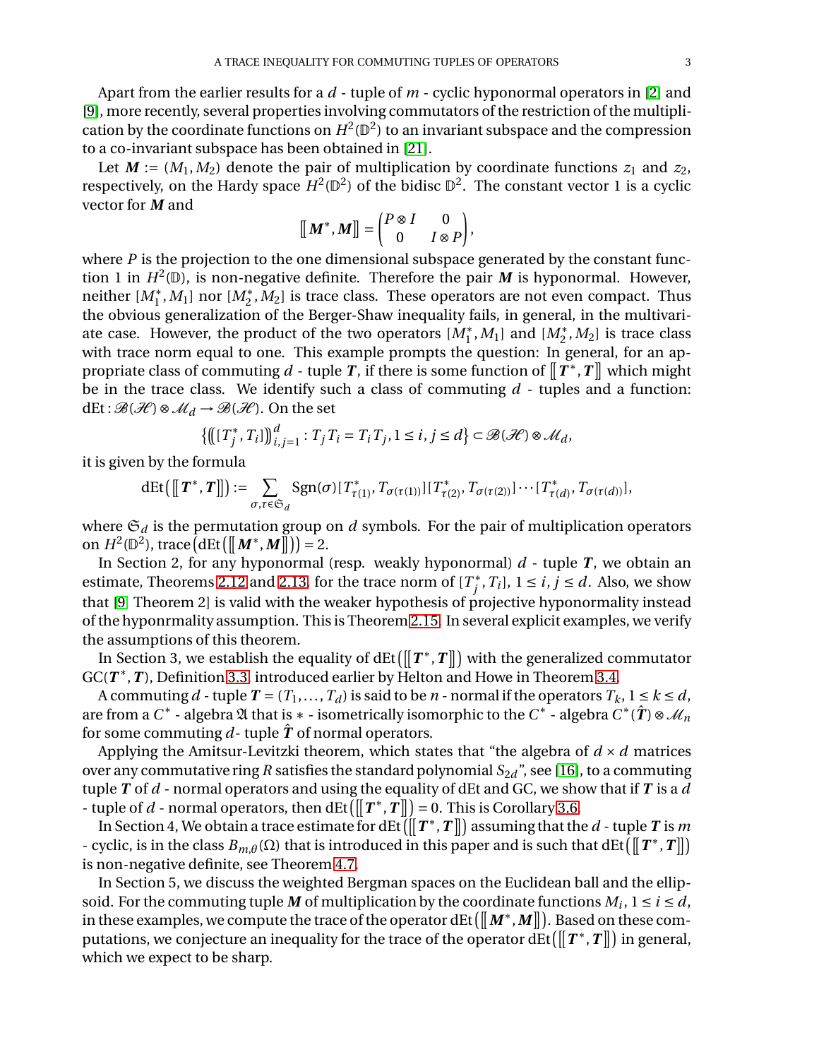Apart from the earlier results for a $d$ - tuple of $m$ - cyclic hyponormal operators in [2] and [9], more recently, several properties involving commutators of the restriction of the multiplication by the coordinate functions on $H^2(\mathbb{D}^2)$ to an invariant subspace and the compression to a co-invariant subspace has been obtained in [21].

Let $\boldsymbol{M} := (M_1, M_2)$ denote the pair of multiplication by coordinate functions $z_1$ and $z_2$, respectively, on the Hardy space $H^2(\mathbb{D}^2)$ of the bidisc $\mathbb{D}^2$. The constant vector 1 is a cyclic vector for $\boldsymbol{M}$ and

$$[\![\boldsymbol{M}^*, \boldsymbol{M}]\!] = \begin{pmatrix} P\otimes I & 0 \\ 0 & I\otimes P \end{pmatrix},$$

where $P$ is the projection to the one dimensional subspace generated by the constant function 1 in $H^2(\mathbb{D})$, is non-negative definite. Therefore the pair $\boldsymbol{M}$ is hyponormal. However, neither $[M_1^*, M_1]$ nor $[M_2^*, M_2]$ is trace class. These operators are not even compact. Thus the obvious generalization of the Berger-Shaw inequality fails, in general, in the multivariate case. However, the product of the two operators $[M_1^*, M_1]$ and $[M_2^*, M_2]$ is trace class with trace norm equal to one. This example prompts the question: In general, for an appropriate class of commuting $d$ - tuple $\boldsymbol{T}$, if there is some function of $[\![\boldsymbol{T}^*, \boldsymbol{T}]\!]$ which might be in the trace class. We identify such a class of commuting $d$ - tuples and a function: $\mathrm{dEt} : \mathscr{B}(\mathscr{H}) \otimes \mathscr{M}_d \to \mathscr{B}(\mathscr{H})$. On the set

$$\left\{\left(\!\left([T_j^*, T_i]\right)\!\right)_{i,j=1}^{d} : T_jT_i = T_iT_j, 1 \le i, j \le d\right\} \subset \mathscr{B}(\mathscr{H}) \otimes \mathscr{M}_d,$$

it is given by the formula

$$\mathrm{dEt}\left([\![\boldsymbol{T}^*, \boldsymbol{T}]\!]\right) := \sum_{\sigma,\tau\in\mathfrak{S}_d} \mathrm{Sgn}(\sigma)[T^*_{\tau(1)}, T_{\sigma(\tau(1))}][T^*_{\tau(2)}, T_{\sigma(\tau(2))}]\cdots[T^*_{\tau(d)}, T_{\sigma(\tau(d))}],$$

where $\mathfrak{S}_d$ is the permutation group on $d$ symbols. For the pair of multiplication operators on $H^2(\mathbb{D}^2)$, $\mathrm{trace}\left(\mathrm{dEt}\left([\![\boldsymbol{M}^*, \boldsymbol{M}]\!]\right)\right) = 2$.

In Section 2, for any hyponormal (resp. weakly hyponormal) $d$ - tuple $\boldsymbol{T}$, we obtain an estimate, Theorems 2.12 and 2.13, for the trace norm of $[T_j^*, T_i]$, $1 \le i, j \le d$. Also, we show that [9, Theorem 2] is valid with the weaker hypothesis of projective hyponormality instead of the hyponrmality assumption. This is Theorem 2.15. In several explicit examples, we verify the assumptions of this theorem.

In Section 3, we establish the equality of $\mathrm{dEt}\left([\![\boldsymbol{T}^*, \boldsymbol{T}]\!]\right)$ with the generalized commutator $\mathrm{GC}(\boldsymbol{T}^*, \boldsymbol{T})$, Definition 3.3, introduced earlier by Helton and Howe in Theorem 3.4.

A commuting $d$ - tuple $\boldsymbol{T} = (T_1, \ldots, T_d)$ is said to be $n$ - normal if the operators $T_k$, $1 \le k \le d$, are from a $C^*$ - algebra $\mathfrak{A}$ that is $*$ - isometrically isomorphic to the $C^*$ - algebra $C^*(\hat{\boldsymbol{T}}) \otimes \mathscr{M}_n$ for some commuting $d$- tuple $\hat{\boldsymbol{T}}$ of normal operators.

Applying the Amitsur-Levitzki theorem, which states that "the algebra of $d \times d$ matrices over any commutative ring $R$ satisfies the standard polynomial $S_{2d}$", see [16], to a commuting tuple $\boldsymbol{T}$ of $d$ - normal operators and using the equality of dEt and GC, we show that if $\boldsymbol{T}$ is a $d$ - tuple of $d$ - normal operators, then $\mathrm{dEt}\left([\![\boldsymbol{T}^*, \boldsymbol{T}]\!]\right) = 0$. This is Corollary 3.6.

In Section 4, We obtain a trace estimate for $\mathrm{dEt}\left([\![\boldsymbol{T}^*, \boldsymbol{T}]\!]\right)$ assuming that the $d$ - tuple $\boldsymbol{T}$ is $m$ - cyclic, is in the class $B_{m,\theta}(\Omega)$ that is introduced in this paper and is such that $\mathrm{dEt}\left([\![\boldsymbol{T}^*, \boldsymbol{T}]\!]\right)$ is non-negative definite, see Theorem 4.7.

In Section 5, we discuss the weighted Bergman spaces on the Euclidean ball and the ellipsoid. For the commuting tuple $\boldsymbol{M}$ of multiplication by the coordinate functions $M_i$, $1 \le i \le d$, in these examples, we compute the trace of the operator $\mathrm{dEt}\left([\![\boldsymbol{M}^*, \boldsymbol{M}]\!]\right)$. Based on these computations, we conjecture an inequality for the trace of the operator $\mathrm{dEt}\left([\![\boldsymbol{T}^*, \boldsymbol{T}]\!]\right)$ in general, which we expect to be sharp.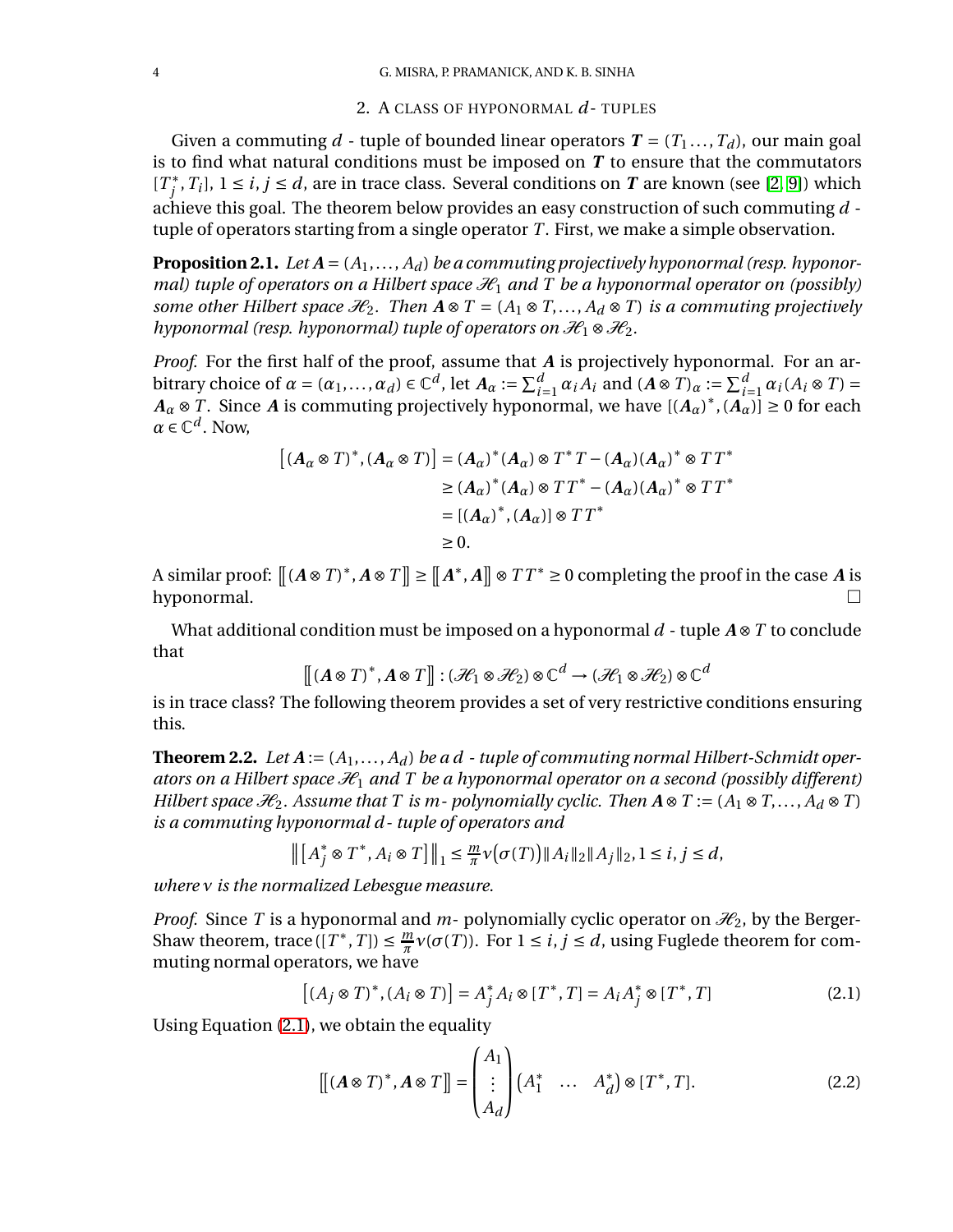## 2. A CLASS OF HYPONORMAL $d$- TUPLES

Given a commuting $d$ - tuple of bounded linear operators $\boldsymbol{T} = (T_1 \ldots, T_d)$, our main goal is to find what natural conditions must be imposed on $\boldsymbol{T}$ to ensure that the commutators $[T_j^*, T_i]$, $1 \le i, j \le d$, are in trace class. Several conditions on $\boldsymbol{T}$ are known (see [2, 9]) which achieve this goal. The theorem below provides an easy construction of such commuting $d$ - tuple of operators starting from a single operator $T$. First, we make a simple observation.

**Proposition 2.1.** *Let $\boldsymbol{A} = (A_1, \ldots, A_d)$ be a commuting projectively hyponormal (resp. hyponormal) tuple of operators on a Hilbert space $\mathscr{H}_1$ and $T$ be a hyponormal operator on (possibly) some other Hilbert space $\mathscr{H}_2$. Then $\boldsymbol{A} \otimes T = (A_1 \otimes T, \ldots, A_d \otimes T)$ is a commuting projectively hyponormal (resp. hyponormal) tuple of operators on $\mathscr{H}_1 \otimes \mathscr{H}_2$.*

*Proof.* For the first half of the proof, assume that $\boldsymbol{A}$ is projectively hyponormal. For an arbitrary choice of $\alpha = (\alpha_1, \ldots, \alpha_d) \in \mathbb{C}^d$, let $\boldsymbol{A}_\alpha := \sum_{i=1}^d \alpha_i A_i$ and $(\boldsymbol{A} \otimes T)_\alpha := \sum_{i=1}^d \alpha_i (A_i \otimes T) = \boldsymbol{A}_\alpha \otimes T$. Since $\boldsymbol{A}$ is commuting projectively hyponormal, we have $[(\boldsymbol{A}_\alpha)^*, (\boldsymbol{A}_\alpha)] \ge 0$ for each $\alpha \in \mathbb{C}^d$. Now,

$$
\begin{aligned}
\left[(\boldsymbol{A}_\alpha \otimes T)^*, (\boldsymbol{A}_\alpha \otimes T)\right] &= (\boldsymbol{A}_\alpha)^* (\boldsymbol{A}_\alpha) \otimes T^* T - (\boldsymbol{A}_\alpha)(\boldsymbol{A}_\alpha)^* \otimes T T^* \\
&\ge (\boldsymbol{A}_\alpha)^* (\boldsymbol{A}_\alpha) \otimes T T^* - (\boldsymbol{A}_\alpha)(\boldsymbol{A}_\alpha)^* \otimes T T^* \\
&= [(\boldsymbol{A}_\alpha)^*, (\boldsymbol{A}_\alpha)] \otimes T T^* \\
&\ge 0.
\end{aligned}
$$

A similar proof: $\left[\!\left[(\boldsymbol{A} \otimes T)^*, \boldsymbol{A} \otimes T\right]\!\right] \ge \left[\!\left[\boldsymbol{A}^*, \boldsymbol{A}\right]\!\right] \otimes T T^* \ge 0$ completing the proof in the case $\boldsymbol{A}$ is hyponormal. $\square$

What additional condition must be imposed on a hyponormal $d$ - tuple $\boldsymbol{A} \otimes T$ to conclude that

$$
\left[\!\left[(\boldsymbol{A} \otimes T)^*, \boldsymbol{A} \otimes T\right]\!\right] : (\mathscr{H}_1 \otimes \mathscr{H}_2) \otimes \mathbb{C}^d \to (\mathscr{H}_1 \otimes \mathscr{H}_2) \otimes \mathbb{C}^d
$$

is in trace class? The following theorem provides a set of very restrictive conditions ensuring this.

**Theorem 2.2.** *Let $\boldsymbol{A} := (A_1, \ldots, A_d)$ be a $d$ - tuple of commuting normal Hilbert-Schmidt operators on a Hilbert space $\mathscr{H}_1$ and $T$ be a hyponormal operator on a second (possibly different) Hilbert space $\mathscr{H}_2$. Assume that $T$ is $m$- polynomially cyclic. Then $\boldsymbol{A} \otimes T := (A_1 \otimes T, \ldots, A_d \otimes T)$ is a commuting hyponormal $d$ - tuple of operators and*

$$
\left\| \left[A_j^* \otimes T^*, A_i \otimes T\right] \right\|_1 \le \tfrac{m}{\pi} \nu\big(\sigma(T)\big) \|A_i\|_2 \|A_j\|_2, 1 \le i, j \le d,
$$

*where $\nu$ is the normalized Lebesgue measure.*

*Proof.* Since $T$ is a hyponormal and $m$- polynomially cyclic operator on $\mathscr{H}_2$, by the Berger-Shaw theorem, trace$([T^*, T]) \le \frac{m}{\pi} \nu(\sigma(T))$. For $1 \le i, j \le d$, using Fuglede theorem for commuting normal operators, we have

$$
\left[(A_j \otimes T)^*, (A_i \otimes T)\right] = A_j^* A_i \otimes [T^*, T] = A_i A_j^* \otimes [T^*, T] \tag{2.1}
$$

Using Equation (2.1), we obtain the equality

$$
\left[\!\left[(\boldsymbol{A} \otimes T)^*, \boldsymbol{A} \otimes T\right]\!\right] = \begin{pmatrix} A_1 \\ \vdots \\ A_d \end{pmatrix} \begin{pmatrix} A_1^* & \ldots & A_d^* \end{pmatrix} \otimes [T^*, T]. \tag{2.2}
$$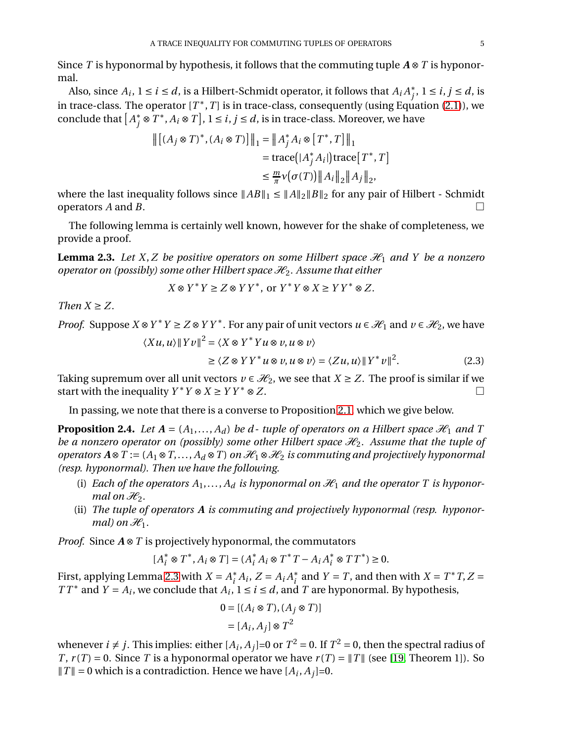Since $T$ is hyponormal by hypothesis, it follows that the commuting tuple $\boldsymbol{A}\otimes T$ is hyponormal.

Also, since $A_i$, $1\le i\le d$, is a Hilbert-Schmidt operator, it follows that $A_iA_j^*$, $1\le i,j\le d$, is in trace-class. The operator $[T^*,T]$ is in trace-class, consequently (using Equation (2.1)), we conclude that $\left[A_j^*\otimes T^*, A_i\otimes T\right]$, $1\le i,j\le d$, is in trace-class. Moreover, we have

$$
\begin{aligned}
\left\|\left[(A_j\otimes T)^*,(A_i\otimes T)\right]\right\|_1 &= \left\|A_j^*A_i\otimes\left[T^*,T\right]\right\|_1\\
&=\operatorname{trace}\big(|A_j^*A_i|\big)\operatorname{trace}\left[T^*,T\right]\\
&\le \tfrac{m}{\pi}\nu\big(\sigma(T)\big)\left\|A_i\right\|_2\left\|A_j\right\|_2,
\end{aligned}
$$

where the last inequality follows since $\|AB\|_1\le\|A\|_2\|B\|_2$ for any pair of Hilbert - Schmidt operators $A$ and $B$. $\square$

The following lemma is certainly well known, however for the shake of completeness, we provide a proof.

**Lemma 2.3.** *Let $X,Z$ be positive operators on some Hilbert space $\mathscr{H}_1$ and $Y$ be a nonzero operator on (possibly) some other Hilbert space $\mathscr{H}_2$. Assume that either*

$$
X\otimes Y^*Y\ge Z\otimes YY^*,\ \text{or}\ Y^*Y\otimes X\ge YY^*\otimes Z.
$$

*Then $X\ge Z$.*

*Proof.* Suppose $X\otimes Y^*Y\ge Z\otimes YY^*$. For any pair of unit vectors $u\in\mathscr{H}_1$ and $v\in\mathscr{H}_2$, we have

$$
\begin{aligned}
\langle Xu,u\rangle\|Yv\|^2 &= \langle X\otimes Y^*Yu\otimes v, u\otimes v\rangle\\
&\ge \langle Z\otimes YY^*u\otimes v,u\otimes v\rangle=\langle Zu,u\rangle\|Y^*v\|^2. \qquad (2.3)
\end{aligned}
$$

Taking supremum over all unit vectors $v\in\mathscr{H}_2$, we see that $X\ge Z$. The proof is similar if we start with the inequality $Y^*Y\otimes X\ge YY^*\otimes Z$. $\square$

In passing, we note that there is a converse to Proposition 2.1, which we give below.

**Proposition 2.4.** *Let $\boldsymbol{A}=(A_1,\dots,A_d)$ be $d$- tuple of operators on a Hilbert space $\mathscr{H}_1$ and $T$ be a nonzero operator on (possibly) some other Hilbert space $\mathscr{H}_2$. Assume that the tuple of operators $\boldsymbol{A}\otimes T:=(A_1\otimes T,\dots,A_d\otimes T)$ on $\mathscr{H}_1\otimes\mathscr{H}_2$ is commuting and projectively hyponormal (resp. hyponormal). Then we have the following.*

(i) *Each of the operators $A_1,\dots,A_d$ is hyponormal on $\mathscr{H}_1$ and the operator $T$ is hyponormal on $\mathscr{H}_2$.*
(ii) *The tuple of operators $\boldsymbol{A}$ is commuting and projectively hyponormal (resp. hyponormal) on $\mathscr{H}_1$.*

*Proof.* Since $\boldsymbol{A}\otimes T$ is projectively hyponormal, the commutators

$$
[A_i^*\otimes T^*, A_i\otimes T]=(A_i^*A_i\otimes T^*T-A_iA_i^*\otimes TT^*)\ge 0.
$$

First, applying Lemma 2.3 with $X=A_i^*A_i$, $Z=A_iA_i^*$ and $Y=T$, and then with $X=T^*T$, $Z=TT^*$ and $Y=A_i$, we conclude that $A_i$, $1\le i\le d$, and $T$ are hyponormal. By hypothesis,

$$
\begin{aligned}
0&=[(A_i\otimes T),(A_j\otimes T)]\\
&=[A_i,A_j]\otimes T^2
\end{aligned}
$$

whenever $i\ne j$. This implies: either $[A_i,A_j]$=0 or $T^2=0$. If $T^2=0$, then the spectral radius of $T$, $r(T)=0$. Since $T$ is a hyponormal operator we have $r(T)=\|T\|$ (see [19, Theorem 1]). So $\|T\|=0$ which is a contradiction. Hence we have $[A_i,A_j]$=0.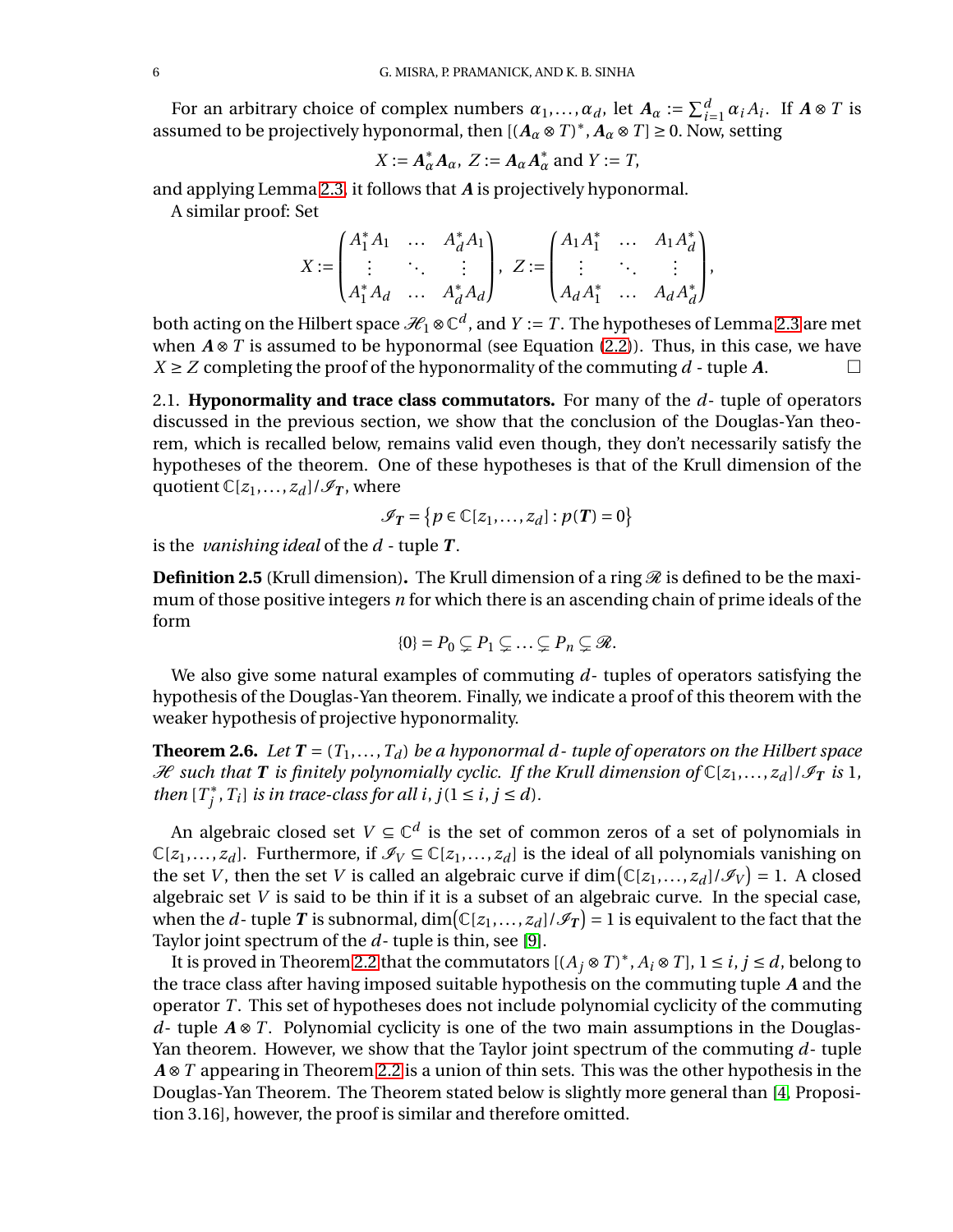For an arbitrary choice of complex numbers $\alpha_1, \ldots, \alpha_d$, let $\boldsymbol{A}_\alpha := \sum_{i=1}^d \alpha_i A_i$. If $\boldsymbol{A} \otimes T$ is assumed to be projectively hyponormal, then $[(\boldsymbol{A}_\alpha \otimes T)^*, \boldsymbol{A}_\alpha \otimes T] \geq 0$. Now, setting

$$X := \boldsymbol{A}_\alpha^* \boldsymbol{A}_\alpha,\ Z := \boldsymbol{A}_\alpha \boldsymbol{A}_\alpha^* \text{ and } Y := T,$$

and applying Lemma 2.3, it follows that $\boldsymbol{A}$ is projectively hyponormal.

A similar proof: Set

$$X := \begin{pmatrix} A_1^* A_1 & \ldots & A_d^* A_1 \\ \vdots & \ddots & \vdots \\ A_1^* A_d & \ldots & A_d^* A_d \end{pmatrix},\ Z := \begin{pmatrix} A_1 A_1^* & \ldots & A_1 A_d^* \\ \vdots & \ddots & \vdots \\ A_d A_1^* & \ldots & A_d A_d^* \end{pmatrix},$$

both acting on the Hilbert space $\mathscr{H}_1 \otimes \mathbb{C}^d$, and $Y := T$. The hypotheses of Lemma 2.3 are met when $\boldsymbol{A} \otimes T$ is assumed to be hyponormal (see Equation (2.2)). Thus, in this case, we have $X \geq Z$ completing the proof of the hyponormality of the commuting $d$ - tuple $\boldsymbol{A}$. □

2.1. **Hyponormality and trace class commutators.** For many of the $d$- tuple of operators discussed in the previous section, we show that the conclusion of the Douglas-Yan theorem, which is recalled below, remains valid even though, they don't necessarily satisfy the hypotheses of the theorem. One of these hypotheses is that of the Krull dimension of the quotient $\mathbb{C}[z_1, \ldots, z_d]/\mathscr{I}_{\boldsymbol{T}}$, where

$$\mathscr{I}_{\boldsymbol{T}} = \{p \in \mathbb{C}[z_1, \ldots, z_d] : p(\boldsymbol{T}) = 0\}$$

is the *vanishing ideal* of the $d$ - tuple $\boldsymbol{T}$.

**Definition 2.5** (Krull dimension)**.** The Krull dimension of a ring $\mathscr{R}$ is defined to be the maximum of those positive integers $n$ for which there is an ascending chain of prime ideals of the form

$$\{0\} = P_0 \subsetneq P_1 \subsetneq \ldots \subsetneq P_n \subsetneq \mathscr{R}.$$

We also give some natural examples of commuting $d$- tuples of operators satisfying the hypothesis of the Douglas-Yan theorem. Finally, we indicate a proof of this theorem with the weaker hypothesis of projective hyponormality.

**Theorem 2.6.** *Let $\boldsymbol{T} = (T_1, \ldots, T_d)$ be a hyponormal $d$- tuple of operators on the Hilbert space $\mathscr{H}$ such that $\boldsymbol{T}$ is finitely polynomially cyclic. If the Krull dimension of $\mathbb{C}[z_1, \ldots, z_d]/\mathscr{I}_{\boldsymbol{T}}$ is 1, then $[T_j^*, T_i]$ is in trace-class for all $i, j (1 \leq i, j \leq d)$.*

An algebraic closed set $V \subseteq \mathbb{C}^d$ is the set of common zeros of a set of polynomials in $\mathbb{C}[z_1, \ldots, z_d]$. Furthermore, if $\mathscr{I}_V \subseteq \mathbb{C}[z_1, \ldots, z_d]$ is the ideal of all polynomials vanishing on the set $V$, then the set $V$ is called an algebraic curve if $\dim\big(\mathbb{C}[z_1, \ldots, z_d]/\mathscr{I}_V\big) = 1$. A closed algebraic set $V$ is said to be thin if it is a subset of an algebraic curve. In the special case, when the $d$- tuple $\boldsymbol{T}$ is subnormal, $\dim\big(\mathbb{C}[z_1, \ldots, z_d]/\mathscr{I}_{\boldsymbol{T}}\big) = 1$ is equivalent to the fact that the Taylor joint spectrum of the $d$- tuple is thin, see [9].

It is proved in Theorem 2.2 that the commutators $[(A_j \otimes T)^*, A_i \otimes T]$, $1 \leq i, j \leq d$, belong to the trace class after having imposed suitable hypothesis on the commuting tuple $\boldsymbol{A}$ and the operator $T$. This set of hypotheses does not include polynomial cyclicity of the commuting $d$- tuple $\boldsymbol{A} \otimes T$. Polynomial cyclicity is one of the two main assumptions in the Douglas-Yan theorem. However, we show that the Taylor joint spectrum of the commuting $d$- tuple $\boldsymbol{A} \otimes T$ appearing in Theorem 2.2 is a union of thin sets. This was the other hypothesis in the Douglas-Yan Theorem. The Theorem stated below is slightly more general than [4, Proposition 3.16], however, the proof is similar and therefore omitted.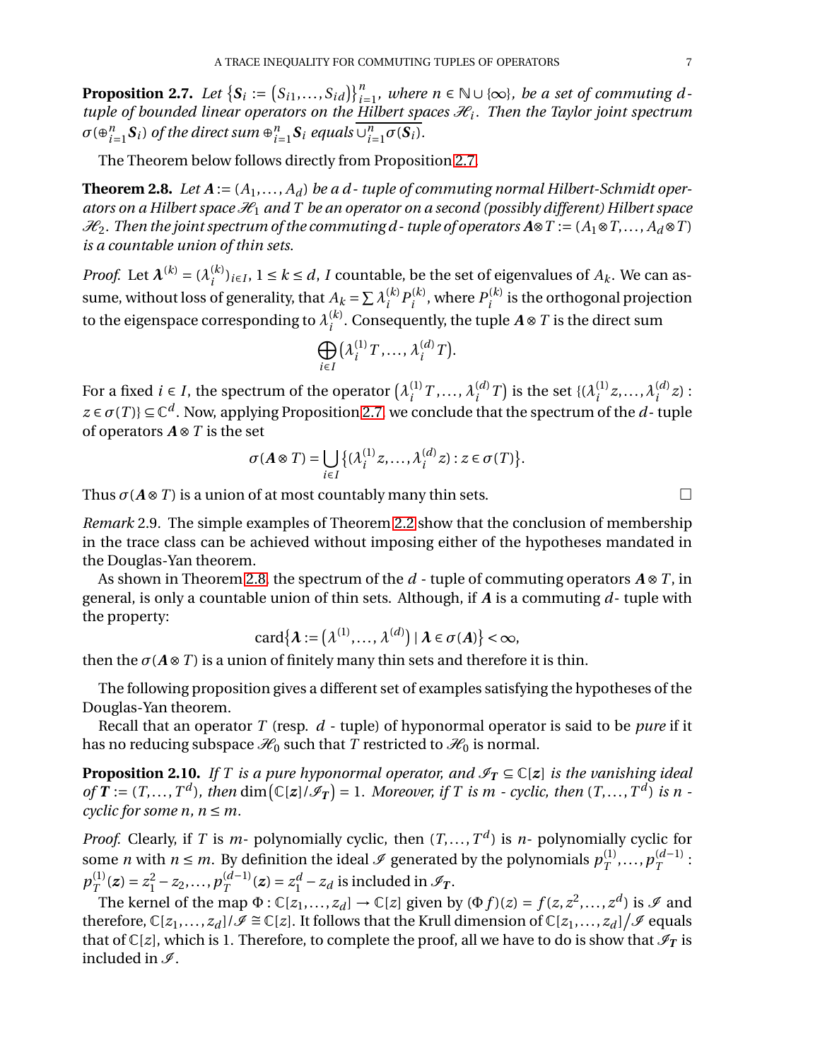**Proposition 2.7.** *Let $\{\boldsymbol{S}_i := (S_{i1}, \ldots, S_{id})\}_{i=1}^n$, where $n \in \mathbb{N} \cup \{\infty\}$, be a set of commuting $d$-tuple of bounded linear operators on the Hilbert spaces $\mathcal{H}_i$. Then the Taylor joint spectrum $\sigma(\oplus_{i=1}^n \boldsymbol{S}_i)$ of the direct sum $\oplus_{i=1}^n \boldsymbol{S}_i$ equals $\overline{\cup_{i=1}^n \sigma(\boldsymbol{S}_i)}$.*

The Theorem below follows directly from Proposition 2.7.

**Theorem 2.8.** *Let $\boldsymbol{A} := (A_1, \ldots, A_d)$ be a $d$ - tuple of commuting normal Hilbert-Schmidt operators on a Hilbert space $\mathcal{H}_1$ and $T$ be an operator on a second (possibly different) Hilbert space $\mathcal{H}_2$. Then the joint spectrum of the commuting $d$ - tuple of operators $\boldsymbol{A} \otimes T := (A_1 \otimes T, \ldots, A_d \otimes T)$ is a countable union of thin sets.*

*Proof.* Let $\boldsymbol{\lambda}^{(k)} = (\lambda_i^{(k)})_{i \in I}$, $1 \le k \le d$, $I$ countable, be the set of eigenvalues of $A_k$. We can assume, without loss of generality, that $A_k = \sum \lambda_i^{(k)} P_i^{(k)}$, where $P_i^{(k)}$ is the orthogonal projection to the eigenspace corresponding to $\lambda_i^{(k)}$. Consequently, the tuple $\boldsymbol{A} \otimes T$ is the direct sum

$$\bigoplus_{i \in I} \big(\lambda_i^{(1)} T, \ldots, \lambda_i^{(d)} T\big).$$

For a fixed $i \in I$, the spectrum of the operator $\big(\lambda_i^{(1)} T, \ldots, \lambda_i^{(d)} T\big)$ is the set $\{(\lambda_i^{(1)} z, \ldots, \lambda_i^{(d)} z) : z \in \sigma(T)\} \subseteq \mathbb{C}^d$. Now, applying Proposition 2.7 we conclude that the spectrum of the $d$ - tuple of operators $\boldsymbol{A} \otimes T$ is the set

$$\sigma(\boldsymbol{A} \otimes T) = \bigcup_{i \in I} \big\{(\lambda_i^{(1)} z, \ldots, \lambda_i^{(d)} z) : z \in \sigma(T)\big\}.$$

Thus $\sigma(\boldsymbol{A} \otimes T)$ is a union of at most countably many thin sets. $\square$

*Remark* 2.9. The simple examples of Theorem 2.2 show that the conclusion of membership in the trace class can be achieved without imposing either of the hypotheses mandated in the Douglas-Yan theorem.

As shown in Theorem 2.8, the spectrum of the $d$ - tuple of commuting operators $\boldsymbol{A} \otimes T$, in general, is only a countable union of thin sets. Although, if $\boldsymbol{A}$ is a commuting $d$- tuple with the property:

$$\operatorname{card}\big\{\boldsymbol{\lambda} := \big(\lambda^{(1)}, \ldots, \lambda^{(d)}\big) \mid \boldsymbol{\lambda} \in \sigma(\boldsymbol{A})\big\} < \infty,$$

then the $\sigma(\boldsymbol{A} \otimes T)$ is a union of finitely many thin sets and therefore it is thin.

The following proposition gives a different set of examples satisfying the hypotheses of the Douglas-Yan theorem.

Recall that an operator $T$ (resp. $d$ - tuple) of hyponormal operator is said to be *pure* if it has no reducing subspace $\mathcal{H}_0$ such that $T$ restricted to $\mathcal{H}_0$ is normal.

**Proposition 2.10.** *If $T$ is a pure hyponormal operator, and $\mathcal{I}_{\boldsymbol{T}} \subseteq \mathbb{C}[\boldsymbol{z}]$ is the vanishing ideal of $\boldsymbol{T} := (T, \ldots, T^d)$, then $\dim\big(\mathbb{C}[\boldsymbol{z}]/\mathcal{I}_{\boldsymbol{T}}\big) = 1$. Moreover, if $T$ is $m$ - cyclic, then $(T, \ldots, T^d)$ is $n$ - cyclic for some $n$, $n \le m$.*

*Proof.* Clearly, if $T$ is $m$- polynomially cyclic, then $(T, \ldots, T^d)$ is $n$- polynomially cyclic for some $n$ with $n \le m$. By definition the ideal $\mathcal{I}$ generated by the polynomials $p_T^{(1)}, \ldots, p_T^{(d-1)}$ : $p_T^{(1)}(\boldsymbol{z}) = z_1^2 - z_2, \ldots, p_T^{(d-1)}(\boldsymbol{z}) = z_1^d - z_d$ is included in $\mathcal{I}_{\boldsymbol{T}}$.

The kernel of the map $\Phi : \mathbb{C}[z_1, \ldots, z_d] \to \mathbb{C}[z]$ given by $(\Phi f)(z) = f(z, z^2, \ldots, z^d)$ is $\mathcal{I}$ and therefore, $\mathbb{C}[z_1, \ldots, z_d]/\mathcal{I} \cong \mathbb{C}[z]$. It follows that the Krull dimension of $\mathbb{C}[z_1, \ldots, z_d]\big/\mathcal{I}$ equals that of $\mathbb{C}[z]$, which is 1. Therefore, to complete the proof, all we have to do is show that $\mathcal{I}_{\boldsymbol{T}}$ is included in $\mathcal{I}$.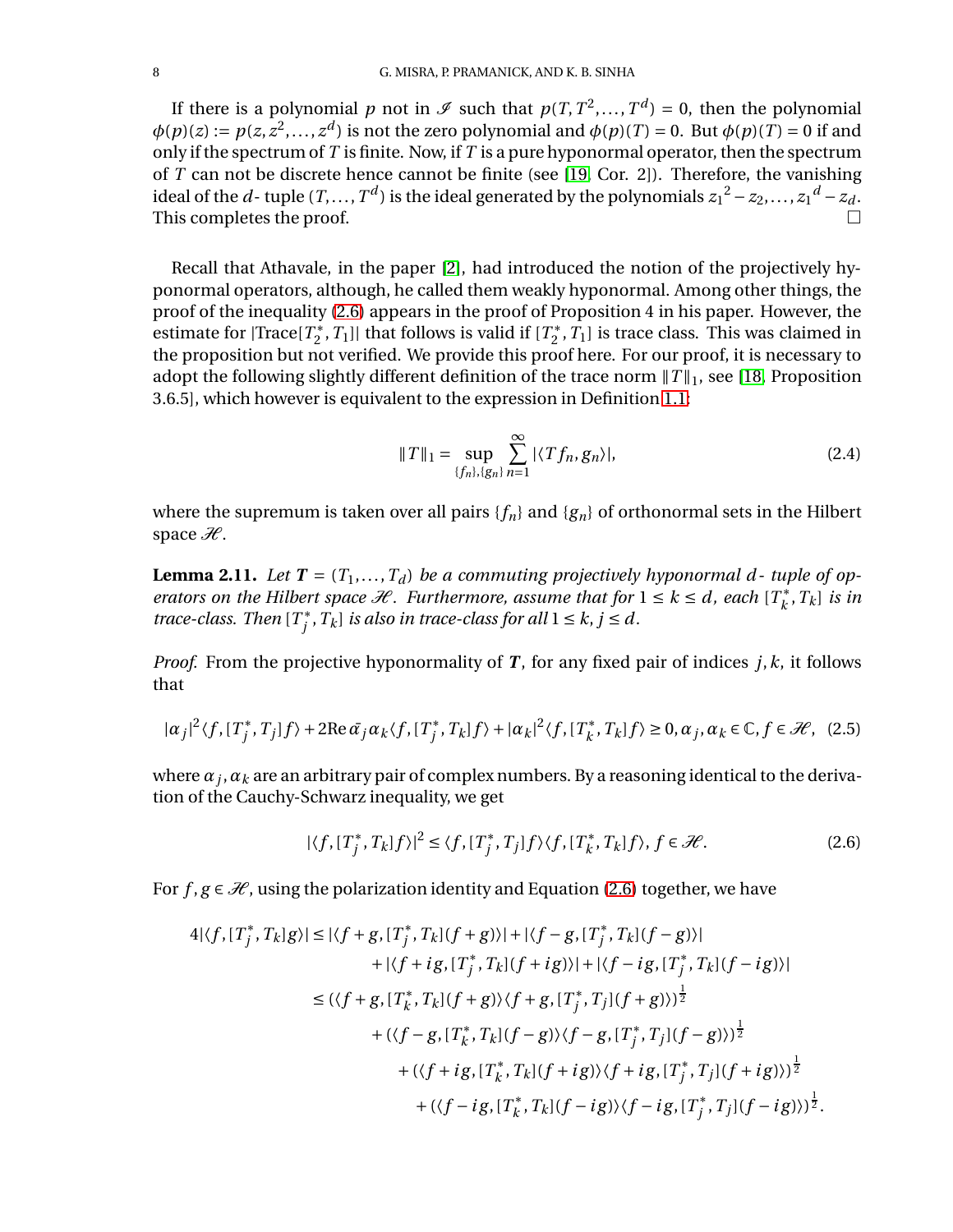If there is a polynomial $p$ not in $\mathscr{I}$ such that $p(T, T^2, \ldots, T^d) = 0$, then the polynomial $\phi(p)(z) := p(z, z^2, \ldots, z^d)$ is not the zero polynomial and $\phi(p)(T) = 0$. But $\phi(p)(T) = 0$ if and only if the spectrum of $T$ is finite. Now, if $T$ is a pure hyponormal operator, then the spectrum of $T$ can not be discrete hence cannot be finite (see [19, Cor. 2]). Therefore, the vanishing ideal of the $d$- tuple $(T, \ldots, T^d)$ is the ideal generated by the polynomials ${z_1}^2 - z_2, \ldots, {z_1}^d - z_d$. This completes the proof. $\square$

Recall that Athavale, in the paper [2], had introduced the notion of the projectively hyponormal operators, although, he called them weakly hyponormal. Among other things, the proof of the inequality (2.6) appears in the proof of Proposition 4 in his paper. However, the estimate for $|\mathrm{Trace}[T_2^*, T_1]|$ that follows is valid if $[T_2^*, T_1]$ is trace class. This was claimed in the proposition but not verified. We provide this proof here. For our proof, it is necessary to adopt the following slightly different definition of the trace norm $\|T\|_1$, see [18, Proposition 3.6.5], which however is equivalent to the expression in Definition 1.1:

$$\|T\|_1 = \sup_{\{f_n\},\{g_n\}} \sum_{n=1}^{\infty} |\langle T f_n, g_n\rangle|, \tag{2.4}$$

where the supremum is taken over all pairs $\{f_n\}$ and $\{g_n\}$ of orthonormal sets in the Hilbert space $\mathscr{H}$.

**Lemma 2.11.** *Let $\boldsymbol{T} = (T_1, \ldots, T_d)$ be a commuting projectively hyponormal $d$- tuple of operators on the Hilbert space $\mathscr{H}$. Furthermore, assume that for $1 \le k \le d$, each $[T_k^*, T_k]$ is in trace-class. Then $[T_j^*, T_k]$ is also in trace-class for all $1 \le k, j \le d$.*

*Proof.* From the projective hyponormality of $\boldsymbol{T}$, for any fixed pair of indices $j, k$, it follows that

$$|\alpha_j|^2 \langle f, [T_j^*, T_j] f\rangle + 2\mathrm{Re}\, \bar{\alpha}_j \alpha_k \langle f, [T_j^*, T_k] f\rangle + |\alpha_k|^2 \langle f, [T_k^*, T_k] f\rangle \ge 0, \alpha_j, \alpha_k \in \mathbb{C}, f \in \mathscr{H}, \tag{2.5}$$

where $\alpha_j, \alpha_k$ are an arbitrary pair of complex numbers. By a reasoning identical to the derivation of the Cauchy-Schwarz inequality, we get

$$|\langle f, [T_j^*, T_k] f\rangle|^2 \le \langle f, [T_j^*, T_j] f\rangle \langle f, [T_k^*, T_k] f\rangle, \ f \in \mathscr{H}. \tag{2.6}$$

For $f, g \in \mathscr{H}$, using the polarization identity and Equation (2.6) together, we have

$$\begin{aligned}
4|\langle f, [T_j^*, T_k] g\rangle| &\le |\langle f+g, [T_j^*, T_k](f+g)\rangle| + |\langle f-g, [T_j^*, T_k](f-g)\rangle| \\
&\quad + |\langle f+ig, [T_j^*, T_k](f+ig)\rangle| + |\langle f-ig, [T_j^*, T_k](f-ig)\rangle| \\
&\le (\langle f+g, [T_k^*, T_k](f+g)\rangle \langle f+g, [T_j^*, T_j](f+g)\rangle)^{\frac{1}{2}} \\
&\quad + (\langle f-g, [T_k^*, T_k](f-g)\rangle \langle f-g, [T_j^*, T_j](f-g)\rangle)^{\frac{1}{2}} \\
&\quad + (\langle f+ig, [T_k^*, T_k](f+ig)\rangle \langle f+ig, [T_j^*, T_j](f+ig)\rangle)^{\frac{1}{2}} \\
&\quad + (\langle f-ig, [T_k^*, T_k](f-ig)\rangle \langle f-ig, [T_j^*, T_j](f-ig)\rangle)^{\frac{1}{2}}.
\end{aligned}$$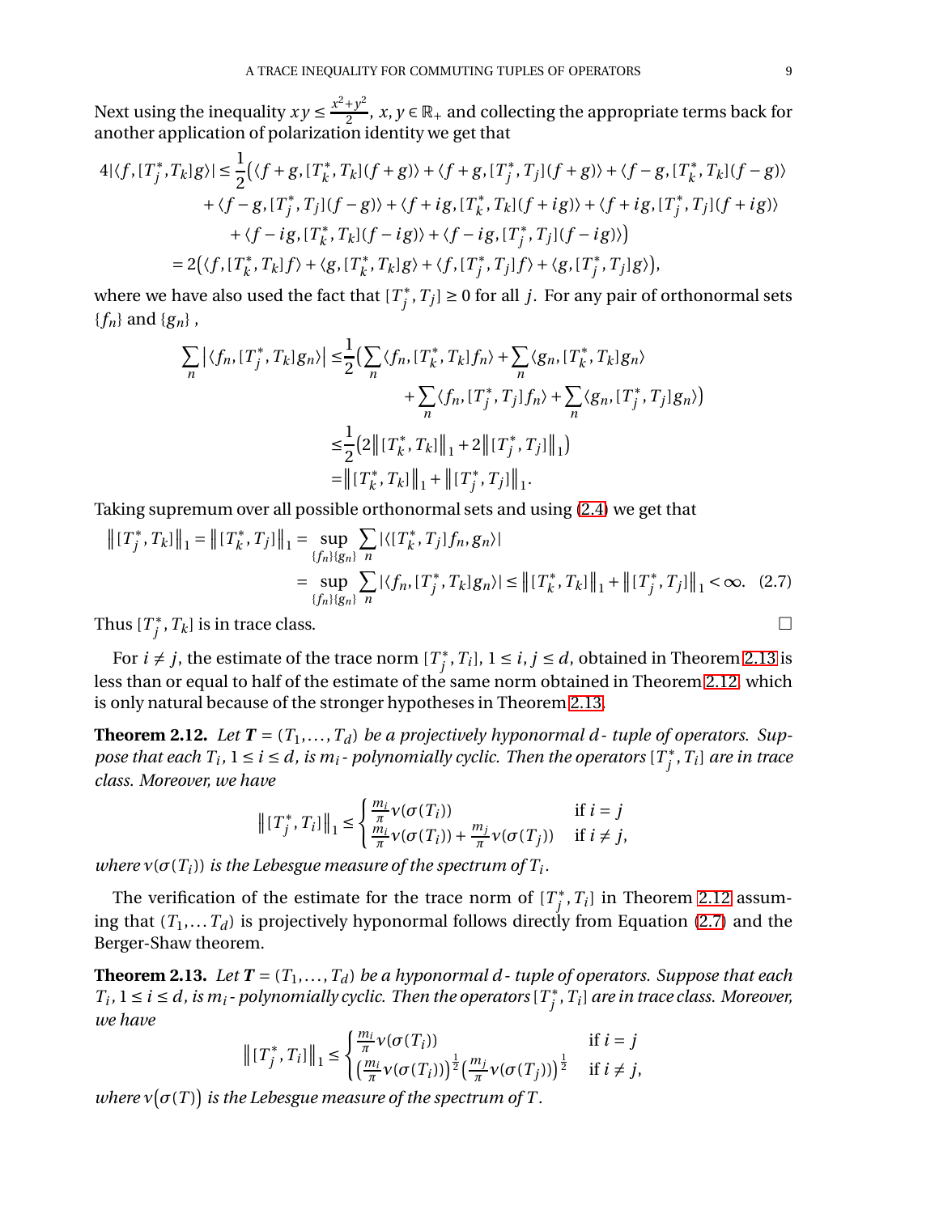Next using the inequality $xy \le \frac{x^2+y^2}{2}$, $x, y \in \mathbb{R}_+$ and collecting the appropriate terms back for another application of polarization identity we get that

$$
\begin{aligned}
4|\langle f, [T_j^*, T_k]g\rangle| \le \frac{1}{2}\big(&\langle f+g, [T_k^*, T_k](f+g)\rangle + \langle f+g, [T_j^*, T_j](f+g)\rangle + \langle f-g, [T_k^*, T_k](f-g)\rangle \\
&+ \langle f-g, [T_j^*, T_j](f-g)\rangle + \langle f+ig, [T_k^*, T_k](f+ig)\rangle + \langle f+ig, [T_j^*, T_j](f+ig)\rangle \\
&+ \langle f-ig, [T_k^*, T_k](f-ig)\rangle + \langle f-ig, [T_j^*, T_j](f-ig)\rangle\big) \\
= 2\big(&\langle f, [T_k^*, T_k]f\rangle + \langle g, [T_k^*, T_k]g\rangle + \langle f, [T_j^*, T_j]f\rangle + \langle g, [T_j^*, T_j]g\rangle\big),
\end{aligned}
$$

where we have also used the fact that $[T_j^*, T_j] \ge 0$ for all $j$. For any pair of orthonormal sets $\{f_n\}$ and $\{g_n\}$ ,

$$
\begin{aligned}
\sum_n \big|\langle f_n, [T_j^*, T_k]g_n\rangle\big| \le& \frac{1}{2}\Big(\sum_n \langle f_n, [T_k^*, T_k]f_n\rangle + \sum_n \langle g_n, [T_k^*, T_k]g_n\rangle \\
&+ \sum_n \langle f_n, [T_j^*, T_j]f_n\rangle + \sum_n \langle g_n, [T_j^*, T_j]g_n\rangle\Big) \\
\le& \frac{1}{2}\big(2\big\|[T_k^*, T_k]\big\|_1 + 2\big\|[T_j^*, T_j]\big\|_1\big) \\
=& \big\|[T_k^*, T_k]\big\|_1 + \big\|[T_j^*, T_j]\big\|_1.
\end{aligned}
$$

Taking supremum over all possible orthonormal sets and using (2.4) we get that

$$
\begin{aligned}
\big\|[T_j^*, T_k]\big\|_1 = \big\|[T_k^*, T_j]\big\|_1 &= \sup_{\{f_n\}\{g_n\}} \sum_n |\langle [T_k^*, T_j]f_n, g_n\rangle| \\
&= \sup_{\{f_n\}\{g_n\}} \sum_n |\langle f_n, [T_j^*, T_k]g_n\rangle| \le \big\|[T_k^*, T_k]\big\|_1 + \big\|[T_j^*, T_j]\big\|_1 < \infty. \quad (2.7)
\end{aligned}
$$

Thus $[T_j^*, T_k]$ is in trace class. □

For $i \ne j$, the estimate of the trace norm $[T_j^*, T_i]$, $1 \le i, j \le d$, obtained in Theorem 2.13 is less than or equal to half of the estimate of the same norm obtained in Theorem 2.12, which is only natural because of the stronger hypotheses in Theorem 2.13.

**Theorem 2.12.** *Let $\boldsymbol{T} = (T_1, \ldots, T_d)$ be a projectively hyponormal $d$- tuple of operators. Suppose that each $T_i$, $1 \le i \le d$, is $m_i$- polynomially cyclic. Then the operators $[T_j^*, T_i]$ are in trace class. Moreover, we have*

$$
\big\|[T_j^*, T_i]\big\|_1 \le \begin{cases} \frac{m_i}{\pi}\nu(\sigma(T_i)) & \text{if } i = j \\ \frac{m_i}{\pi}\nu(\sigma(T_i)) + \frac{m_j}{\pi}\nu(\sigma(T_j)) & \text{if } i \ne j, \end{cases}
$$

*where $\nu(\sigma(T_i))$ is the Lebesgue measure of the spectrum of $T_i$.*

The verification of the estimate for the trace norm of $[T_j^*, T_i]$ in Theorem 2.12 assuming that $(T_1, \ldots T_d)$ is projectively hyponormal follows directly from Equation (2.7) and the Berger-Shaw theorem.

**Theorem 2.13.** *Let $\boldsymbol{T} = (T_1, \ldots, T_d)$ be a hyponormal $d$- tuple of operators. Suppose that each $T_i$, $1 \le i \le d$, is $m_i$- polynomially cyclic. Then the operators $[T_j^*, T_i]$ are in trace class. Moreover, we have*

$$
\big\|[T_j^*, T_i]\big\|_1 \le \begin{cases} \frac{m_i}{\pi}\nu(\sigma(T_i)) & \text{if } i = j \\ \big(\frac{m_i}{\pi}\nu(\sigma(T_i))\big)^{\frac{1}{2}}\big(\frac{m_j}{\pi}\nu(\sigma(T_j))\big)^{\frac{1}{2}} & \text{if } i \ne j, \end{cases}
$$

*where $\nu\big(\sigma(T)\big)$ is the Lebesgue measure of the spectrum of $T$.*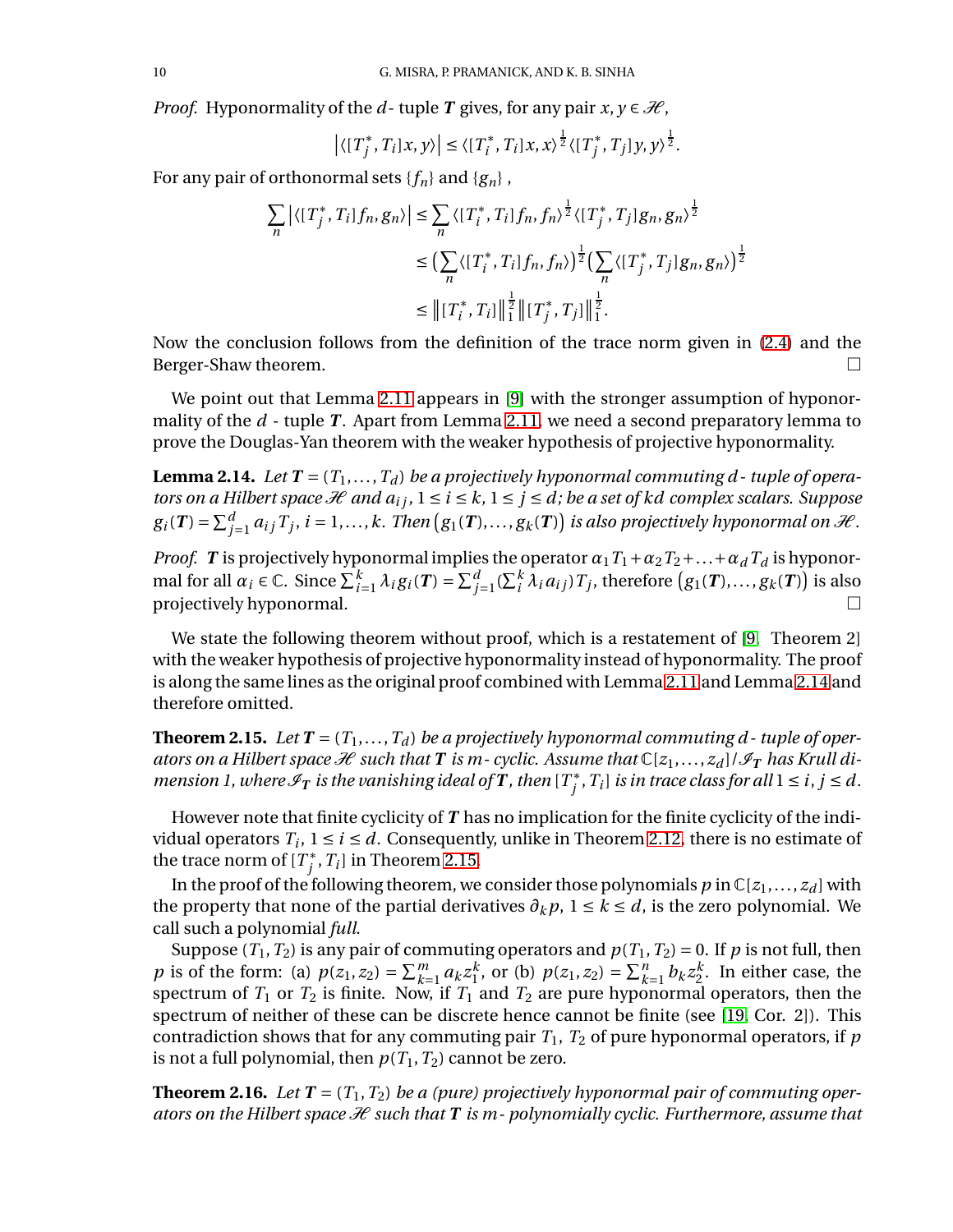*Proof.* Hyponormality of the $d$ - tuple $\boldsymbol{T}$ gives, for any pair $x, y \in \mathscr{H}$,

$$\left|\langle [T_j^*, T_i]x, y\rangle\right| \le \langle [T_i^*, T_i]x, x\rangle^{\frac{1}{2}} \langle [T_j^*, T_j]y, y\rangle^{\frac{1}{2}}.$$

For any pair of orthonormal sets $\{f_n\}$ and $\{g_n\}$ ,

$$\begin{aligned}
\sum_n \left|\langle [T_j^*, T_i]f_n, g_n\rangle\right| &\le \sum_n \langle [T_i^*, T_i]f_n, f_n\rangle^{\frac{1}{2}} \langle [T_j^*, T_j]g_n, g_n\rangle^{\frac{1}{2}} \\
&\le \big(\sum_n \langle [T_i^*, T_i]f_n, f_n\rangle\big)^{\frac{1}{2}} \big(\sum_n \langle [T_j^*, T_j]g_n, g_n\rangle\big)^{\frac{1}{2}} \\
&\le \big\|[T_i^*, T_i]\big\|_1^{\frac{1}{2}} \big\|[T_j^*, T_j]\big\|_1^{\frac{1}{2}}.
\end{aligned}$$

Now the conclusion follows from the definition of the trace norm given in (2.4) and the Berger-Shaw theorem. □

We point out that Lemma 2.11 appears in [9] with the stronger assumption of hyponormality of the $d$ - tuple $\boldsymbol{T}$. Apart from Lemma 2.11, we need a second preparatory lemma to prove the Douglas-Yan theorem with the weaker hypothesis of projective hyponormality.

**Lemma 2.14.** *Let $\boldsymbol{T} = (T_1, \ldots, T_d)$ be a projectively hyponormal commuting $d$ - tuple of operators on a Hilbert space $\mathscr{H}$ and $a_{ij}$, $1 \le i \le k$, $1 \le j \le d$; be a set of $kd$ complex scalars. Suppose $g_i(\boldsymbol{T}) = \sum_{j=1}^d a_{ij} T_j$, $i = 1, \ldots, k$. Then $\big(g_1(\boldsymbol{T}), \ldots, g_k(\boldsymbol{T})\big)$ is also projectively hyponormal on $\mathscr{H}$.*

*Proof.* $\boldsymbol{T}$ is projectively hyponormal implies the operator $\alpha_1 T_1 + \alpha_2 T_2 + \ldots + \alpha_d T_d$ is hyponormal for all $\alpha_i \in \mathbb{C}$. Since $\sum_{i=1}^k \lambda_i g_i(\boldsymbol{T}) = \sum_{j=1}^d (\sum_i^k \lambda_i a_{ij}) T_j$, therefore $\big(g_1(\boldsymbol{T}), \ldots, g_k(\boldsymbol{T})\big)$ is also projectively hyponormal. □

We state the following theorem without proof, which is a restatement of [9, Theorem 2] with the weaker hypothesis of projective hyponormality instead of hyponormality. The proof is along the same lines as the original proof combined with Lemma 2.11 and Lemma 2.14 and therefore omitted.

**Theorem 2.15.** *Let $\boldsymbol{T} = (T_1, \ldots, T_d)$ be a projectively hyponormal commuting $d$ - tuple of operators on a Hilbert space $\mathscr{H}$ such that $\boldsymbol{T}$ is $m$ - cyclic. Assume that $\mathbb{C}[z_1, \ldots, z_d]/\mathscr{I}_{\boldsymbol{T}}$ has Krull dimension 1, where $\mathscr{I}_{\boldsymbol{T}}$ is the vanishing ideal of $\boldsymbol{T}$, then $[T_j^*, T_i]$ is in trace class for all $1 \le i, j \le d$.*

However note that finite cyclicity of $\boldsymbol{T}$ has no implication for the finite cyclicity of the individual operators $T_i$, $1 \le i \le d$. Consequently, unlike in Theorem 2.12, there is no estimate of the trace norm of $[T_j^*, T_i]$ in Theorem 2.15.

In the proof of the following theorem, we consider those polynomials $p$ in $\mathbb{C}[z_1, \ldots, z_d]$ with the property that none of the partial derivatives $\partial_k p$, $1 \le k \le d$, is the zero polynomial. We call such a polynomial *full*.

Suppose $(T_1, T_2)$ is any pair of commuting operators and $p(T_1, T_2) = 0$. If $p$ is not full, then $p$ is of the form: (a) $p(z_1, z_2) = \sum_{k=1}^m a_k z_1^k$, or (b) $p(z_1, z_2) = \sum_{k=1}^n b_k z_2^k$. In either case, the spectrum of $T_1$ or $T_2$ is finite. Now, if $T_1$ and $T_2$ are pure hyponormal operators, then the spectrum of neither of these can be discrete hence cannot be finite (see [19, Cor. 2]). This contradiction shows that for any commuting pair $T_1$, $T_2$ of pure hyponormal operators, if $p$ is not a full polynomial, then $p(T_1, T_2)$ cannot be zero.

**Theorem 2.16.** *Let $\boldsymbol{T} = (T_1, T_2)$ be a (pure) projectively hyponormal pair of commuting operators on the Hilbert space $\mathscr{H}$ such that $\boldsymbol{T}$ is $m$ - polynomially cyclic. Furthermore, assume that*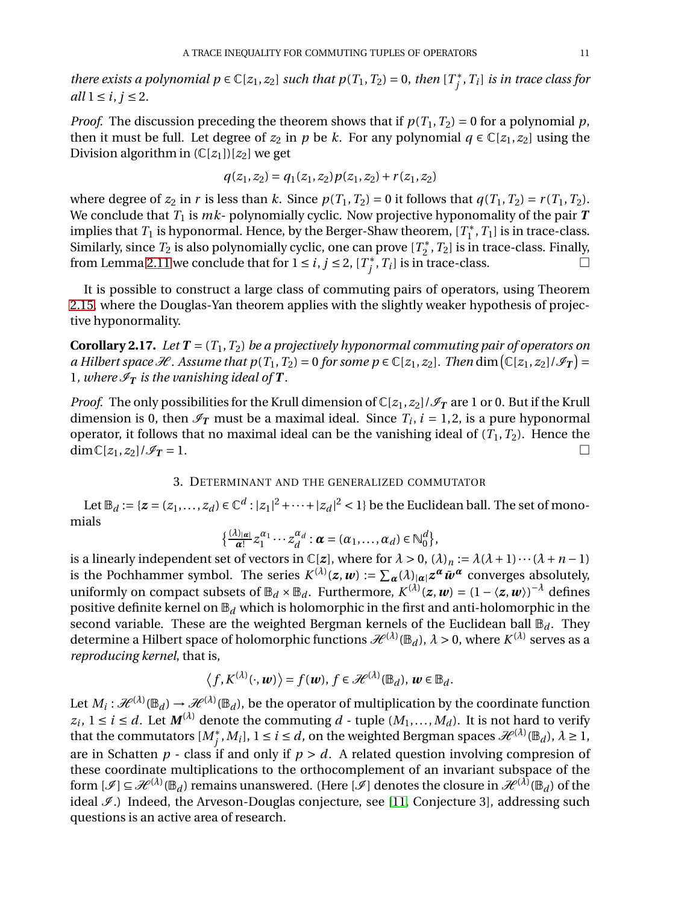*there exists a polynomial $p \in \mathbb{C}[z_1, z_2]$ such that $p(T_1, T_2) = 0$, then $[T_j^*, T_i]$ is in trace class for all $1 \le i, j \le 2$.*

*Proof.* The discussion preceding the theorem shows that if $p(T_1, T_2) = 0$ for a polynomial $p$, then it must be full. Let degree of $z_2$ in $p$ be $k$. For any polynomial $q \in \mathbb{C}[z_1, z_2]$ using the Division algorithm in $(\mathbb{C}[z_1])[z_2]$ we get

$$q(z_1, z_2) = q_1(z_1, z_2)p(z_1, z_2) + r(z_1, z_2)$$

where degree of $z_2$ in $r$ is less than $k$. Since $p(T_1, T_2) = 0$ it follows that $q(T_1, T_2) = r(T_1, T_2)$. We conclude that $T_1$ is $mk$- polynomially cyclic. Now projective hyponomality of the pair $\boldsymbol{T}$ implies that $T_1$ is hyponormal. Hence, by the Berger-Shaw theorem, $[T_1^*, T_1]$ is in trace-class. Similarly, since $T_2$ is also polynomially cyclic, one can prove $[T_2^*, T_2]$ is in trace-class. Finally, from Lemma 2.11 we conclude that for $1 \le i, j \le 2$, $[T_j^*, T_i]$ is in trace-class. □

It is possible to construct a large class of commuting pairs of operators, using Theorem 2.15, where the Douglas-Yan theorem applies with the slightly weaker hypothesis of projective hyponormality.

**Corollary 2.17.** *Let $\boldsymbol{T} = (T_1, T_2)$ be a projectively hyponormal commuting pair of operators on a Hilbert space $\mathscr{H}$. Assume that $p(T_1, T_2) = 0$ for some $p \in \mathbb{C}[z_1, z_2]$. Then $\dim\big(\mathbb{C}[z_1, z_2]/\mathscr{I}_{\boldsymbol{T}}\big) = 1$, where $\mathscr{I}_{\boldsymbol{T}}$ is the vanishing ideal of $\boldsymbol{T}$.*

*Proof.* The only possibilities for the Krull dimension of $\mathbb{C}[z_1, z_2]/\mathscr{I}_{\boldsymbol{T}}$ are 1 or 0. But if the Krull dimension is 0, then $\mathscr{I}_{\boldsymbol{T}}$ must be a maximal ideal. Since $T_i$, $i = 1, 2$, is a pure hyponormal operator, it follows that no maximal ideal can be the vanishing ideal of $(T_1, T_2)$. Hence the $\dim \mathbb{C}[z_1, z_2]/\mathscr{I}_{\boldsymbol{T}} = 1$. □

## 3. Determinant and the generalized commutator

Let $\mathbb{B}_d := \{\boldsymbol{z} = (z_1, \ldots, z_d) \in \mathbb{C}^d : |z_1|^2 + \cdots + |z_d|^2 < 1\}$ be the Euclidean ball. The set of monomials

$$\big\{\tfrac{(\lambda)_{|\boldsymbol{\alpha}|}}{\boldsymbol{\alpha}!} z_1^{\alpha_1} \cdots z_d^{\alpha_d} : \boldsymbol{\alpha} = (\alpha_1, \ldots, \alpha_d) \in \mathbb{N}_0^d\big\},$$

is a linearly independent set of vectors in $\mathbb{C}[\boldsymbol{z}]$, where for $\lambda > 0$, $(\lambda)_n := \lambda(\lambda+1)\cdots(\lambda+n-1)$ is the Pochhammer symbol. The series $K^{(\lambda)}(\boldsymbol{z}, \boldsymbol{w}) := \sum_{\boldsymbol{\alpha}} (\lambda)_{|\boldsymbol{\alpha}|} \boldsymbol{z}^{\boldsymbol{\alpha}} \bar{\boldsymbol{w}}^{\boldsymbol{\alpha}}$ converges absolutely, uniformly on compact subsets of $\mathbb{B}_d \times \mathbb{B}_d$. Furthermore, $K^{(\lambda)}(\boldsymbol{z}, \boldsymbol{w}) = (1 - \langle \boldsymbol{z}, \boldsymbol{w}\rangle)^{-\lambda}$ defines positive definite kernel on $\mathbb{B}_d$ which is holomorphic in the first and anti-holomorphic in the second variable. These are the weighted Bergman kernels of the Euclidean ball $\mathbb{B}_d$. They determine a Hilbert space of holomorphic functions $\mathscr{H}^{(\lambda)}(\mathbb{B}_d)$, $\lambda > 0$, where $K^{(\lambda)}$ serves as a *reproducing kernel*, that is,

$$\big\langle f, K^{(\lambda)}(\cdot, \boldsymbol{w})\big\rangle = f(\boldsymbol{w}),\ f \in \mathscr{H}^{(\lambda)}(\mathbb{B}_d),\ \boldsymbol{w} \in \mathbb{B}_d.$$

Let $M_i : \mathscr{H}^{(\lambda)}(\mathbb{B}_d) \to \mathscr{H}^{(\lambda)}(\mathbb{B}_d)$, be the operator of multiplication by the coordinate function $z_i$, $1 \le i \le d$. Let $\boldsymbol{M}^{(\lambda)}$ denote the commuting $d$ - tuple $(M_1, \ldots, M_d)$. It is not hard to verify that the commutators $[M_j^*, M_i]$, $1 \le i \le d$, on the weighted Bergman spaces $\mathscr{H}^{(\lambda)}(\mathbb{B}_d)$, $\lambda \ge 1$, are in Schatten $p$ - class if and only if $p > d$. A related question involving compresion of these coordinate multiplications to the orthocomplement of an invariant subspace of the form $[\mathscr{I}] \subseteq \mathscr{H}^{(\lambda)}(\mathbb{B}_d)$ remains unanswered. (Here $[\mathscr{I}]$ denotes the closure in $\mathscr{H}^{(\lambda)}(\mathbb{B}_d)$ of the ideal $\mathscr{I}$.) Indeed, the Arveson-Douglas conjecture, see [11, Conjecture 3], addressing such questions is an active area of research.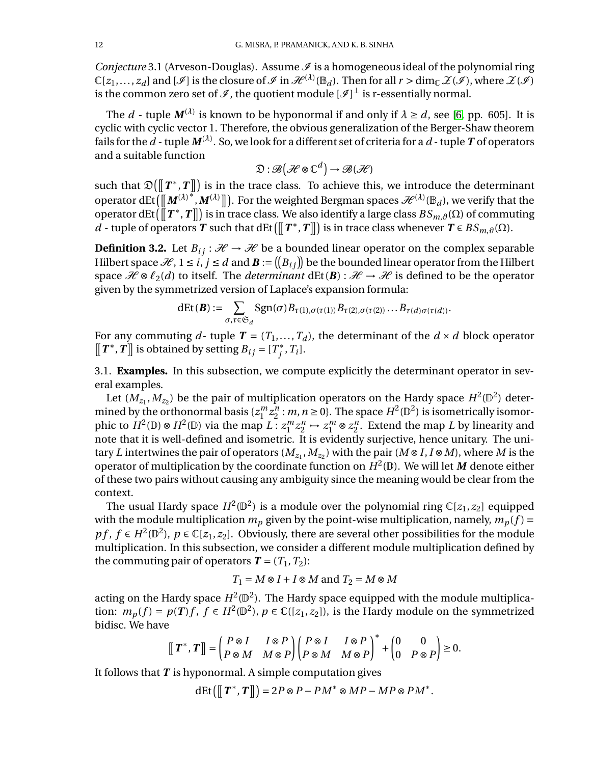*Conjecture* 3.1 (Arveson-Douglas). Assume $\mathscr{I}$ is a homogeneous ideal of the polynomial ring $\mathbb{C}[z_1,\ldots,z_d]$ and $[\mathscr{I}]$ is the closure of $\mathscr{I}$ in $\mathscr{H}^{(\lambda)}(\mathbb{B}_d)$. Then for all $r > \dim_{\mathbb{C}} \mathcal{Z}(\mathscr{I})$, where $\mathcal{Z}(\mathscr{I})$ is the common zero set of $\mathscr{I}$, the quotient module $[\mathscr{I}]^\perp$ is r-essentially normal.

The $d$ - tuple $\boldsymbol{M}^{(\lambda)}$ is known to be hyponormal if and only if $\lambda \geq d$, see [6, pp. 605]. It is cyclic with cyclic vector 1. Therefore, the obvious generalization of the Berger-Shaw theorem fails for the $d$ - tuple $\boldsymbol{M}^{(\lambda)}$. So, we look for a different set of criteria for a $d$ - tuple $\boldsymbol{T}$ of operators and a suitable function

$$\mathfrak{D} : \mathscr{B}\big(\mathscr{H} \otimes \mathbb{C}^d\big) \to \mathscr{B}(\mathscr{H})$$

such that $\mathfrak{D}\big([\![\boldsymbol{T}^*, \boldsymbol{T}]\!]\big)$ is in the trace class. To achieve this, we introduce the determinant operator $\mathrm{dEt}\big([\![{\boldsymbol{M}^{(\lambda)}}^*, \boldsymbol{M}^{(\lambda)}]\!]\big)$. For the weighted Bergman spaces $\mathscr{H}^{(\lambda)}(\mathbb{B}_d)$, we verify that the operator $\mathrm{dEt}\big([\![\boldsymbol{T}^*, \boldsymbol{T}]\!]\big)$ is in trace class. We also identify a large class $BS_{m,\vartheta}(\Omega)$ of commuting $d$ - tuple of operators $\boldsymbol{T}$ such that $\mathrm{dEt}\big([\![\boldsymbol{T}^*, \boldsymbol{T}]\!]\big)$ is in trace class whenever $\boldsymbol{T} \in BS_{m,\vartheta}(\Omega)$.

**Definition 3.2.** Let $B_{ij} : \mathscr{H} \to \mathscr{H}$ be a bounded linear operator on the complex separable Hilbert space $\mathscr{H}$, $1 \leq i, j \leq d$ and $\boldsymbol{B} := \big(\!\big(B_{ij}\big)\!\big)$ be the bounded linear operator from the Hilbert space $\mathscr{H} \otimes \ell_2(d)$ to itself. The *determinant* $\mathrm{dEt}(\boldsymbol{B}) : \mathscr{H} \to \mathscr{H}$ is defined to be the operator given by the symmetrized version of Laplace's expansion formula:

$$\mathrm{dEt}(\boldsymbol{B}) := \sum_{\sigma,\tau \in \mathfrak{S}_d} \mathrm{Sgn}(\sigma) B_{\tau(1),\sigma(\tau(1))} B_{\tau(2),\sigma(\tau(2))} \ldots B_{\tau(d)\sigma(\tau(d))}.$$

For any commuting $d$- tuple $\boldsymbol{T} = (T_1,\ldots,T_d)$, the determinant of the $d \times d$ block operator $[\![\boldsymbol{T}^*, \boldsymbol{T}]\!]$ is obtained by setting $B_{ij} = [T_j^*, T_i]$.

## 3.1. Examples.

In this subsection, we compute explicitly the determinant operator in several examples.

Let $(M_{z_1}, M_{z_2})$ be the pair of multiplication operators on the Hardy space $H^2(\mathbb{D}^2)$ determined by the orthonormal basis $\{z_1^m z_2^n : m, n \geq 0\}$. The space $H^2(\mathbb{D}^2)$ is isometrically isomorphic to $H^2(\mathbb{D}) \otimes H^2(\mathbb{D})$ via the map $L : z_1^m z_2^n \mapsto z_1^m \otimes z_2^n$. Extend the map $L$ by linearity and note that it is well-defined and isometric. It is evidently surjective, hence unitary. The unitary $L$ intertwines the pair of operators $(M_{z_1}, M_{z_2})$ with the pair $(M \otimes I, I \otimes M)$, where $M$ is the operator of multiplication by the coordinate function on $H^2(\mathbb{D})$. We will let $\boldsymbol{M}$ denote either of these two pairs without causing any ambiguity since the meaning would be clear from the context.

The usual Hardy space $H^2(\mathbb{D}^2)$ is a module over the polynomial ring $\mathbb{C}[z_1, z_2]$ equipped with the module multiplication $m_p$ given by the point-wise multiplication, namely, $m_p(f) = pf$, $f \in H^2(\mathbb{D}^2)$, $p \in \mathbb{C}[z_1, z_2]$. Obviously, there are several other possibilities for the module multiplication. In this subsection, we consider a different module multiplication defined by the commuting pair of operators $\boldsymbol{T} = (T_1, T_2)$:

$$T_1 = M \otimes I + I \otimes M \text{ and } T_2 = M \otimes M$$

acting on the Hardy space $H^2(\mathbb{D}^2)$. The Hardy space equipped with the module multiplication: $m_p(f) = p(\boldsymbol{T})f$, $f \in H^2(\mathbb{D}^2)$, $p \in \mathbb{C}([z_1, z_2])$, is the Hardy module on the symmetrized bidisc. We have

$$[\![\boldsymbol{T}^*, \boldsymbol{T}]\!] = \begin{pmatrix} P \otimes I & I \otimes P \\ P \otimes M & M \otimes P \end{pmatrix} \begin{pmatrix} P \otimes I & I \otimes P \\ P \otimes M & M \otimes P \end{pmatrix}^* + \begin{pmatrix} 0 & 0 \\ 0 & P \otimes P \end{pmatrix} \geq 0.$$

It follows that $\boldsymbol{T}$ is hyponormal. A simple computation gives

$$\mathrm{dEt}\big([\![\boldsymbol{T}^*, \boldsymbol{T}]\!]\big) = 2P \otimes P - PM^* \otimes MP - MP \otimes PM^*.$$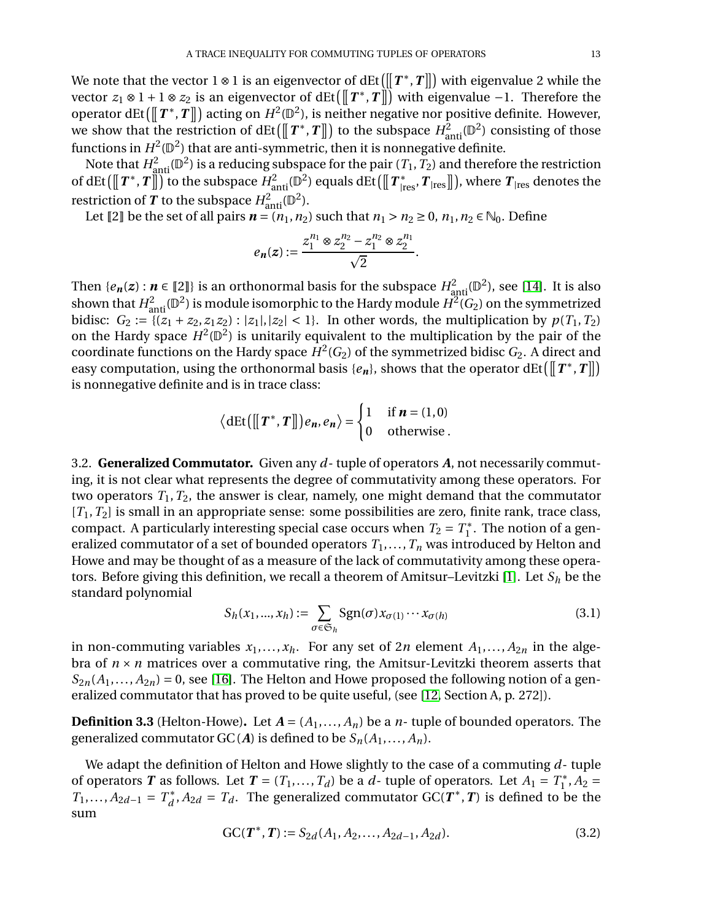We note that the vector $1 \otimes 1$ is an eigenvector of $\mathrm{dEt}\big([\![\boldsymbol{T}^*, \boldsymbol{T}]\!]\big)$ with eigenvalue 2 while the vector $z_1 \otimes 1 + 1 \otimes z_2$ is an eigenvector of $\mathrm{dEt}\big([\![\boldsymbol{T}^*, \boldsymbol{T}]\!]\big)$ with eigenvalue $-1$. Therefore the operator $\mathrm{dEt}\big([\![\boldsymbol{T}^*, \boldsymbol{T}]\!]\big)$ acting on $H^2(\mathbb{D}^2)$, is neither negative nor positive definite. However, we show that the restriction of $\mathrm{dEt}\big([\![\boldsymbol{T}^*, \boldsymbol{T}]\!]\big)$ to the subspace $H^2_{\mathrm{anti}}(\mathbb{D}^2)$ consisting of those functions in $H^2(\mathbb{D}^2)$ that are anti-symmetric, then it is nonnegative definite.

Note that $H^2_{\mathrm{anti}}(\mathbb{D}^2)$ is a reducing subspace for the pair $(T_1, T_2)$ and therefore the restriction of $\mathrm{dEt}\big([\![\boldsymbol{T}^*, \boldsymbol{T}]\!]\big)$ to the subspace $H^2_{\mathrm{anti}}(\mathbb{D}^2)$ equals $\mathrm{dEt}\big([\![\boldsymbol{T}^*_{|\mathrm{res}}, \boldsymbol{T}_{|\mathrm{res}}]\!]\big)$, where $\boldsymbol{T}_{|\mathrm{res}}$ denotes the restriction of $\boldsymbol{T}$ to the subspace $H^2_{\mathrm{anti}}(\mathbb{D}^2)$.

Let $[\![2]\!]$ be the set of all pairs $\boldsymbol{n} = (n_1, n_2)$ such that $n_1 > n_2 \geq 0$, $n_1, n_2 \in \mathbb{N}_0$. Define

$$e_{\boldsymbol{n}}(\boldsymbol{z}) := \frac{z_1^{n_1} \otimes z_2^{n_2} - z_1^{n_2} \otimes z_2^{n_1}}{\sqrt{2}}.$$

Then $\{e_{\boldsymbol{n}}(\boldsymbol{z}) : \boldsymbol{n} \in [\![2]\!]\}$ is an orthonormal basis for the subspace $H^2_{\mathrm{anti}}(\mathbb{D}^2)$, see [14]. It is also shown that $H^2_{\mathrm{anti}}(\mathbb{D}^2)$ is module isomorphic to the Hardy module $H^2(G_2)$ on the symmetrized bidisc: $G_2 := \{(z_1 + z_2, z_1 z_2) : |z_1|, |z_2| < 1\}$. In other words, the multiplication by $p(T_1, T_2)$ on the Hardy space $H^2(\mathbb{D}^2)$ is unitarily equivalent to the multiplication by the pair of the coordinate functions on the Hardy space $H^2(G_2)$ of the symmetrized bidisc $G_2$. A direct and easy computation, using the orthonormal basis $\{e_{\boldsymbol{n}}\}$, shows that the operator $\mathrm{dEt}\big([\![\boldsymbol{T}^*, \boldsymbol{T}]\!]\big)$ is nonnegative definite and is in trace class:

$$\big\langle \mathrm{dEt}\big([\![\boldsymbol{T}^*, \boldsymbol{T}]\!]\big) e_{\boldsymbol{n}}, e_{\boldsymbol{n}} \big\rangle = \begin{cases} 1 & \text{if } \boldsymbol{n} = (1,0) \\ 0 & \text{otherwise}. \end{cases}$$

3.2. **Generalized Commutator.** Given any $d$- tuple of operators $\boldsymbol{A}$, not necessarily commuting, it is not clear what represents the degree of commutativity among these operators. For two operators $T_1, T_2$, the answer is clear, namely, one might demand that the commutator $[T_1, T_2]$ is small in an appropriate sense: some possibilities are zero, finite rank, trace class, compact. A particularly interesting special case occurs when $T_2 = T_1^*$. The notion of a generalized commutator of a set of bounded operators $T_1, \ldots, T_n$ was introduced by Helton and Howe and may be thought of as a measure of the lack of commutativity among these operators. Before giving this definition, we recall a theorem of Amitsur–Levitzki [1]. Let $S_h$ be the standard polynomial

$$S_h(x_1, ..., x_h) := \sum_{\sigma \in \mathfrak{S}_h} \mathrm{Sgn}(\sigma) x_{\sigma(1)} \cdots x_{\sigma(h)} \tag{3.1}$$

in non-commuting variables $x_1, \ldots, x_h$. For any set of $2n$ element $A_1, \ldots, A_{2n}$ in the algebra of $n \times n$ matrices over a commutative ring, the Amitsur-Levitzki theorem asserts that $S_{2n}(A_1, \ldots, A_{2n}) = 0$, see [16]. The Helton and Howe proposed the following notion of a generalized commutator that has proved to be quite useful, (see [12, Section A, p. 272]).

**Definition 3.3** (Helton-Howe)**.** Let $\boldsymbol{A} = (A_1, \ldots, A_n)$ be a $n$- tuple of bounded operators. The generalized commutator $\mathrm{GC}(\boldsymbol{A})$ is defined to be $S_n(A_1, \ldots, A_n)$.

We adapt the definition of Helton and Howe slightly to the case of a commuting $d$- tuple of operators $\boldsymbol{T}$ as follows. Let $\boldsymbol{T} = (T_1, \ldots, T_d)$ be a $d$- tuple of operators. Let $A_1 = T_1^*, A_2 = T_1, \ldots, A_{2d-1} = T_d^*, A_{2d} = T_d$. The generalized commutator $\mathrm{GC}(\boldsymbol{T}^*, \boldsymbol{T})$ is defined to be the sum

$$\mathrm{GC}(\boldsymbol{T}^*, \boldsymbol{T}) := S_{2d}(A_1, A_2, \ldots, A_{2d-1}, A_{2d}). \tag{3.2}$$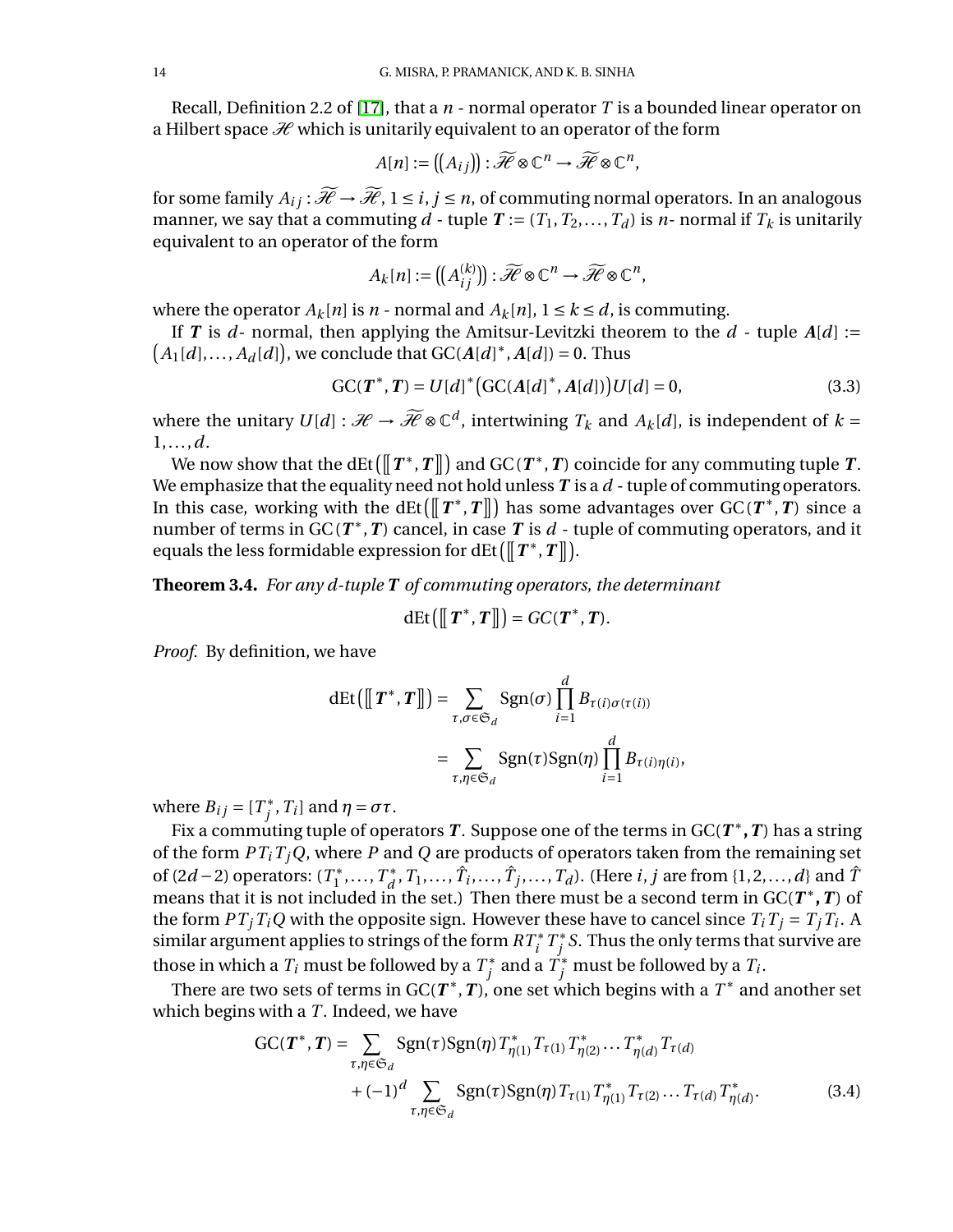Recall, Definition 2.2 of [17], that a $n$ - normal operator $T$ is a bounded linear operator on a Hilbert space $\mathscr{H}$ which is unitarily equivalent to an operator of the form

$$A[n] := \big(\!\big(A_{ij}\big)\!\big) : \widetilde{\mathscr{H}} \otimes \mathbb{C}^n \to \widetilde{\mathscr{H}} \otimes \mathbb{C}^n,$$

for some family $A_{ij} : \widetilde{\mathscr{H}} \to \widetilde{\mathscr{H}}$, $1 \le i, j \le n$, of commuting normal operators. In an analogous manner, we say that a commuting $d$ - tuple $\boldsymbol{T} := (T_1, T_2, \ldots, T_d)$ is $n$- normal if $T_k$ is unitarily equivalent to an operator of the form

$$A_k[n] := \big(\!\big(A_{ij}^{(k)}\big)\!\big) : \widetilde{\mathscr{H}} \otimes \mathbb{C}^n \to \widetilde{\mathscr{H}} \otimes \mathbb{C}^n,$$

where the operator $A_k[n]$ is $n$ - normal and $A_k[n]$, $1 \le k \le d$, is commuting.

If $\boldsymbol{T}$ is $d$- normal, then applying the Amitsur-Levitzki theorem to the $d$ - tuple $\boldsymbol{A}[d] := \big(A_1[d], \ldots, A_d[d]\big)$, we conclude that $\mathrm{GC}(\boldsymbol{A}[d]^*, \boldsymbol{A}[d]) = 0$. Thus

$$\mathrm{GC}(\boldsymbol{T}^*, \boldsymbol{T}) = U[d]^*\big(\mathrm{GC}(\boldsymbol{A}[d]^*, \boldsymbol{A}[d])\big)U[d] = 0, \tag{3.3}$$

where the unitary $U[d] : \mathscr{H} \to \widetilde{\mathscr{H}} \otimes \mathbb{C}^d$, intertwining $T_k$ and $A_k[d]$, is independent of $k = 1, \ldots, d$.

We now show that the $\mathrm{dEt}\big([\![\boldsymbol{T}^*, \boldsymbol{T}]\!]\big)$ and $\mathrm{GC}(\boldsymbol{T}^*, \boldsymbol{T})$ coincide for any commuting tuple $\boldsymbol{T}$. We emphasize that the equality need not hold unless $\boldsymbol{T}$ is a $d$ - tuple of commuting operators. In this case, working with the $\mathrm{dEt}\big([\![\boldsymbol{T}^*, \boldsymbol{T}]\!]\big)$ has some advantages over $\mathrm{GC}(\boldsymbol{T}^*, \boldsymbol{T})$ since a number of terms in $\mathrm{GC}(\boldsymbol{T}^*, \boldsymbol{T})$ cancel, in case $\boldsymbol{T}$ is $d$ - tuple of commuting operators, and it equals the less formidable expression for $\mathrm{dEt}\big([\![\boldsymbol{T}^*, \boldsymbol{T}]\!]\big)$.

**Theorem 3.4.** *For any $d$-tuple $\boldsymbol{T}$ of commuting operators, the determinant*

$$\mathrm{dEt}\big([\![\boldsymbol{T}^*, \boldsymbol{T}]\!]\big) = GC(\boldsymbol{T}^*, \boldsymbol{T}).$$

*Proof.* By definition, we have

$$\begin{aligned}
\mathrm{dEt}\big([\![\boldsymbol{T}^*, \boldsymbol{T}]\!]\big) &= \sum_{\tau, \sigma \in \mathfrak{S}_d} \mathrm{Sgn}(\sigma) \prod_{i=1}^{d} B_{\tau(i)\sigma(\tau(i))} \\
&= \sum_{\tau, \eta \in \mathfrak{S}_d} \mathrm{Sgn}(\tau)\mathrm{Sgn}(\eta) \prod_{i=1}^{d} B_{\tau(i)\eta(i)},
\end{aligned}$$

where $B_{ij} = [T_j^*, T_i]$ and $\eta = \sigma\tau$.

Fix a commuting tuple of operators $\boldsymbol{T}$. Suppose one of the terms in $\mathrm{GC}(\boldsymbol{T}^*, \boldsymbol{T})$ has a string of the form $PT_iT_jQ$, where $P$ and $Q$ are products of operators taken from the remaining set of $(2d-2)$ operators: $(T_1^*, \ldots, T_d^*, T_1, \ldots, \hat{T}_i, \ldots, \hat{T}_j, \ldots, T_d)$. (Here $i, j$ are from $\{1, 2, \ldots, d\}$ and $\hat{T}$ means that it is not included in the set.) Then there must be a second term in $\mathrm{GC}(\boldsymbol{T}^*, \boldsymbol{T})$ of the form $PT_jT_iQ$ with the opposite sign. However these have to cancel since $T_iT_j = T_jT_i$. A similar argument applies to strings of the form $RT_i^*T_j^*S$. Thus the only terms that survive are those in which a $T_i$ must be followed by a $T_j^*$ and a $T_j^*$ must be followed by a $T_i$.

There are two sets of terms in $\mathrm{GC}(\boldsymbol{T}^*, \boldsymbol{T})$, one set which begins with a $T^*$ and another set which begins with a $T$. Indeed, we have

$$\begin{aligned}
\mathrm{GC}(\boldsymbol{T}^*, \boldsymbol{T}) = &\sum_{\tau, \eta \in \mathfrak{S}_d} \mathrm{Sgn}(\tau)\mathrm{Sgn}(\eta) T_{\eta(1)}^* T_{\tau(1)} T_{\eta(2)}^* \ldots T_{\eta(d)}^* T_{\tau(d)} \\
&+ (-1)^d \sum_{\tau, \eta \in \mathfrak{S}_d} \mathrm{Sgn}(\tau)\mathrm{Sgn}(\eta) T_{\tau(1)} T_{\eta(1)}^* T_{\tau(2)} \ldots T_{\tau(d)} T_{\eta(d)}^*.
\end{aligned} \tag{3.4}$$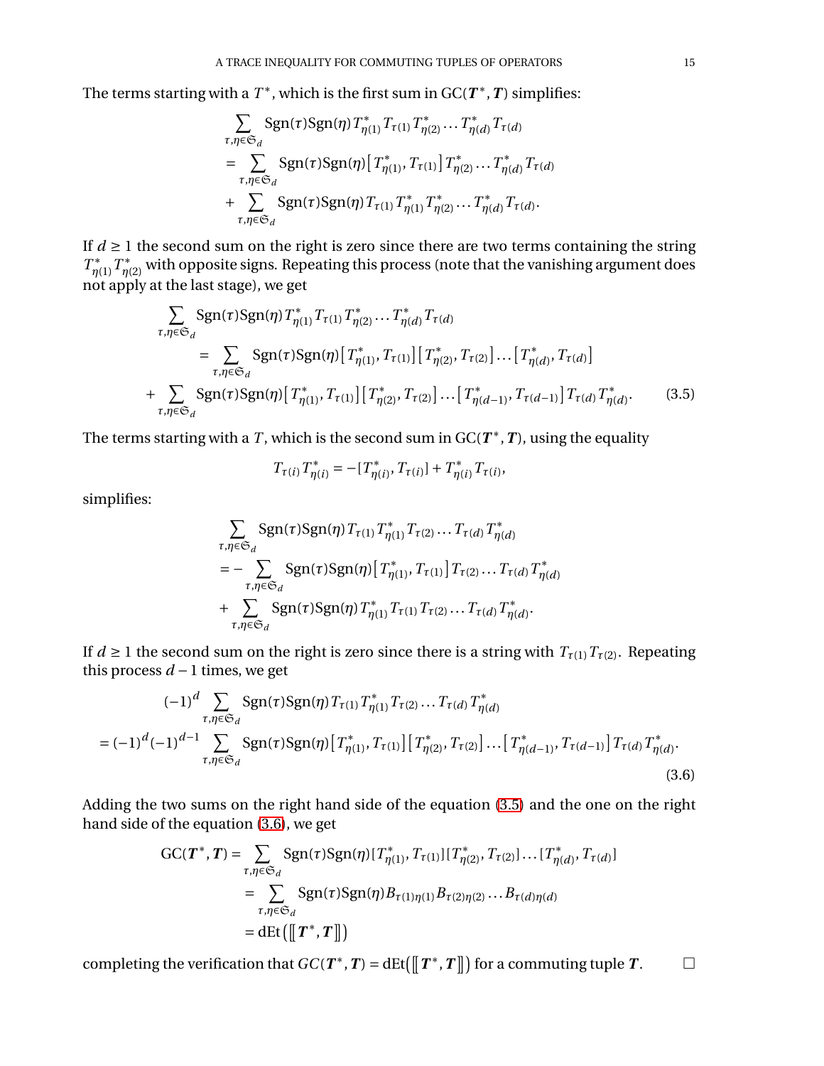The terms starting with a $T^*$, which is the first sum in $\mathrm{GC}(\boldsymbol{T}^*, \boldsymbol{T})$ simplifies:

$$
\begin{aligned}
&\sum_{\tau,\eta\in\mathfrak{S}_d} \mathrm{Sgn}(\tau)\mathrm{Sgn}(\eta)\, T^*_{\eta(1)} T_{\tau(1)} T^*_{\eta(2)} \dots T^*_{\eta(d)} T_{\tau(d)} \\
&= \sum_{\tau,\eta\in\mathfrak{S}_d} \mathrm{Sgn}(\tau)\mathrm{Sgn}(\eta) \big[T^*_{\eta(1)}, T_{\tau(1)}\big] T^*_{\eta(2)} \dots T^*_{\eta(d)} T_{\tau(d)} \\
&+ \sum_{\tau,\eta\in\mathfrak{S}_d} \mathrm{Sgn}(\tau)\mathrm{Sgn}(\eta)\, T_{\tau(1)} T^*_{\eta(1)} T^*_{\eta(2)} \dots T^*_{\eta(d)} T_{\tau(d)}.
\end{aligned}
$$

If $d \geq 1$ the second sum on the right is zero since there are two terms containing the string $T^*_{\eta(1)} T^*_{\eta(2)}$ with opposite signs. Repeating this process (note that the vanishing argument does not apply at the last stage), we get

$$
\begin{aligned}
&\sum_{\tau,\eta\in\mathfrak{S}_d} \mathrm{Sgn}(\tau)\mathrm{Sgn}(\eta)\, T^*_{\eta(1)} T_{\tau(1)} T^*_{\eta(2)} \dots T^*_{\eta(d)} T_{\tau(d)} \\
&\quad= \sum_{\tau,\eta\in\mathfrak{S}_d} \mathrm{Sgn}(\tau)\mathrm{Sgn}(\eta) \big[T^*_{\eta(1)}, T_{\tau(1)}\big]\big[T^*_{\eta(2)}, T_{\tau(2)}\big] \dots \big[T^*_{\eta(d)}, T_{\tau(d)}\big] \\
&+ \sum_{\tau,\eta\in\mathfrak{S}_d} \mathrm{Sgn}(\tau)\mathrm{Sgn}(\eta) \big[T^*_{\eta(1)}, T_{\tau(1)}\big]\big[T^*_{\eta(2)}, T_{\tau(2)}\big] \dots \big[T^*_{\eta(d-1)}, T_{\tau(d-1)}\big] T_{\tau(d)} T^*_{\eta(d)}. \qquad (3.5)
\end{aligned}
$$

The terms starting with a $T$, which is the second sum in $\mathrm{GC}(\boldsymbol{T}^*, \boldsymbol{T})$, using the equality

$$
T_{\tau(i)} T^*_{\eta(i)} = -[T^*_{\eta(i)}, T_{\tau(i)}] + T^*_{\eta(i)} T_{\tau(i)},
$$

simplifies:

$$
\begin{aligned}
&\sum_{\tau,\eta\in\mathfrak{S}_d} \mathrm{Sgn}(\tau)\mathrm{Sgn}(\eta)\, T_{\tau(1)} T^*_{\eta(1)} T_{\tau(2)} \dots T_{\tau(d)} T^*_{\eta(d)} \\
&= -\sum_{\tau,\eta\in\mathfrak{S}_d} \mathrm{Sgn}(\tau)\mathrm{Sgn}(\eta) \big[T^*_{\eta(1)}, T_{\tau(1)}\big] T_{\tau(2)} \dots T_{\tau(d)} T^*_{\eta(d)} \\
&+ \sum_{\tau,\eta\in\mathfrak{S}_d} \mathrm{Sgn}(\tau)\mathrm{Sgn}(\eta)\, T^*_{\eta(1)} T_{\tau(1)} T_{\tau(2)} \dots T_{\tau(d)} T^*_{\eta(d)}.
\end{aligned}
$$

If $d \geq 1$ the second sum on the right is zero since there is a string with $T_{\tau(1)} T_{\tau(2)}$. Repeating this process $d-1$ times, we get

$$
\begin{aligned}
&(-1)^d \sum_{\tau,\eta\in\mathfrak{S}_d} \mathrm{Sgn}(\tau)\mathrm{Sgn}(\eta)\, T_{\tau(1)} T^*_{\eta(1)} T_{\tau(2)} \dots T_{\tau(d)} T^*_{\eta(d)} \\
&= (-1)^d (-1)^{d-1} \sum_{\tau,\eta\in\mathfrak{S}_d} \mathrm{Sgn}(\tau)\mathrm{Sgn}(\eta) \big[T^*_{\eta(1)}, T_{\tau(1)}\big]\big[T^*_{\eta(2)}, T_{\tau(2)}\big] \dots \big[T^*_{\eta(d-1)}, T_{\tau(d-1)}\big] T_{\tau(d)} T^*_{\eta(d)}.
\end{aligned}
\qquad (3.6)
$$

Adding the two sums on the right hand side of the equation (3.5) and the one on the right hand side of the equation (3.6), we get

$$
\begin{aligned}
\mathrm{GC}(\boldsymbol{T}^*, \boldsymbol{T}) &= \sum_{\tau,\eta\in\mathfrak{S}_d} \mathrm{Sgn}(\tau)\mathrm{Sgn}(\eta) [T^*_{\eta(1)}, T_{\tau(1)}][T^*_{\eta(2)}, T_{\tau(2)}] \dots [T^*_{\eta(d)}, T_{\tau(d)}] \\
&= \sum_{\tau,\eta\in\mathfrak{S}_d} \mathrm{Sgn}(\tau)\mathrm{Sgn}(\eta) B_{\tau(1)\eta(1)} B_{\tau(2)\eta(2)} \dots B_{\tau(d)\eta(d)} \\
&= \mathrm{dEt}\big(\big[\!\big[\boldsymbol{T}^*, \boldsymbol{T}\big]\!\big]\big)
\end{aligned}
$$

completing the verification that $GC(\boldsymbol{T}^*, \boldsymbol{T}) = \mathrm{dEt}\big(\big[\!\big[\boldsymbol{T}^*, \boldsymbol{T}\big]\!\big]\big)$ for a commuting tuple $\boldsymbol{T}$. $\square$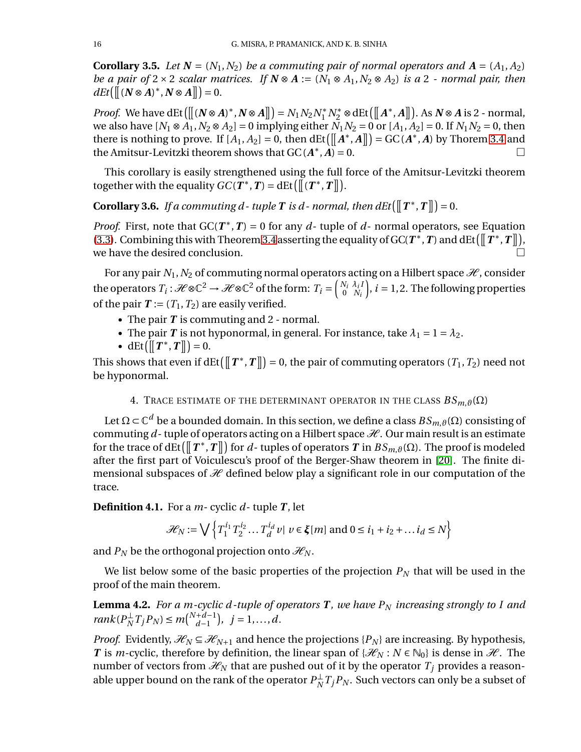**Corollary 3.5.** *Let $\boldsymbol{N} = (N_1, N_2)$ be a commuting pair of normal operators and $\boldsymbol{A} = (A_1, A_2)$ be a pair of $2\times 2$ scalar matrices. If $\boldsymbol{N}\otimes\boldsymbol{A} := (N_1\otimes A_1, N_2\otimes A_2)$ is a 2 - normal pair, then $dEt\big(\big[\!\big[(\boldsymbol{N}\otimes\boldsymbol{A})^*, \boldsymbol{N}\otimes\boldsymbol{A}\big]\!\big]\big) = 0$.*

*Proof.* We have $\mathrm{dEt}\big(\big[\!\big[(\boldsymbol{N}\otimes\boldsymbol{A})^*, \boldsymbol{N}\otimes\boldsymbol{A}\big]\!\big]\big) = N_1N_2N_1^*N_2^*\otimes \mathrm{dEt}\big(\big[\!\big[\boldsymbol{A}^*, \boldsymbol{A}\big]\!\big]\big)$. As $\boldsymbol{N}\otimes\boldsymbol{A}$ is 2 - normal, we also have $[N_1\otimes A_1, N_2\otimes A_2] = 0$ implying either $N_1N_2 = 0$ or $[A_1, A_2] = 0$. If $N_1N_2 = 0$, then there is nothing to prove. If $[A_1, A_2] = 0$, then $\mathrm{dEt}\big(\big[\!\big[\boldsymbol{A}^*, \boldsymbol{A}\big]\!\big]\big) = \mathrm{GC}(\boldsymbol{A}^*, \boldsymbol{A})$ by Thorem 3.4 and the Amitsur-Levitzki theorem shows that $\mathrm{GC}(\boldsymbol{A}^*, \boldsymbol{A}) = 0$. □

This corollary is easily strengthened using the full force of the Amitsur-Levitzki theorem together with the equality $GC(\boldsymbol{T}^*, \boldsymbol{T}) = \mathrm{dEt}\big(\big[\!\big[(\boldsymbol{T}^*, \boldsymbol{T}\big]\!\big]\big)$.

**Corollary 3.6.** *If a commuting $d$- tuple $\boldsymbol{T}$ is $d$- normal, then $dEt\big(\big[\!\big[\boldsymbol{T}^*, \boldsymbol{T}\big]\!\big]\big) = 0$.*

*Proof.* First, note that $\mathrm{GC}(\boldsymbol{T}^*, \boldsymbol{T}) = 0$ for any $d$- tuple of $d$- normal operators, see Equation (3.3). Combining this with Theorem 3.4 asserting the equality of $\mathrm{GC}(\boldsymbol{T}^*, \boldsymbol{T})$ and $\mathrm{dEt}\big(\big[\!\big[\boldsymbol{T}^*, \boldsymbol{T}\big]\!\big]\big)$, we have the desired conclusion. □

For any pair $N_1, N_2$ of commuting normal operators acting on a Hilbert space $\mathscr{H}$, consider the operators $T_i : \mathscr{H}\otimes\mathbb{C}^2 \to \mathscr{H}\otimes\mathbb{C}^2$ of the form: $T_i = \begin{pmatrix} N_i & \lambda_i I \\ 0 & N_i\end{pmatrix}$, $i = 1, 2$. The following properties of the pair $\boldsymbol{T} := (T_1, T_2)$ are easily verified.

- The pair $\boldsymbol{T}$ is commuting and 2 - normal.
- The pair $\boldsymbol{T}$ is not hyponormal, in general. For instance, take $\lambda_1 = 1 = \lambda_2$.
- $\mathrm{dEt}\big(\big[\!\big[\boldsymbol{T}^*, \boldsymbol{T}\big]\!\big]\big) = 0$.

This shows that even if $\mathrm{dEt}\big(\big[\!\big[\boldsymbol{T}^*, \boldsymbol{T}\big]\!\big]\big) = 0$, the pair of commuting operators $(T_1, T_2)$ need not be hyponormal.

## 4. Trace estimate of the determinant operator in the class $BS_{m,\vartheta}(\Omega)$

Let $\Omega\subset\mathbb{C}^d$ be a bounded domain. In this section, we define a class $BS_{m,\vartheta}(\Omega)$ consisting of commuting $d$- tuple of operators acting on a Hilbert space $\mathscr{H}$. Our main result is an estimate for the trace of $\mathrm{dEt}\big(\big[\!\big[\boldsymbol{T}^*, \boldsymbol{T}\big]\!\big]\big)$ for $d$- tuples of operators $\boldsymbol{T}$ in $BS_{m,\vartheta}(\Omega)$. The proof is modeled after the first part of Voiculescu's proof of the Berger-Shaw theorem in [20]. The finite dimensional subspaces of $\mathscr{H}$ defined below play a significant role in our computation of the trace.

**Definition 4.1.** For a $m$- cyclic $d$- tuple $\boldsymbol{T}$, let

$$\mathscr{H}_N := \bigvee\left\{T_1^{i_1}T_2^{i_2}\dots T_d^{i_d}v \mid v\in\boldsymbol{\xi}[m] \text{ and } 0\le i_1+i_2+\dots i_d\le N\right\}$$

and $P_N$ be the orthogonal projection onto $\mathscr{H}_N$.

We list below some of the basic properties of the projection $P_N$ that will be used in the proof of the main theorem.

**Lemma 4.2.** *For a $m$-cyclic $d$-tuple of operators $\boldsymbol{T}$, we have $P_N$ increasing strongly to $I$ and $rank(P_N^\perp T_j P_N)\le m\binom{N+d-1}{d-1}$, $j = 1,\dots,d$.*

*Proof.* Evidently, $\mathscr{H}_N\subseteq\mathscr{H}_{N+1}$ and hence the projections $\{P_N\}$ are increasing. By hypothesis, $\boldsymbol{T}$ is $m$-cyclic, therefore by definition, the linear span of $\{\mathscr{H}_N : N\in\mathbb{N}_0\}$ is dense in $\mathscr{H}$. The number of vectors from $\mathscr{H}_N$ that are pushed out of it by the operator $T_j$ provides a reasonable upper bound on the rank of the operator $P_N^\perp T_j P_N$. Such vectors can only be a subset of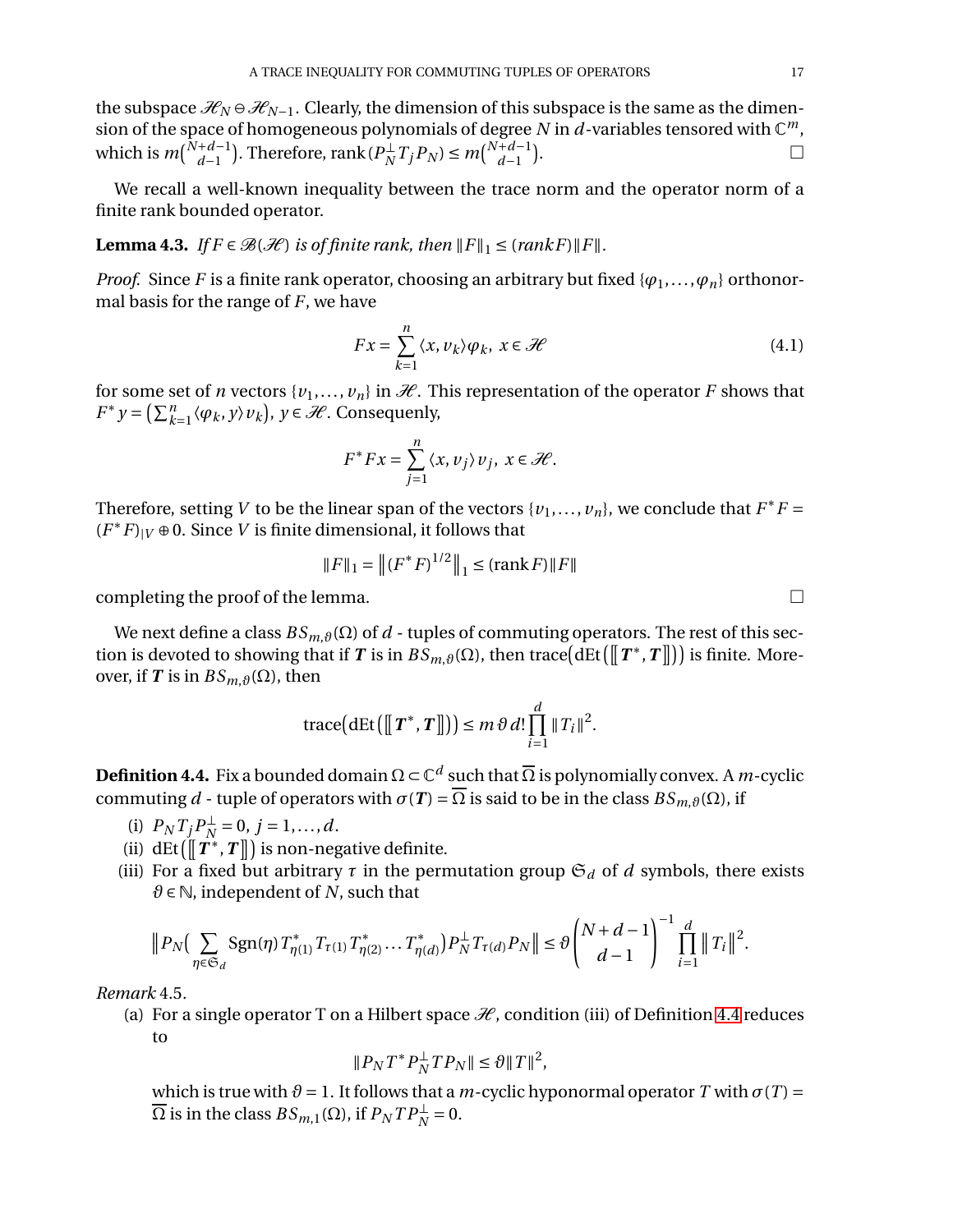the subspace $\mathscr{H}_N \ominus \mathscr{H}_{N-1}$. Clearly, the dimension of this subspace is the same as the dimension of the space of homogeneous polynomials of degree $N$ in $d$-variables tensored with $\mathbb{C}^m$, which is $m\binom{N+d-1}{d-1}$. Therefore, $\operatorname{rank}(P_N^\perp T_j P_N) \le m\binom{N+d-1}{d-1}$. □

We recall a well-known inequality between the trace norm and the operator norm of a finite rank bounded operator.

**Lemma 4.3.** *If $F \in \mathscr{B}(\mathscr{H})$ is of finite rank, then $\|F\|_1 \le (rankF)\|F\|$.*

*Proof.* Since $F$ is a finite rank operator, choosing an arbitrary but fixed $\{\varphi_1, \ldots, \varphi_n\}$ orthonormal basis for the range of $F$, we have

$$Fx = \sum_{k=1}^{n} \langle x, v_k \rangle \varphi_k,\ x \in \mathscr{H} \tag{4.1}$$

for some set of $n$ vectors $\{v_1, \ldots, v_n\}$ in $\mathscr{H}$. This representation of the operator $F$ shows that $F^* y = \left(\sum_{k=1}^{n} \langle \varphi_k, y \rangle v_k\right)$, $y \in \mathscr{H}$. Consequenly,

$$F^* F x = \sum_{j=1}^{n} \langle x, v_j \rangle v_j,\ x \in \mathscr{H}.$$

Therefore, setting $V$ to be the linear span of the vectors $\{v_1, \ldots, v_n\}$, we conclude that $F^*F = (F^*F)_{|V} \oplus 0$. Since $V$ is finite dimensional, it follows that

$$\|F\|_1 = \left\|(F^*F)^{1/2}\right\|_1 \le (\operatorname{rank} F)\|F\|$$

completing the proof of the lemma. □

We next define a class $BS_{m,\vartheta}(\Omega)$ of $d$ - tuples of commuting operators. The rest of this section is devoted to showing that if $\boldsymbol{T}$ is in $BS_{m,\vartheta}(\Omega)$, then $\operatorname{trace}\big(\operatorname{dEt}\big([\![\boldsymbol{T}^*, \boldsymbol{T}]\!]\big)\big)$ is finite. Moreover, if $\boldsymbol{T}$ is in $BS_{m,\vartheta}(\Omega)$, then

$$\operatorname{trace}\big(\operatorname{dEt}\big([\![\boldsymbol{T}^*, \boldsymbol{T}]\!]\big)\big) \le m\,\vartheta\, d! \prod_{i=1}^{d} \|T_i\|^2.$$

**Definition 4.4.** Fix a bounded domain $\Omega \subset \mathbb{C}^d$ such that $\overline{\Omega}$ is polynomially convex. A $m$-cyclic commuting $d$ - tuple of operators with $\sigma(\boldsymbol{T}) = \overline{\Omega}$ is said to be in the class $BS_{m,\vartheta}(\Omega)$, if

(i) $P_N T_j P_N^\perp = 0$, $j = 1, \ldots, d$.
(ii) $\operatorname{dEt}\big([\![\boldsymbol{T}^*, \boldsymbol{T}]\!]\big)$ is non-negative definite.
(iii) For a fixed but arbitrary $\tau$ in the permutation group $\mathfrak{S}_d$ of $d$ symbols, there exists $\vartheta \in \mathbb{N}$, independent of $N$, such that

$$\left\|P_N\Big(\sum_{\eta \in \mathfrak{S}_d} \operatorname{Sgn}(\eta) T^*_{\eta(1)} T_{\tau(1)} T^*_{\eta(2)} \ldots T^*_{\eta(d)}\Big) P_N^\perp T_{\tau(d)} P_N\right\| \le \vartheta \binom{N+d-1}{d-1}^{-1} \prod_{i=1}^{d} \|T_i\|^2.$$

*Remark* 4.5.

(a) For a single operator T on a Hilbert space $\mathscr{H}$, condition (iii) of Definition 4.4 reduces to

$$\|P_N T^* P_N^\perp T P_N\| \le \vartheta \|T\|^2,$$

which is true with $\vartheta = 1$. It follows that a $m$-cyclic hyponormal operator $T$ with $\sigma(T) = \overline{\Omega}$ is in the class $BS_{m,1}(\Omega)$, if $P_N T P_N^\perp = 0$.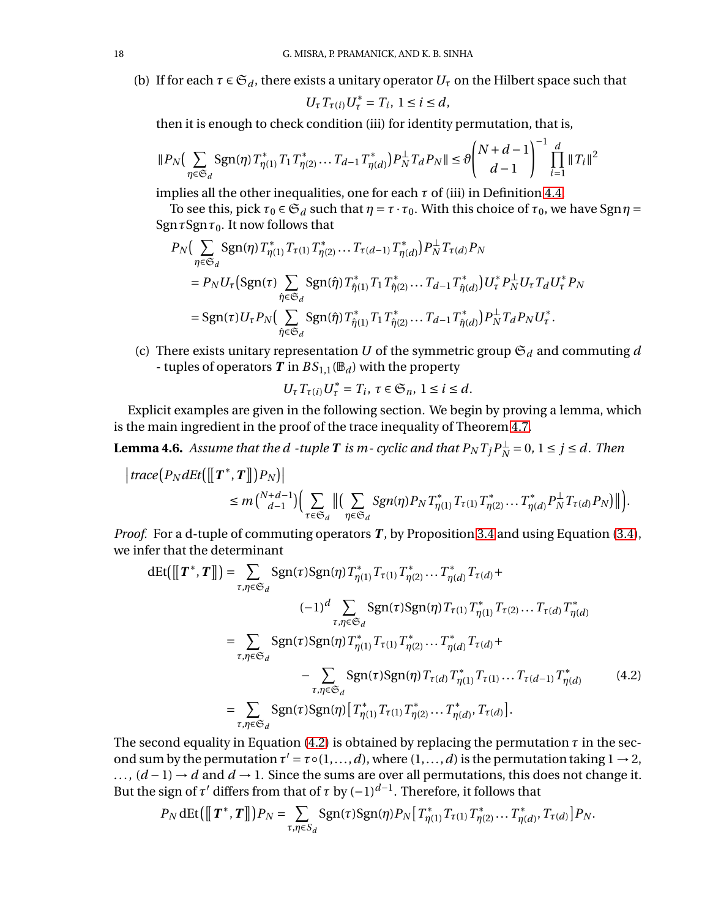(b) If for each $\tau \in \mathfrak{S}_d$, there exists a unitary operator $U_\tau$ on the Hilbert space such that

$$U_\tau T_{\tau(i)} U_\tau^* = T_i,\ 1 \le i \le d,$$

then it is enough to check condition (iii) for identity permutation, that is,

$$\|P_N\big(\sum_{\eta \in \mathfrak{S}_d} \mathrm{Sgn}(\eta) T_{\eta(1)}^* T_1 T_{\eta(2)}^* \dots T_{d-1} T_{\eta(d)}^*\big) P_N^\perp T_d P_N\| \le \vartheta \binom{N+d-1}{d-1}^{-1} \prod_{i=1}^d \|T_i\|^2$$

implies all the other inequalities, one for each $\tau$ of (iii) in Definition 4.4.

To see this, pick $\tau_0 \in \mathfrak{S}_d$ such that $\eta = \tau \cdot \tau_0$. With this choice of $\tau_0$, we have $\mathrm{Sgn}\,\eta = \mathrm{Sgn}\,\tau \mathrm{Sgn}\,\tau_0$. It now follows that

$$\begin{aligned}
&P_N\big(\sum_{\eta \in \mathfrak{S}_d} \mathrm{Sgn}(\eta) T_{\eta(1)}^* T_{\tau(1)} T_{\eta(2)}^* \dots T_{\tau(d-1)} T_{\eta(d)}^*\big) P_N^\perp T_{\tau(d)} P_N \\
&= P_N U_\tau \big(\mathrm{Sgn}(\tau) \sum_{\hat\eta \in \mathfrak{S}_d} \mathrm{Sgn}(\hat\eta) T_{\hat\eta(1)}^* T_1 T_{\hat\eta(2)}^* \dots T_{d-1} T_{\hat\eta(d)}^*\big) U_\tau^* P_N^\perp U_\tau T_d U_\tau^* P_N \\
&= \mathrm{Sgn}(\tau) U_\tau P_N \big(\sum_{\hat\eta \in \mathfrak{S}_d} \mathrm{Sgn}(\hat\eta) T_{\hat\eta(1)}^* T_1 T_{\hat\eta(2)}^* \dots T_{d-1} T_{\hat\eta(d)}^*\big) P_N^\perp T_d P_N U_\tau^*.
\end{aligned}$$

(c) There exists unitary representation $U$ of the symmetric group $\mathfrak{S}_d$ and commuting $d$ - tuples of operators $\boldsymbol{T}$ in $BS_{1,1}(\mathbb{B}_d)$ with the property

$$U_\tau T_{\tau(i)} U_\tau^* = T_i,\ \tau \in \mathfrak{S}_n,\ 1 \le i \le d.$$

Explicit examples are given in the following section. We begin by proving a lemma, which is the main ingredient in the proof of the trace inequality of Theorem 4.7.

**Lemma 4.6.** *Assume that the $d$ -tuple $\boldsymbol{T}$ is $m$- cyclic and that $P_N T_j P_N^\perp = 0$, $1 \le j \le d$. Then*

$$\begin{aligned}
&\big|\mathit{trace}\big(P_N \mathit{dEt}([\![\boldsymbol{T}^*, \boldsymbol{T}]\!]) P_N\big)\big| \\
&\qquad \le m \tbinom{N+d-1}{d-1} \Big(\sum_{\tau \in \mathfrak{S}_d} \big\|\big(\sum_{\eta \in \mathfrak{S}_d} \mathit{Sgn}(\eta) P_N T_{\eta(1)}^* T_{\tau(1)} T_{\eta(2)}^* \dots T_{\eta(d)}^* P_N^\perp T_{\tau(d)} P_N\big)\big\|\Big).
\end{aligned}$$

*Proof.* For a d-tuple of commuting operators $\boldsymbol{T}$, by Proposition 3.4 and using Equation (3.4), we infer that the determinant

$$\begin{aligned}
\mathrm{dEt}\big([\![\boldsymbol{T}^*, \boldsymbol{T}]\!]\big) &= \sum_{\tau, \eta \in \mathfrak{S}_d} \mathrm{Sgn}(\tau)\mathrm{Sgn}(\eta) T_{\eta(1)}^* T_{\tau(1)} T_{\eta(2)}^* \dots T_{\eta(d)}^* T_{\tau(d)} + \\
&\qquad (-1)^d \sum_{\tau, \eta \in \mathfrak{S}_d} \mathrm{Sgn}(\tau)\mathrm{Sgn}(\eta) T_{\tau(1)} T_{\eta(1)}^* T_{\tau(2)} \dots T_{\tau(d)} T_{\eta(d)}^* \\
&= \sum_{\tau, \eta \in \mathfrak{S}_d} \mathrm{Sgn}(\tau)\mathrm{Sgn}(\eta) T_{\eta(1)}^* T_{\tau(1)} T_{\eta(2)}^* \dots T_{\eta(d)}^* T_{\tau(d)} + \\
&\qquad - \sum_{\tau, \eta \in \mathfrak{S}_d} \mathrm{Sgn}(\tau)\mathrm{Sgn}(\eta) T_{\tau(d)} T_{\eta(1)}^* T_{\tau(1)} \dots T_{\tau(d-1)} T_{\eta(d)}^* \qquad (4.2) \\
&= \sum_{\tau, \eta \in \mathfrak{S}_d} \mathrm{Sgn}(\tau)\mathrm{Sgn}(\eta) \big[T_{\eta(1)}^* T_{\tau(1)} T_{\eta(2)}^* \dots T_{\eta(d)}^*, T_{\tau(d)}\big].
\end{aligned}$$

The second equality in Equation (4.2) is obtained by replacing the permutation $\tau$ in the second sum by the permutation $\tau' = \tau \circ (1, \dots, d)$, where $(1, \dots, d)$ is the permutation taking $1 \to 2$, $\dots$, $(d-1) \to d$ and $d \to 1$. Since the sums are over all permutations, this does not change it. But the sign of $\tau'$ differs from that of $\tau$ by $(-1)^{d-1}$. Therefore, it follows that

$$P_N \,\mathrm{dEt}\big([\![\boldsymbol{T}^*, \boldsymbol{T}]\!]\big) P_N = \sum_{\tau, \eta \in S_d} \mathrm{Sgn}(\tau)\mathrm{Sgn}(\eta) P_N \big[T_{\eta(1)}^* T_{\tau(1)} T_{\eta(2)}^* \dots T_{\eta(d)}^*, T_{\tau(d)}\big] P_N.$$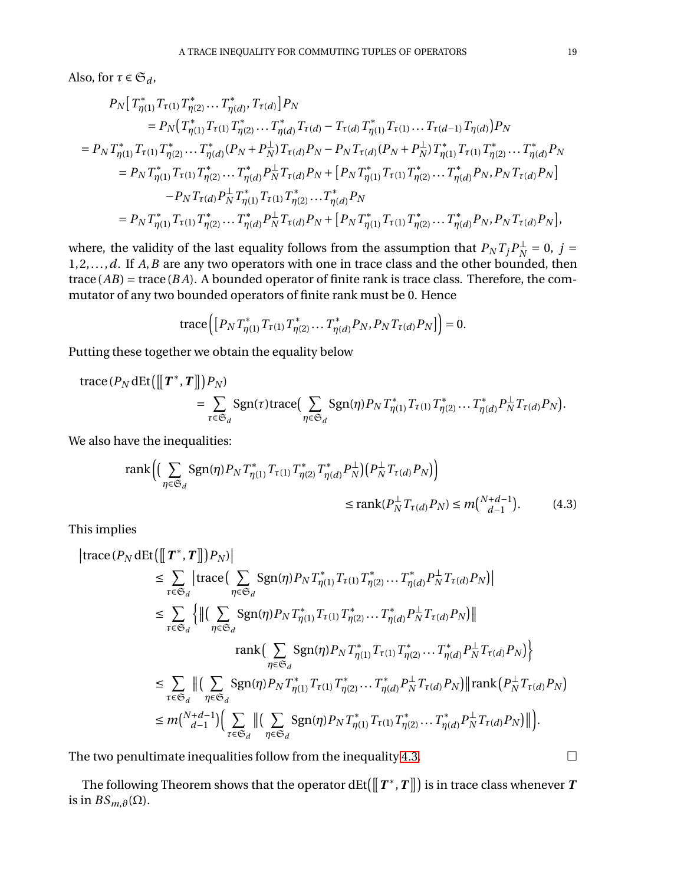Also, for $\tau \in \mathfrak{S}_d$,

$$
\begin{aligned}
P_N\big[T^*_{\eta(1)}T_{\tau(1)}T^*_{\eta(2)}\dots T^*_{\eta(d)}, T_{\tau(d)}\big]P_N
&= P_N\big(T^*_{\eta(1)}T_{\tau(1)}T^*_{\eta(2)}\dots T^*_{\eta(d)}T_{\tau(d)} - T_{\tau(d)}T^*_{\eta(1)}T_{\tau(1)}\dots T_{\tau(d-1)}T_{\eta(d)}\big)P_N\\
= P_N T^*_{\eta(1)}T_{\tau(1)}T^*_{\eta(2)}\dots T^*_{\eta(d)}(P_N+P_N^\perp)T_{\tau(d)}P_N &- P_N T_{\tau(d)}(P_N+P_N^\perp)T^*_{\eta(1)}T_{\tau(1)}T^*_{\eta(2)}\dots T^*_{\eta(d)}P_N\\
&= P_N T^*_{\eta(1)}T_{\tau(1)}T^*_{\eta(2)}\dots T^*_{\eta(d)}P_N^\perp T_{\tau(d)}P_N + \big[P_N T^*_{\eta(1)}T_{\tau(1)}T^*_{\eta(2)}\dots T^*_{\eta(d)}P_N, P_N T_{\tau(d)}P_N\big]\\
&\quad - P_N T_{\tau(d)}P_N^\perp T^*_{\eta(1)}T_{\tau(1)}T^*_{\eta(2)}\dots T^*_{\eta(d)}P_N\\
&= P_N T^*_{\eta(1)}T_{\tau(1)}T^*_{\eta(2)}\dots T^*_{\eta(d)}P_N^\perp T_{\tau(d)}P_N + \big[P_N T^*_{\eta(1)}T_{\tau(1)}T^*_{\eta(2)}\dots T^*_{\eta(d)}P_N, P_N T_{\tau(d)}P_N\big],
\end{aligned}
$$

where, the validity of the last equality follows from the assumption that $P_N T_j P_N^\perp = 0$, $j = 1,2,\dots,d$. If $A, B$ are any two operators with one in trace class and the other bounded, then $\operatorname{trace}(AB) = \operatorname{trace}(BA)$. A bounded operator of finite rank is trace class. Therefore, the commutator of any two bounded operators of finite rank must be 0. Hence

$$
\operatorname{trace}\Big(\big[P_N T^*_{\eta(1)}T_{\tau(1)}T^*_{\eta(2)}\dots T^*_{\eta(d)}P_N, P_N T_{\tau(d)}P_N\big]\Big) = 0.
$$

Putting these together we obtain the equality below

$$
\operatorname{trace}\big(P_N \operatorname{dEt}\big(\llbracket \boldsymbol{T}^*, \boldsymbol{T}\rrbracket\big)P_N\big) = \sum_{\tau\in\mathfrak{S}_d}\operatorname{Sgn}(\tau)\operatorname{trace}\Big(\sum_{\eta\in\mathfrak{S}_d}\operatorname{Sgn}(\eta)P_N T^*_{\eta(1)}T_{\tau(1)}T^*_{\eta(2)}\dots T^*_{\eta(d)}P_N^\perp T_{\tau(d)}P_N\Big).
$$

We also have the inequalities:

$$
\operatorname{rank}\Big(\big(\sum_{\eta\in\mathfrak{S}_d}\operatorname{Sgn}(\eta)P_N T^*_{\eta(1)}T_{\tau(1)}T^*_{\eta(2)}T^*_{\eta(d)}P_N^\perp\big)\big(P_N^\perp T_{\tau(d)}P_N\big)\Big) \le \operatorname{rank}(P_N^\perp T_{\tau(d)}P_N) \le m\tbinom{N+d-1}{d-1}. \tag{4.3}
$$

This implies

$$
\begin{aligned}
\big|\operatorname{trace}\big(P_N \operatorname{dEt}\big(\llbracket \boldsymbol{T}^*, \boldsymbol{T}\rrbracket\big)P_N\big)\big|
&\le \sum_{\tau\in\mathfrak{S}_d}\Big|\operatorname{trace}\Big(\sum_{\eta\in\mathfrak{S}_d}\operatorname{Sgn}(\eta)P_N T^*_{\eta(1)}T_{\tau(1)}T^*_{\eta(2)}\dots T^*_{\eta(d)}P_N^\perp T_{\tau(d)}P_N\Big)\Big|\\
&\le \sum_{\tau\in\mathfrak{S}_d}\Big\{\Big\|\Big(\sum_{\eta\in\mathfrak{S}_d}\operatorname{Sgn}(\eta)P_N T^*_{\eta(1)}T_{\tau(1)}T^*_{\eta(2)}\dots T^*_{\eta(d)}P_N^\perp T_{\tau(d)}P_N\Big)\Big\|\\
&\qquad\qquad \operatorname{rank}\Big(\sum_{\eta\in\mathfrak{S}_d}\operatorname{Sgn}(\eta)P_N T^*_{\eta(1)}T_{\tau(1)}T^*_{\eta(2)}\dots T^*_{\eta(d)}P_N^\perp T_{\tau(d)}P_N\Big)\Big\}\\
&\le \sum_{\tau\in\mathfrak{S}_d}\Big\|\Big(\sum_{\eta\in\mathfrak{S}_d}\operatorname{Sgn}(\eta)P_N T^*_{\eta(1)}T_{\tau(1)}T^*_{\eta(2)}\dots T^*_{\eta(d)}P_N^\perp T_{\tau(d)}P_N\Big)\Big\|\operatorname{rank}\big(P_N^\perp T_{\tau(d)}P_N\big)\\
&\le m\tbinom{N+d-1}{d-1}\Big(\sum_{\tau\in\mathfrak{S}_d}\Big\|\Big(\sum_{\eta\in\mathfrak{S}_d}\operatorname{Sgn}(\eta)P_N T^*_{\eta(1)}T_{\tau(1)}T^*_{\eta(2)}\dots T^*_{\eta(d)}P_N^\perp T_{\tau(d)}P_N\Big)\Big\|\Big).
\end{aligned}
$$

The two penultimate inequalities follow from the inequality 4.3. $\square$

The following Theorem shows that the operator $\operatorname{dEt}\big(\llbracket \boldsymbol{T}^*, \boldsymbol{T}\rrbracket\big)$ is in trace class whenever $\boldsymbol{T}$ is in $BS_{m,\vartheta}(\Omega)$.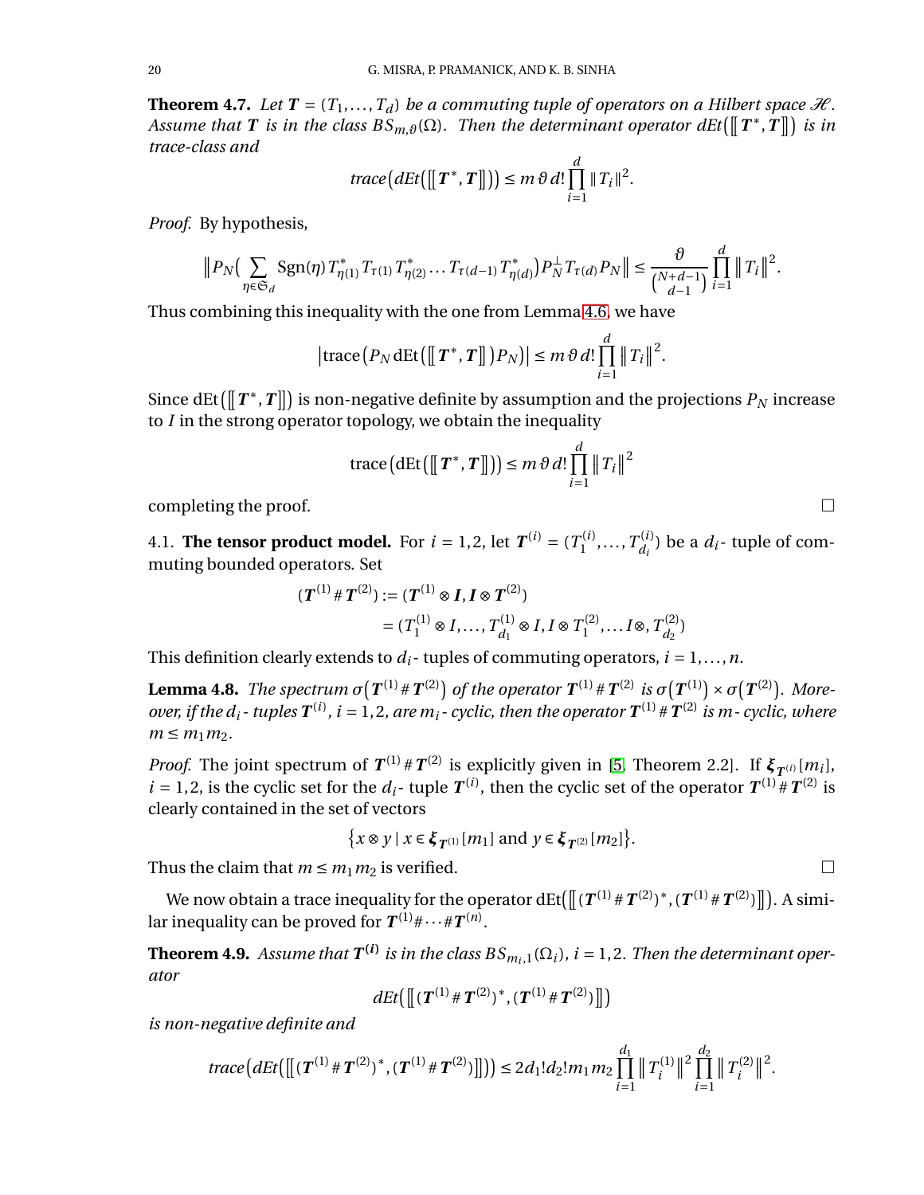**Theorem 4.7.** *Let $\boldsymbol{T} = (T_1, \ldots, T_d)$ be a commuting tuple of operators on a Hilbert space $\mathscr{H}$. Assume that $\boldsymbol{T}$ is in the class $BS_{m,\vartheta}(\Omega)$. Then the determinant operator $dEt\big(\big[\!\big[\boldsymbol{T}^*, \boldsymbol{T}\big]\!\big]\big)$ is in trace-class and*

$$trace\big(dEt\big(\big[\!\big[\boldsymbol{T}^*, \boldsymbol{T}\big]\!\big]\big)\big) \leq m\,\vartheta\, d! \prod_{i=1}^{d} \|T_i\|^2.$$

*Proof.* By hypothesis,

$$\Big\| P_N\Big(\sum_{\eta \in \mathfrak{S}_d} \mathrm{Sgn}(\eta)\, T^*_{\eta(1)} T_{\tau(1)} T^*_{\eta(2)} \ldots T_{\tau(d-1)} T^*_{\eta(d)}\Big) P_N^{\perp} T_{\tau(d)} P_N \Big\| \leq \frac{\vartheta}{\binom{N+d-1}{d-1}} \prod_{i=1}^{d} \big\| T_i \big\|^2.$$

Thus combining this inequality with the one from Lemma 4.6, we have

$$\big|\mathrm{trace}\big(P_N\, \mathrm{dEt}\big(\big[\!\big[\boldsymbol{T}^*, \boldsymbol{T}\big]\!\big]\big) P_N\big)\big| \leq m\,\vartheta\, d! \prod_{i=1}^{d} \big\| T_i \big\|^2.$$

Since $\mathrm{dEt}\big(\big[\!\big[\boldsymbol{T}^*, \boldsymbol{T}\big]\!\big]\big)$ is non-negative definite by assumption and the projections $P_N$ increase to $I$ in the strong operator topology, we obtain the inequality

$$\mathrm{trace}\big(\mathrm{dEt}\big(\big[\!\big[\boldsymbol{T}^*, \boldsymbol{T}\big]\!\big]\big)\big) \leq m\,\vartheta\, d! \prod_{i=1}^{d} \big\| T_i \big\|^2$$

completing the proof. $\square$

4.1. **The tensor product model.** For $i = 1, 2$, let $\boldsymbol{T}^{(i)} = (T_1^{(i)}, \ldots, T_{d_i}^{(i)})$ be a $d_i$- tuple of commuting bounded operators. Set

$$\begin{aligned}
(\boldsymbol{T}^{(1)} \# \boldsymbol{T}^{(2)}) &:= (\boldsymbol{T}^{(1)} \otimes \boldsymbol{I}, \boldsymbol{I} \otimes \boldsymbol{T}^{(2)}) \\
&= (T_1^{(1)} \otimes I, \ldots, T_{d_1}^{(1)} \otimes I, I \otimes T_1^{(2)}, \ldots I \otimes, T_{d_2}^{(2)})
\end{aligned}$$

This definition clearly extends to $d_i$- tuples of commuting operators, $i = 1, \ldots, n$.

**Lemma 4.8.** *The spectrum $\sigma\big(\boldsymbol{T}^{(1)} \# \boldsymbol{T}^{(2)}\big)$ of the operator $\boldsymbol{T}^{(1)} \# \boldsymbol{T}^{(2)}$ is $\sigma\big(\boldsymbol{T}^{(1)}\big) \times \sigma\big(\boldsymbol{T}^{(2)}\big)$. Moreover, if the $d_i$- tuples $\boldsymbol{T}^{(i)}$, $i = 1, 2$, are $m_i$- cyclic, then the operator $\boldsymbol{T}^{(1)} \# \boldsymbol{T}^{(2)}$ is $m$- cyclic, where $m \leq m_1 m_2$.*

*Proof.* The joint spectrum of $\boldsymbol{T}^{(1)} \# \boldsymbol{T}^{(2)}$ is explicitly given in [5, Theorem 2.2]. If $\boldsymbol{\xi}_{\boldsymbol{T}^{(i)}}[m_i]$, $i = 1, 2$, is the cyclic set for the $d_i$- tuple $\boldsymbol{T}^{(i)}$, then the cyclic set of the operator $\boldsymbol{T}^{(1)} \# \boldsymbol{T}^{(2)}$ is clearly contained in the set of vectors

$$\big\{x \otimes y \mid x \in \boldsymbol{\xi}_{\boldsymbol{T}^{(1)}}[m_1] \text{ and } y \in \boldsymbol{\xi}_{\boldsymbol{T}^{(2)}}[m_2]\big\}.$$

Thus the claim that $m \leq m_1 m_2$ is verified. $\square$

We now obtain a trace inequality for the operator $\mathrm{dEt}\big(\big[\!\big[(\boldsymbol{T}^{(1)} \# \boldsymbol{T}^{(2)})^*, (\boldsymbol{T}^{(1)} \# \boldsymbol{T}^{(2)})\big]\!\big]\big)$. A similar inequality can be proved for $\boldsymbol{T}^{(1)} \# \cdots \# \boldsymbol{T}^{(n)}$.

**Theorem 4.9.** *Assume that $\boldsymbol{T}^{(i)}$ is in the class $BS_{m_i,1}(\Omega_i)$, $i = 1, 2$. Then the determinant operator*

$$dEt\big(\big[\!\big[(\boldsymbol{T}^{(1)} \# \boldsymbol{T}^{(2)})^*, (\boldsymbol{T}^{(1)} \# \boldsymbol{T}^{(2)})\big]\!\big]\big)$$

*is non-negative definite and*

$$trace\big(dEt\big(\big[\!\big[(\boldsymbol{T}^{(1)} \# \boldsymbol{T}^{(2)})^*, (\boldsymbol{T}^{(1)} \# \boldsymbol{T}^{(2)})\big]\!\big]\big)\big) \leq 2 d_1! d_2! m_1 m_2 \prod_{i=1}^{d_1} \big\| T_i^{(1)} \big\|^2 \prod_{i=1}^{d_2} \big\| T_i^{(2)} \big\|^2.$$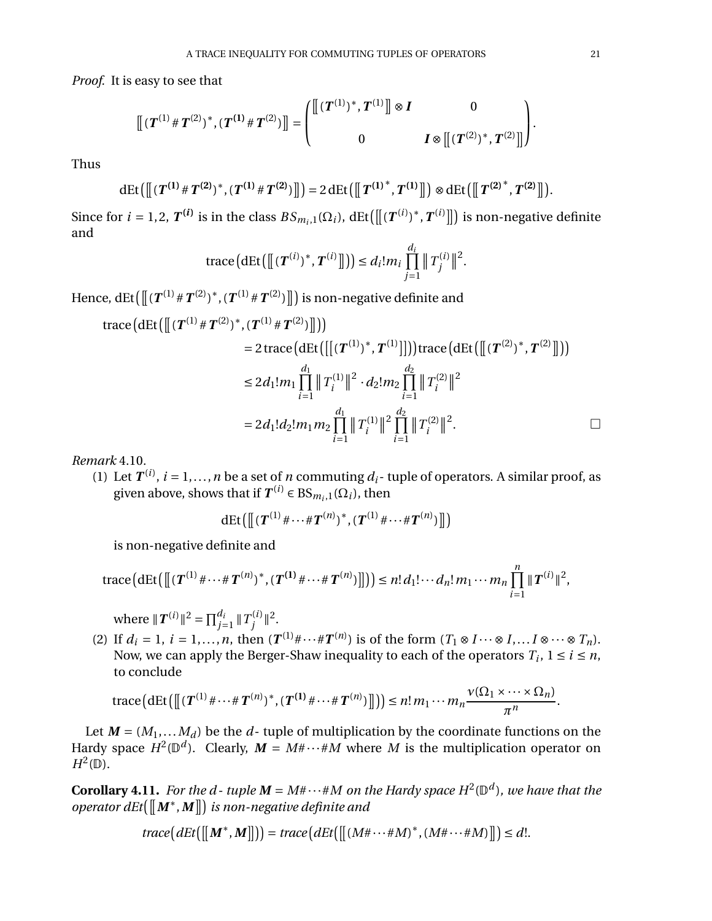*Proof.* It is easy to see that

$$[\![ (\boldsymbol{T}^{(1)} \# \boldsymbol{T}^{(2)})^*, (\boldsymbol{T}^{(1)} \# \boldsymbol{T}^{(2)}) ]\!] = \begin{pmatrix} [\![ (\boldsymbol{T}^{(1)})^*, \boldsymbol{T}^{(1)} ]\!] \otimes \boldsymbol{I} & 0 \\ 0 & \boldsymbol{I} \otimes [\![ (\boldsymbol{T}^{(2)})^*, \boldsymbol{T}^{(2)} ]\!] \end{pmatrix}.$$

Thus

$$\mathrm{dEt}\big([\![ (\boldsymbol{T}^{(1)} \# \boldsymbol{T}^{(2)})^*, (\boldsymbol{T}^{(1)} \# \boldsymbol{T}^{(2)}) ]\!]\big) = 2\,\mathrm{dEt}\big([\![ \boldsymbol{T}^{(1)^*}, \boldsymbol{T}^{(1)} ]\!]\big) \otimes \mathrm{dEt}\big([\![ \boldsymbol{T}^{(2)^*}, \boldsymbol{T}^{(2)} ]\!]\big).$$

Since for $i = 1, 2$, $\boldsymbol{T}^{(i)}$ is in the class $BS_{m_i,1}(\Omega_i)$, $\mathrm{dEt}\big([\![ (\boldsymbol{T}^{(i)})^*, \boldsymbol{T}^{(i)} ]\!]\big)$ is non-negative definite and

$$\mathrm{trace}\big(\mathrm{dEt}\big([\![ (\boldsymbol{T}^{(i)})^*, \boldsymbol{T}^{(i)} ]\!]\big)\big) \le d_i!m_i \prod_{j=1}^{d_i} \| T_j^{(i)} \|^2.$$

Hence, $\mathrm{dEt}\big([\![ (\boldsymbol{T}^{(1)} \# \boldsymbol{T}^{(2)})^*, (\boldsymbol{T}^{(1)} \# \boldsymbol{T}^{(2)}) ]\!]\big)$ is non-negative definite and

$$\begin{aligned}
\mathrm{trace}&\big(\mathrm{dEt}\big([\![ (\boldsymbol{T}^{(1)} \# \boldsymbol{T}^{(2)})^*, (\boldsymbol{T}^{(1)} \# \boldsymbol{T}^{(2)}) ]\!]\big)\big) \\
&= 2\,\mathrm{trace}\big(\mathrm{dEt}\big([\![ (\boldsymbol{T}^{(1)})^*, \boldsymbol{T}^{(1)} ]\!]\big)\big)\mathrm{trace}\big(\mathrm{dEt}\big([\![ (\boldsymbol{T}^{(2)})^*, \boldsymbol{T}^{(2)} ]\!]\big)\big) \\
&\le 2d_1!m_1 \prod_{i=1}^{d_1} \| T_i^{(1)} \|^2 \cdot d_2!m_2 \prod_{i=1}^{d_2} \| T_i^{(2)} \|^2 \\
&= 2d_1!d_2!m_1m_2 \prod_{i=1}^{d_1} \| T_i^{(1)} \|^2 \prod_{i=1}^{d_2} \| T_i^{(2)} \|^2.
\end{aligned}$$

□

*Remark* 4.10.

(1) Let $\boldsymbol{T}^{(i)}$, $i = 1, \ldots, n$ be a set of $n$ commuting $d_i$- tuple of operators. A similar proof, as given above, shows that if $\boldsymbol{T}^{(i)} \in \mathrm{BS}_{m_i,1}(\Omega_i)$, then

$$\mathrm{dEt}\big([\![ (\boldsymbol{T}^{(1)} \# \cdots \# \boldsymbol{T}^{(n)})^*, (\boldsymbol{T}^{(1)} \# \cdots \# \boldsymbol{T}^{(n)}) ]\!]\big)$$

is non-negative definite and

$$\mathrm{trace}\big(\mathrm{dEt}\big([\![ (\boldsymbol{T}^{(1)} \# \cdots \# \boldsymbol{T}^{(n)})^*, (\boldsymbol{T}^{(1)} \# \cdots \# \boldsymbol{T}^{(n)}) ]\!]\big)\big) \le n!\, d_1! \cdots d_n!\, m_1 \cdots m_n \prod_{i=1}^{n} \| \boldsymbol{T}^{(i)} \|^2,$$

where $\| \boldsymbol{T}^{(i)} \|^2 = \prod_{j=1}^{d_i} \| T_j^{(i)} \|^2$.

(2) If $d_i = 1$, $i = 1, \ldots, n$, then $(\boldsymbol{T}^{(1)} \# \cdots \# \boldsymbol{T}^{(n)})$ is of the form $(T_1 \otimes I \cdots \otimes I, \ldots I \otimes \cdots \otimes T_n)$. Now, we can apply the Berger-Shaw inequality to each of the operators $T_i$, $1 \le i \le n$, to conclude

$$\mathrm{trace}\big(\mathrm{dEt}\big([\![ (\boldsymbol{T}^{(1)} \# \cdots \# \boldsymbol{T}^{(n)})^*, (\boldsymbol{T}^{(1)} \# \cdots \# \boldsymbol{T}^{(n)}) ]\!]\big)\big) \le n!\, m_1 \cdots m_n \frac{\nu(\Omega_1 \times \cdots \times \Omega_n)}{\pi^n}.$$

Let $\boldsymbol{M} = (M_1, \ldots M_d)$ be the $d$- tuple of multiplication by the coordinate functions on the Hardy space $H^2(\mathbb{D}^d)$. Clearly, $\boldsymbol{M} = M\# \cdots \# M$ where $M$ is the multiplication operator on $H^2(\mathbb{D})$.

**Corollary 4.11.** *For the $d$- tuple $\boldsymbol{M} = M\# \cdots \# M$ on the Hardy space $H^2(\mathbb{D}^d)$, we have that the operator $dEt\big([\![ \boldsymbol{M}^*, \boldsymbol{M} ]\!]\big)$ is non-negative definite and*

$$\mathit{trace}\big(\mathit{dEt}\big([\![ \boldsymbol{M}^*, \boldsymbol{M} ]\!]\big)\big) = \mathit{trace}\big(\mathit{dEt}\big([\![ (M\# \cdots \# M)^*, (M\# \cdots \# M) ]\!]\big) \le d!.$$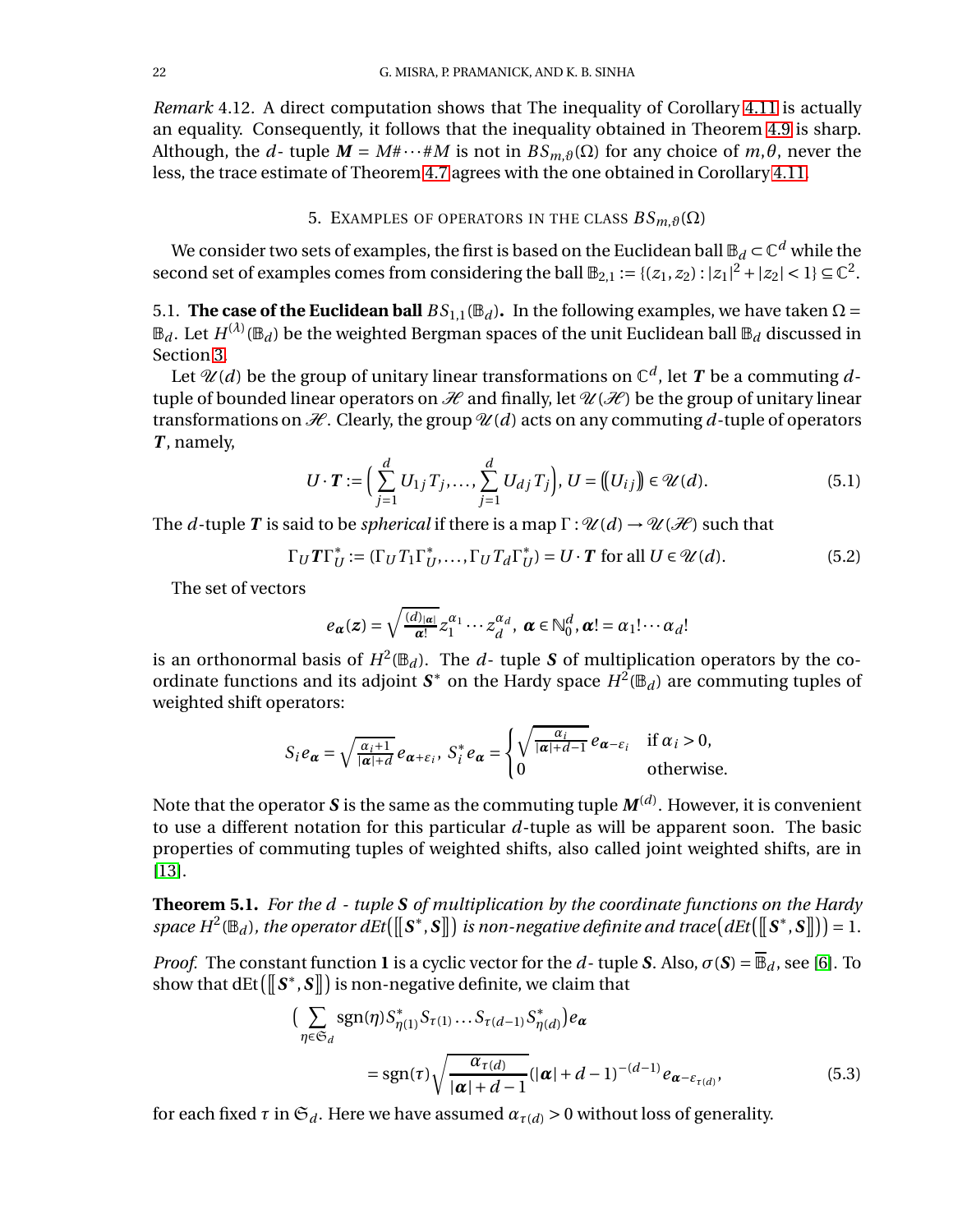*Remark* 4.12. A direct computation shows that The inequality of Corollary 4.11 is actually an equality. Consequently, it follows that the inequality obtained in Theorem 4.9 is sharp. Although, the $d$- tuple $\boldsymbol{M} = M\#\cdots\#M$ is not in $BS_{m,\vartheta}(\Omega)$ for any choice of $m, \theta$, never the less, the trace estimate of Theorem 4.7 agrees with the one obtained in Corollary 4.11.

## 5. Examples of operators in the class $BS_{m,\vartheta}(\Omega)$

We consider two sets of examples, the first is based on the Euclidean ball $\mathbb{B}_d \subset \mathbb{C}^d$ while the second set of examples comes from considering the ball $\mathbb{B}_{2,1} := \{(z_1, z_2) : |z_1|^2 + |z_2| < 1\} \subseteq \mathbb{C}^2$.

### 5.1. The case of the Euclidean ball $BS_{1,1}(\mathbb{B}_d)$.

In the following examples, we have taken $\Omega = \mathbb{B}_d$. Let $H^{(\lambda)}(\mathbb{B}_d)$ be the weighted Bergman spaces of the unit Euclidean ball $\mathbb{B}_d$ discussed in Section 3.

Let $\mathscr{U}(d)$ be the group of unitary linear transformations on $\mathbb{C}^d$, let $\boldsymbol{T}$ be a commuting $d$-tuple of bounded linear operators on $\mathscr{H}$ and finally, let $\mathscr{U}(\mathscr{H})$ be the group of unitary linear transformations on $\mathscr{H}$. Clearly, the group $\mathscr{U}(d)$ acts on any commuting $d$-tuple of operators $\boldsymbol{T}$, namely,

$$U \cdot \boldsymbol{T} := \Big( \sum_{j=1}^{d} U_{1j} T_j, \ldots, \sum_{j=1}^{d} U_{dj} T_j \Big),\ U = \big(\!\!\big( U_{ij} \big)\!\!\big) \in \mathscr{U}(d). \tag{5.1}$$

The $d$-tuple $\boldsymbol{T}$ is said to be *spherical* if there is a map $\Gamma : \mathscr{U}(d) \to \mathscr{U}(\mathscr{H})$ such that

$$\Gamma_U \boldsymbol{T} \Gamma_U^* := (\Gamma_U T_1 \Gamma_U^*, \ldots, \Gamma_U T_d \Gamma_U^*) = U \cdot \boldsymbol{T} \text{ for all } U \in \mathscr{U}(d). \tag{5.2}$$

The set of vectors

$$e_{\boldsymbol{\alpha}}(\boldsymbol{z}) = \sqrt{\tfrac{(d)_{|\boldsymbol{\alpha}|}}{\boldsymbol{\alpha}!}}\, z_1^{\alpha_1} \cdots z_d^{\alpha_d},\ \boldsymbol{\alpha} \in \mathbb{N}_0^d, \boldsymbol{\alpha}! = \alpha_1! \cdots \alpha_d!$$

is an orthonormal basis of $H^2(\mathbb{B}_d)$. The $d$- tuple $\boldsymbol{S}$ of multiplication operators by the coordinate functions and its adjoint $\boldsymbol{S}^*$ on the Hardy space $H^2(\mathbb{B}_d)$ are commuting tuples of weighted shift operators:

$$S_i e_{\boldsymbol{\alpha}} = \sqrt{\tfrac{\alpha_i + 1}{|\boldsymbol{\alpha}| + d}}\, e_{\boldsymbol{\alpha} + \varepsilon_i},\ S_i^* e_{\boldsymbol{\alpha}} = \begin{cases} \sqrt{\tfrac{\alpha_i}{|\boldsymbol{\alpha}| + d - 1}}\, e_{\boldsymbol{\alpha} - \varepsilon_i} & \text{if } \alpha_i > 0, \\ 0 & \text{otherwise.} \end{cases}$$

Note that the operator $\boldsymbol{S}$ is the same as the commuting tuple $\boldsymbol{M}^{(d)}$. However, it is convenient to use a different notation for this particular $d$-tuple as will be apparent soon. The basic properties of commuting tuples of weighted shifts, also called joint weighted shifts, are in [13].

**Theorem 5.1.** *For the $d$ - tuple $\boldsymbol{S}$ of multiplication by the coordinate functions on the Hardy space $H^2(\mathbb{B}_d)$, the operator $dEt\big([\![\boldsymbol{S}^*, \boldsymbol{S}]\!]\big)$ is non-negative definite and $\operatorname{trace}\big(dEt\big([\![\boldsymbol{S}^*, \boldsymbol{S}]\!]\big)\big) = 1$.*

*Proof.* The constant function $\mathbf{1}$ is a cyclic vector for the $d$- tuple $\boldsymbol{S}$. Also, $\sigma(\boldsymbol{S}) = \overline{\mathbb{B}}_d$, see [6]. To show that $\mathrm{dEt}\big([\![\boldsymbol{S}^*, \boldsymbol{S}]\!]\big)$ is non-negative definite, we claim that

$$\begin{aligned}
\Big( \sum_{\eta \in \mathfrak{S}_d} \operatorname{sgn}(\eta) S_{\eta(1)}^* S_{\tau(1)} \ldots S_{\tau(d-1)} S_{\eta(d)}^* \Big) e_{\boldsymbol{\alpha}} \\
= \operatorname{sgn}(\tau) \sqrt{\frac{\alpha_{\tau(d)}}{|\boldsymbol{\alpha}| + d - 1}} (|\boldsymbol{\alpha}| + d - 1)^{-(d-1)} e_{\boldsymbol{\alpha} - \varepsilon_{\tau(d)}},
\end{aligned} \tag{5.3}$$

for each fixed $\tau$ in $\mathfrak{S}_d$. Here we have assumed $\alpha_{\tau(d)} > 0$ without loss of generality.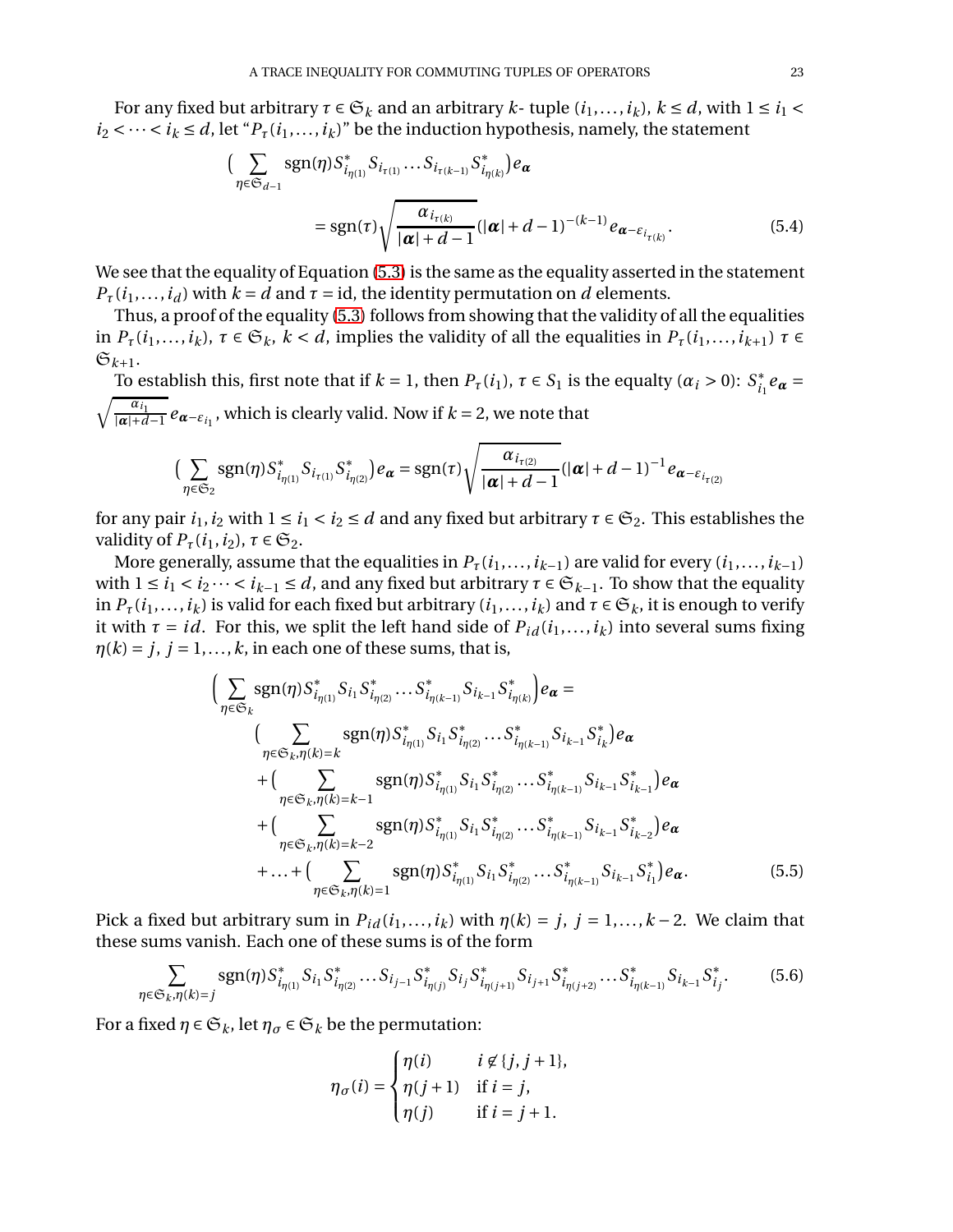For any fixed but arbitrary $\tau \in \mathfrak{S}_k$ and an arbitrary $k$- tuple $(i_1,\ldots,i_k)$, $k \le d$, with $1 \le i_1 < i_2 < \cdots < i_k \le d$, let "$P_\tau(i_1,\ldots,i_k)$" be the induction hypothesis, namely, the statement

$$\Big(\sum_{\eta\in\mathfrak{S}_{d-1}} \operatorname{sgn}(\eta) S^*_{i_{\eta(1)}} S_{i_{\tau(1)}} \ldots S_{i_{\tau(k-1)}} S^*_{i_{\eta(k)}}\Big) e_{\boldsymbol{\alpha}} = \operatorname{sgn}(\tau)\sqrt{\frac{\alpha_{i_{\tau(k)}}}{|\boldsymbol{\alpha}|+d-1}}(|\boldsymbol{\alpha}|+d-1)^{-(k-1)} e_{\boldsymbol{\alpha}-\varepsilon_{i_{\tau(k)}}}. \tag{5.4}$$

We see that the equality of Equation (5.3) is the same as the equality asserted in the statement $P_\tau(i_1,\ldots,i_d)$ with $k=d$ and $\tau = \mathrm{id}$, the identity permutation on $d$ elements.

Thus, a proof of the equality (5.3) follows from showing that the validity of all the equalities in $P_\tau(i_1,\ldots,i_k)$, $\tau\in\mathfrak{S}_k$, $k<d$, implies the validity of all the equalities in $P_\tau(i_1,\ldots,i_{k+1})$ $\tau\in\mathfrak{S}_{k+1}$.

To establish this, first note that if $k=1$, then $P_\tau(i_1)$, $\tau\in S_1$ is the equalty ($\alpha_i>0$): $S^*_{i_1}e_{\boldsymbol{\alpha}} = \sqrt{\frac{\alpha_{i_1}}{|\boldsymbol{\alpha}|+d-1}}\, e_{\boldsymbol{\alpha}-\varepsilon_{i_1}}$, which is clearly valid. Now if $k=2$, we note that

$$\Big(\sum_{\eta\in\mathfrak{S}_2} \operatorname{sgn}(\eta) S^*_{i_{\eta(1)}} S_{i_{\tau(1)}} S^*_{i_{\eta(2)}}\Big) e_{\boldsymbol{\alpha}} = \operatorname{sgn}(\tau)\sqrt{\frac{\alpha_{i_{\tau(2)}}}{|\boldsymbol{\alpha}|+d-1}}(|\boldsymbol{\alpha}|+d-1)^{-1} e_{\boldsymbol{\alpha}-\varepsilon_{i_{\tau(2)}}}$$

for any pair $i_1, i_2$ with $1\le i_1<i_2\le d$ and any fixed but arbitrary $\tau\in\mathfrak{S}_2$. This establishes the validity of $P_\tau(i_1,i_2)$, $\tau\in\mathfrak{S}_2$.

More generally, assume that the equalities in $P_\tau(i_1,\ldots,i_{k-1})$ are valid for every $(i_1,\ldots,i_{k-1})$ with $1\le i_1<i_2\cdots<i_{k-1}\le d$, and any fixed but arbitrary $\tau\in\mathfrak{S}_{k-1}$. To show that the equality in $P_\tau(i_1,\ldots,i_k)$ is valid for each fixed but arbitrary $(i_1,\ldots,i_k)$ and $\tau\in\mathfrak{S}_k$, it is enough to verify it with $\tau = id$. For this, we split the left hand side of $P_{id}(i_1,\ldots,i_k)$ into several sums fixing $\eta(k)=j$, $j=1,\ldots,k$, in each one of these sums, that is,

$$\begin{aligned}
\Big(\sum_{\eta\in\mathfrak{S}_k} &\operatorname{sgn}(\eta) S^*_{i_{\eta(1)}} S_{i_1} S^*_{i_{\eta(2)}} \ldots S^*_{i_{\eta(k-1)}} S_{i_{k-1}} S^*_{i_{\eta(k)}}\Big) e_{\boldsymbol{\alpha}} = \\
&\Big(\sum_{\eta\in\mathfrak{S}_k,\eta(k)=k} \operatorname{sgn}(\eta) S^*_{i_{\eta(1)}} S_{i_1} S^*_{i_{\eta(2)}} \ldots S^*_{i_{\eta(k-1)}} S_{i_{k-1}} S^*_{i_k}\Big) e_{\boldsymbol{\alpha}} \\
&+\Big(\sum_{\eta\in\mathfrak{S}_k,\eta(k)=k-1} \operatorname{sgn}(\eta) S^*_{i_{\eta(1)}} S_{i_1} S^*_{i_{\eta(2)}} \ldots S^*_{i_{\eta(k-1)}} S_{i_{k-1}} S^*_{i_{k-1}}\Big) e_{\boldsymbol{\alpha}} \\
&+\Big(\sum_{\eta\in\mathfrak{S}_k,\eta(k)=k-2} \operatorname{sgn}(\eta) S^*_{i_{\eta(1)}} S_{i_1} S^*_{i_{\eta(2)}} \ldots S^*_{i_{\eta(k-1)}} S_{i_{k-1}} S^*_{i_{k-2}}\Big) e_{\boldsymbol{\alpha}} \\
&+\ldots+\Big(\sum_{\eta\in\mathfrak{S}_k,\eta(k)=1} \operatorname{sgn}(\eta) S^*_{i_{\eta(1)}} S_{i_1} S^*_{i_{\eta(2)}} \ldots S^*_{i_{\eta(k-1)}} S_{i_{k-1}} S^*_{i_1}\Big) e_{\boldsymbol{\alpha}}.
\end{aligned} \tag{5.5}$$

Pick a fixed but arbitrary sum in $P_{id}(i_1,\ldots,i_k)$ with $\eta(k)=j$, $j=1,\ldots,k-2$. We claim that these sums vanish. Each one of these sums is of the form

$$\sum_{\eta\in\mathfrak{S}_k,\eta(k)=j} \operatorname{sgn}(\eta) S^*_{i_{\eta(1)}} S_{i_1} S^*_{i_{\eta(2)}} \ldots S_{i_{j-1}} S^*_{i_{\eta(j)}} S_{i_j} S^*_{i_{\eta(j+1)}} S_{i_{j+1}} S^*_{i_{\eta(j+2)}} \ldots S^*_{i_{\eta(k-1)}} S_{i_{k-1}} S^*_{i_j}. \tag{5.6}$$

For a fixed $\eta\in\mathfrak{S}_k$, let $\eta_\sigma\in\mathfrak{S}_k$ be the permutation:

$$\eta_\sigma(i) = \begin{cases} \eta(i) & i\notin\{j,j+1\}, \\ \eta(j+1) & \text{if } i=j, \\ \eta(j) & \text{if } i=j+1. \end{cases}$$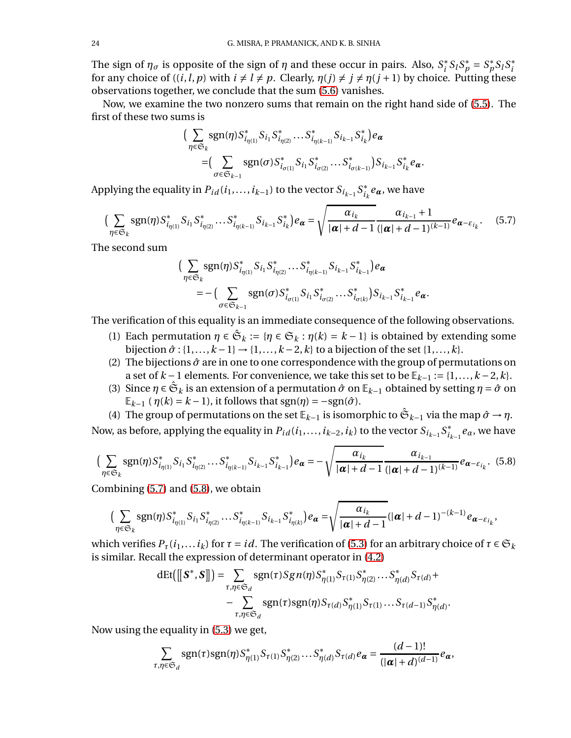The sign of $\eta_\sigma$ is opposite of the sign of $\eta$ and these occur in pairs. Also, $S_i^* S_l S_p^* = S_p^* S_l S_i^*$ for any choice of $((i,l,p)$ with $i \neq l \neq p$. Clearly, $\eta(j) \neq j \neq \eta(j+1)$ by choice. Putting these observations together, we conclude that the sum (5.6) vanishes.

Now, we examine the two nonzero sums that remain on the right hand side of (5.5). The first of these two sums is

$$
\begin{aligned}
&\Big(\sum_{\eta\in\mathfrak{S}_k} \operatorname{sgn}(\eta) S^*_{i_{\eta(1)}} S_{i_1} S^*_{i_{\eta(2)}} \ldots S^*_{i_{\eta(k-1)}} S_{i_{k-1}} S^*_{i_k}\Big) e_{\boldsymbol\alpha}\\
&\qquad = \Big(\sum_{\sigma\in\mathfrak{S}_{k-1}} \operatorname{sgn}(\sigma) S^*_{i_{\sigma(1)}} S_{i_1} S^*_{i_{\sigma(2)}} \ldots S^*_{i_{\sigma(k-1)}}\Big) S_{i_{k-1}} S^*_{i_k} e_{\boldsymbol\alpha}.
\end{aligned}
$$

Applying the equality in $P_{id}(i_1,\ldots,i_{k-1})$ to the vector $S_{i_{k-1}} S^*_{i_k} e_{\boldsymbol\alpha}$, we have

$$
\Big(\sum_{\eta\in\mathfrak{S}_k} \operatorname{sgn}(\eta) S^*_{i_{\eta(1)}} S_{i_1} S^*_{i_{\eta(2)}} \ldots S^*_{i_{\eta(k-1)}} S_{i_{k-1}} S^*_{i_k}\Big) e_{\boldsymbol\alpha} = \sqrt{\frac{\alpha_{i_k}}{|\boldsymbol\alpha|+d-1}}\, \frac{\alpha_{i_{k-1}}+1}{(|\boldsymbol\alpha|+d-1)^{(k-1)}} e_{\boldsymbol\alpha-\varepsilon_{i_k}}. \tag{5.7}
$$

The second sum

$$
\begin{aligned}
&\Big(\sum_{\eta\in\mathfrak{S}_k} \operatorname{sgn}(\eta) S^*_{i_{\eta(1)}} S_{i_1} S^*_{i_{\eta(2)}} \ldots S^*_{i_{\eta(k-1)}} S_{i_{k-1}} S^*_{i_{k-1}}\Big) e_{\boldsymbol\alpha}\\
&\qquad = -\Big(\sum_{\sigma\in\mathfrak{S}_{k-1}} \operatorname{sgn}(\sigma) S^*_{i_{\sigma(1)}} S_{i_1} S^*_{i_{\sigma(2)}} \ldots S^*_{i_{\sigma(k)}}\Big) S_{i_{k-1}} S^*_{i_{k-1}} e_{\boldsymbol\alpha}.
\end{aligned}
$$

The verification of this equality is an immediate consequence of the following observations.

(1) Each permutation $\eta \in \hat{\mathfrak{S}}_k := \{\eta \in \mathfrak{S}_k : \eta(k) = k-1\}$ is obtained by extending some bijection $\hat\sigma : \{1,\ldots,k-1\} \to \{1,\ldots,k-2,k\}$ to a bijection of the set $\{1,\ldots,k\}$.

(2) The bijections $\hat\sigma$ are in one to one correspondence with the group of permutations on a set of $k-1$ elements. For convenience, we take this set to be $\mathbb{E}_{k-1} := \{1,\ldots,k-2,k\}$.

(3) Since $\eta \in \hat{\mathfrak{S}}_k$ is an extension of a permutation $\hat\sigma$ on $\mathbb{E}_{k-1}$ obtained by setting $\eta = \hat\sigma$ on $\mathbb{E}_{k-1}$ ( $\eta(k) = k-1$), it follows that $\operatorname{sgn}(\eta) = -\operatorname{sgn}(\hat\sigma)$.

(4) The group of permutations on the set $\mathbb{E}_{k-1}$ is isomorphic to $\hat{\mathfrak{S}}_{k-1}$ via the map $\hat\sigma \to \eta$.

Now, as before, applying the equality in $P_{id}(i_1,\ldots,i_{k-2},i_k)$ to the vector $S_{i_{k-1}} S^*_{i_{k-1}} e_\alpha$, we have

$$
\Big(\sum_{\eta\in\mathfrak{S}_k} \operatorname{sgn}(\eta) S^*_{i_{\eta(1)}} S_{i_1} S^*_{i_{\eta(2)}} \ldots S^*_{i_{\eta(k-1)}} S_{i_{k-1}} S^*_{i_{k-1}}\Big) e_{\boldsymbol\alpha} = -\sqrt{\frac{\alpha_{i_k}}{|\boldsymbol\alpha|+d-1}}\, \frac{\alpha_{i_{k-1}}}{(|\boldsymbol\alpha|+d-1)^{(k-1)}} e_{\boldsymbol\alpha-\varepsilon_{i_k}}. \tag{5.8}
$$

Combining (5.7) and (5.8), we obtain

$$
\Big(\sum_{\eta\in\mathfrak{S}_k} \operatorname{sgn}(\eta) S^*_{i_{\eta(1)}} S_{i_1} S^*_{i_{\eta(2)}} \ldots S^*_{i_{\eta(k-1)}} S_{i_{k-1}} S^*_{i_{\eta(k)}}\Big) e_{\boldsymbol\alpha} = \sqrt{\frac{\alpha_{i_k}}{|\boldsymbol\alpha|+d-1}} (|\boldsymbol\alpha|+d-1)^{-(k-1)} e_{\boldsymbol\alpha-\varepsilon_{i_k}},
$$

which verifies $P_\tau(i_1,\ldots i_k)$ for $\tau = id$. The verification of (5.3) for an arbitrary choice of $\tau \in \mathfrak{S}_k$ is similar. Recall the expression of determinant operator in (4.2)

$$
\begin{aligned}
\operatorname{dEt}([[\boldsymbol S^*, \boldsymbol S]]) = &\sum_{\tau,\eta\in\mathfrak{S}_d} \operatorname{sgn}(\tau) Sgn(\eta) S^*_{\eta(1)} S_{\tau(1)} S^*_{\eta(2)} \ldots S^*_{\eta(d)} S_{\tau(d)} +\\
&- \sum_{\tau,\eta\in\mathfrak{S}_d} \operatorname{sgn}(\tau)\operatorname{sgn}(\eta) S_{\tau(d)} S^*_{\eta(1)} S_{\tau(1)} \ldots S_{\tau(d-1)} S^*_{\eta(d)}.
\end{aligned}
$$

Now using the equality in (5.3) we get,

$$
\sum_{\tau,\eta\in\mathfrak{S}_d} \operatorname{sgn}(\tau)\operatorname{sgn}(\eta) S^*_{\eta(1)} S_{\tau(1)} S^*_{\eta(2)} \ldots S^*_{\eta(d)} S_{\tau(d)} e_{\boldsymbol\alpha} = \frac{(d-1)!}{(|\boldsymbol\alpha|+d)^{(d-1)}} e_{\boldsymbol\alpha},
$$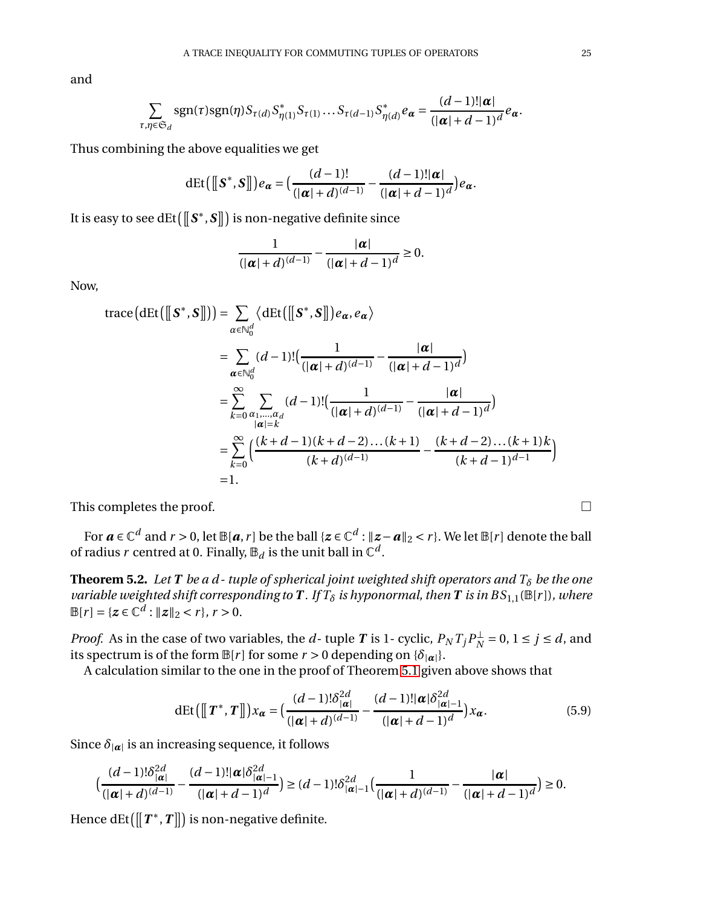and

$$\sum_{\tau,\eta\in\mathfrak{S}_d} \operatorname{sgn}(\tau)\operatorname{sgn}(\eta) S_{\tau(d)} S^*_{\eta(1)} S_{\tau(1)} \dots S_{\tau(d-1)} S^*_{\eta(d)} e_{\boldsymbol{\alpha}} = \frac{(d-1)!|\boldsymbol{\alpha}|}{(|\boldsymbol{\alpha}|+d-1)^d} e_{\boldsymbol{\alpha}}.$$

Thus combining the above equalities we get

$$\operatorname{dEt}\big(\big[\!\big[\boldsymbol{S}^*, \boldsymbol{S}\big]\!\big]\big) e_{\boldsymbol{\alpha}} = \Big(\frac{(d-1)!}{(|\boldsymbol{\alpha}|+d)^{(d-1)}} - \frac{(d-1)!|\boldsymbol{\alpha}|}{(|\boldsymbol{\alpha}|+d-1)^d}\Big) e_{\boldsymbol{\alpha}}.$$

It is easy to see $\operatorname{dEt}\big(\big[\!\big[\boldsymbol{S}^*, \boldsymbol{S}\big]\!\big]\big)$ is non-negative definite since

$$\frac{1}{(|\boldsymbol{\alpha}|+d)^{(d-1)}} - \frac{|\boldsymbol{\alpha}|}{(|\boldsymbol{\alpha}|+d-1)^d} \geq 0.$$

Now,

$$\begin{aligned}
\operatorname{trace}\big(\operatorname{dEt}\big(\big[\!\big[\boldsymbol{S}^*, \boldsymbol{S}\big]\!\big]\big)\big) &= \sum_{\alpha\in\mathbb{N}_0^d} \big\langle \operatorname{dEt}\big(\big[\!\big[\boldsymbol{S}^*, \boldsymbol{S}\big]\!\big]\big) e_{\boldsymbol{\alpha}}, e_{\boldsymbol{\alpha}} \big\rangle \\
&= \sum_{\boldsymbol{\alpha}\in\mathbb{N}_0^d} (d-1)!\Big(\frac{1}{(|\boldsymbol{\alpha}|+d)^{(d-1)}} - \frac{|\boldsymbol{\alpha}|}{(|\boldsymbol{\alpha}|+d-1)^d}\Big) \\
&= \sum_{k=0}^{\infty} \sum_{\substack{\alpha_1,\dots,\alpha_d \\ |\boldsymbol{\alpha}|=k}} (d-1)!\Big(\frac{1}{(|\boldsymbol{\alpha}|+d)^{(d-1)}} - \frac{|\boldsymbol{\alpha}|}{(|\boldsymbol{\alpha}|+d-1)^d}\Big) \\
&= \sum_{k=0}^{\infty} \Big(\frac{(k+d-1)(k+d-2)\dots(k+1)}{(k+d)^{(d-1)}} - \frac{(k+d-2)\dots(k+1)k}{(k+d-1)^{d-1}}\Big) \\
&= 1.
\end{aligned}$$

This completes the proof. $\square$

For $\boldsymbol{a} \in \mathbb{C}^d$ and $r > 0$, let $\mathbb{B}[\boldsymbol{a}, r]$ be the ball $\{\boldsymbol{z} \in \mathbb{C}^d : \|\boldsymbol{z} - \boldsymbol{a}\|_2 < r\}$. We let $\mathbb{B}[r]$ denote the ball of radius $r$ centred at 0. Finally, $\mathbb{B}_d$ is the unit ball in $\mathbb{C}^d$.

**Theorem 5.2.** *Let $\boldsymbol{T}$ be a $d$- tuple of spherical joint weighted shift operators and $T_\delta$ be the one variable weighted shift corresponding to $\boldsymbol{T}$. If $T_\delta$ is hyponormal, then $\boldsymbol{T}$ is in $BS_{1,1}(\mathbb{B}[r])$, where $\mathbb{B}[r] = \{\boldsymbol{z} \in \mathbb{C}^d : \|\boldsymbol{z}\|_2 < r\}$, $r > 0$.*

*Proof.* As in the case of two variables, the $d$- tuple $\boldsymbol{T}$ is 1- cyclic, $P_N T_j P_N^\perp = 0$, $1 \leq j \leq d$, and its spectrum is of the form $\mathbb{B}[r]$ for some $r > 0$ depending on $\{\delta_{|\boldsymbol{\alpha}|}\}$.

A calculation similar to the one in the proof of Theorem 5.1 given above shows that

$$\operatorname{dEt}\big(\big[\!\big[\boldsymbol{T}^*, \boldsymbol{T}\big]\!\big]\big) x_{\boldsymbol{\alpha}} = \Big(\frac{(d-1)!\delta_{|\boldsymbol{\alpha}|}^{2d}}{(|\boldsymbol{\alpha}|+d)^{(d-1)}} - \frac{(d-1)!|\boldsymbol{\alpha}|\delta_{|\boldsymbol{\alpha}|-1}^{2d}}{(|\boldsymbol{\alpha}|+d-1)^d}\Big) x_{\boldsymbol{\alpha}}. \tag{5.9}$$

Since $\delta_{|\boldsymbol{\alpha}|}$ is an increasing sequence, it follows

$$\Big(\frac{(d-1)!\delta_{|\boldsymbol{\alpha}|}^{2d}}{(|\boldsymbol{\alpha}|+d)^{(d-1)}} - \frac{(d-1)!|\boldsymbol{\alpha}|\delta_{|\boldsymbol{\alpha}|-1}^{2d}}{(|\boldsymbol{\alpha}|+d-1)^d}\Big) \geq (d-1)!\delta_{|\boldsymbol{\alpha}|-1}^{2d}\Big(\frac{1}{(|\boldsymbol{\alpha}|+d)^{(d-1)}} - \frac{|\boldsymbol{\alpha}|}{(|\boldsymbol{\alpha}|+d-1)^d}\Big) \geq 0.$$

Hence $\operatorname{dEt}\big(\big[\!\big[\boldsymbol{T}^*, \boldsymbol{T}\big]\!\big]\big)$ is non-negative definite.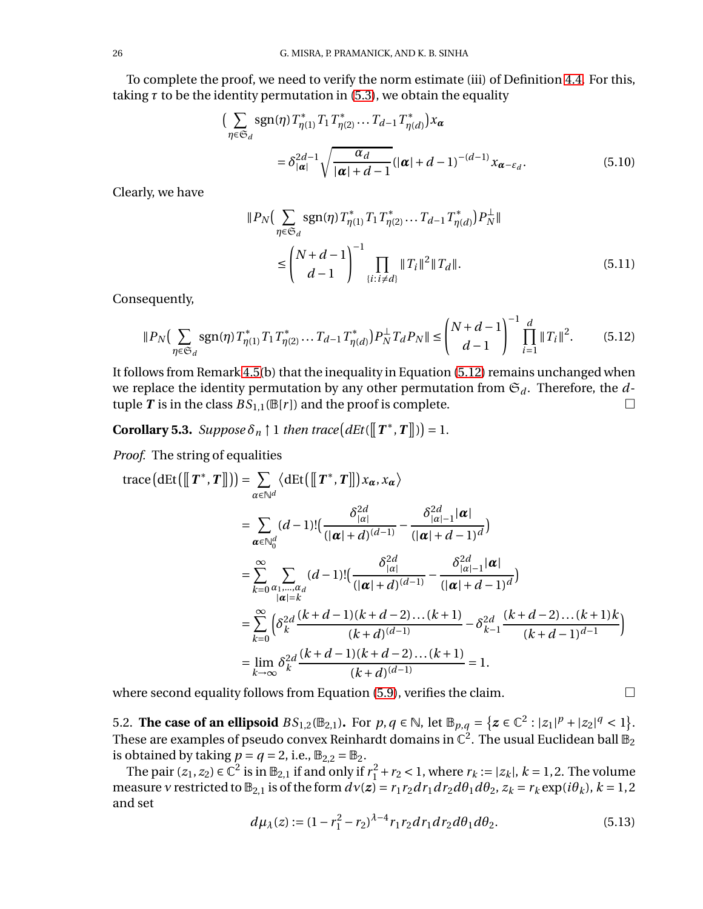To complete the proof, we need to verify the norm estimate (iii) of Definition 4.4. For this, taking $\tau$ to be the identity permutation in (5.3), we obtain the equality

$$\Big(\sum_{\eta\in\mathfrak{S}_d}\operatorname{sgn}(\eta)\,T^*_{\eta(1)}T_1T^*_{\eta(2)}\dots T_{d-1}T^*_{\eta(d)}\Big)x_{\boldsymbol{\alpha}} = \delta^{2d-1}_{|\boldsymbol{\alpha}|}\sqrt{\frac{\alpha_d}{|\boldsymbol{\alpha}|+d-1}}\,(|\boldsymbol{\alpha}|+d-1)^{-(d-1)}\,x_{\boldsymbol{\alpha}-\varepsilon_d}. \tag{5.10}$$

Clearly, we have

$$\|P_N\Big(\sum_{\eta\in\mathfrak{S}_d}\operatorname{sgn}(\eta)\,T^*_{\eta(1)}T_1T^*_{\eta(2)}\dots T_{d-1}T^*_{\eta(d)}\Big)P_N^{\perp}\| \leq \binom{N+d-1}{d-1}^{-1}\prod_{\{i:\,i\neq d\}}\|T_i\|^2\|T_d\|. \tag{5.11}$$

Consequently,

$$\|P_N\Big(\sum_{\eta\in\mathfrak{S}_d}\operatorname{sgn}(\eta)\,T^*_{\eta(1)}T_1T^*_{\eta(2)}\dots T_{d-1}T^*_{\eta(d)}\Big)P_N^{\perp}T_dP_N\| \leq \binom{N+d-1}{d-1}^{-1}\prod_{i=1}^{d}\|T_i\|^2. \tag{5.12}$$

It follows from Remark 4.5(b) that the inequality in Equation (5.12) remains unchanged when we replace the identity permutation by any other permutation from $\mathfrak{S}_d$. Therefore, the $d$-tuple $\boldsymbol{T}$ is in the class $BS_{1,1}(\mathbb{B}[r])$ and the proof is complete. $\square$

**Corollary 5.3.** *Suppose $\delta_n \uparrow 1$ then trace$\big(dEt([\![\boldsymbol{T}^*,\boldsymbol{T}]\!])\big) = 1$.*

*Proof.* The string of equalities

$$\begin{aligned}
\operatorname{trace}\big(\operatorname{dEt}([\![\boldsymbol{T}^*,\boldsymbol{T}]\!])\big) &= \sum_{\alpha\in\mathbb{N}^d}\big\langle \operatorname{dEt}\big([\![\boldsymbol{T}^*,\boldsymbol{T}]\!]\big)x_{\boldsymbol{\alpha}},x_{\boldsymbol{\alpha}}\big\rangle\\
&= \sum_{\boldsymbol{\alpha}\in\mathbb{N}_0^d}(d-1)!\Big(\frac{\delta^{2d}_{|\alpha|}}{(|\boldsymbol{\alpha}|+d)^{(d-1)}} - \frac{\delta^{2d}_{|\alpha|-1}|\boldsymbol{\alpha}|}{(|\boldsymbol{\alpha}|+d-1)^{d}}\Big)\\
&= \sum_{k=0}^{\infty}\sum_{\substack{\alpha_1,\dots,\alpha_d\\ |\boldsymbol{\alpha}|=k}}(d-1)!\Big(\frac{\delta^{2d}_{|\alpha|}}{(|\boldsymbol{\alpha}|+d)^{(d-1)}} - \frac{\delta^{2d}_{|\alpha|-1}|\boldsymbol{\alpha}|}{(|\boldsymbol{\alpha}|+d-1)^{d}}\Big)\\
&= \sum_{k=0}^{\infty}\Big(\delta_k^{2d}\frac{(k+d-1)(k+d-2)\dots(k+1)}{(k+d)^{(d-1)}} - \delta^{2d}_{k-1}\frac{(k+d-2)\dots(k+1)k}{(k+d-1)^{d-1}}\Big)\\
&= \lim_{k\to\infty}\delta_k^{2d}\frac{(k+d-1)(k+d-2)\dots(k+1)}{(k+d)^{(d-1)}} = 1.
\end{aligned}$$

where second equality follows from Equation (5.9), verifies the claim. $\square$

### 5.2. The case of an ellipsoid $BS_{1,2}(\mathbb{B}_{2,1})$.

For $p,q\in\mathbb{N}$, let $\mathbb{B}_{p,q} = \{\boldsymbol{z}\in\mathbb{C}^2 : |z_1|^p + |z_2|^q < 1\}$. These are examples of pseudo convex Reinhardt domains in $\mathbb{C}^2$. The usual Euclidean ball $\mathbb{B}_2$ is obtained by taking $p=q=2$, i.e., $\mathbb{B}_{2,2}=\mathbb{B}_2$.

The pair $(z_1,z_2)\in\mathbb{C}^2$ is in $\mathbb{B}_{2,1}$ if and only if $r_1^2+r_2<1$, where $r_k := |z_k|$, $k=1,2$. The volume measure $\nu$ restricted to $\mathbb{B}_{2,1}$ is of the form $d\nu(\boldsymbol{z}) = r_1r_2dr_1dr_2d\theta_1d\theta_2$, $z_k = r_k\exp(i\theta_k)$, $k=1,2$ and set

$$d\mu_\lambda(z) := (1-r_1^2-r_2)^{\lambda-4}r_1r_2dr_1dr_2d\theta_1d\theta_2. \tag{5.13}$$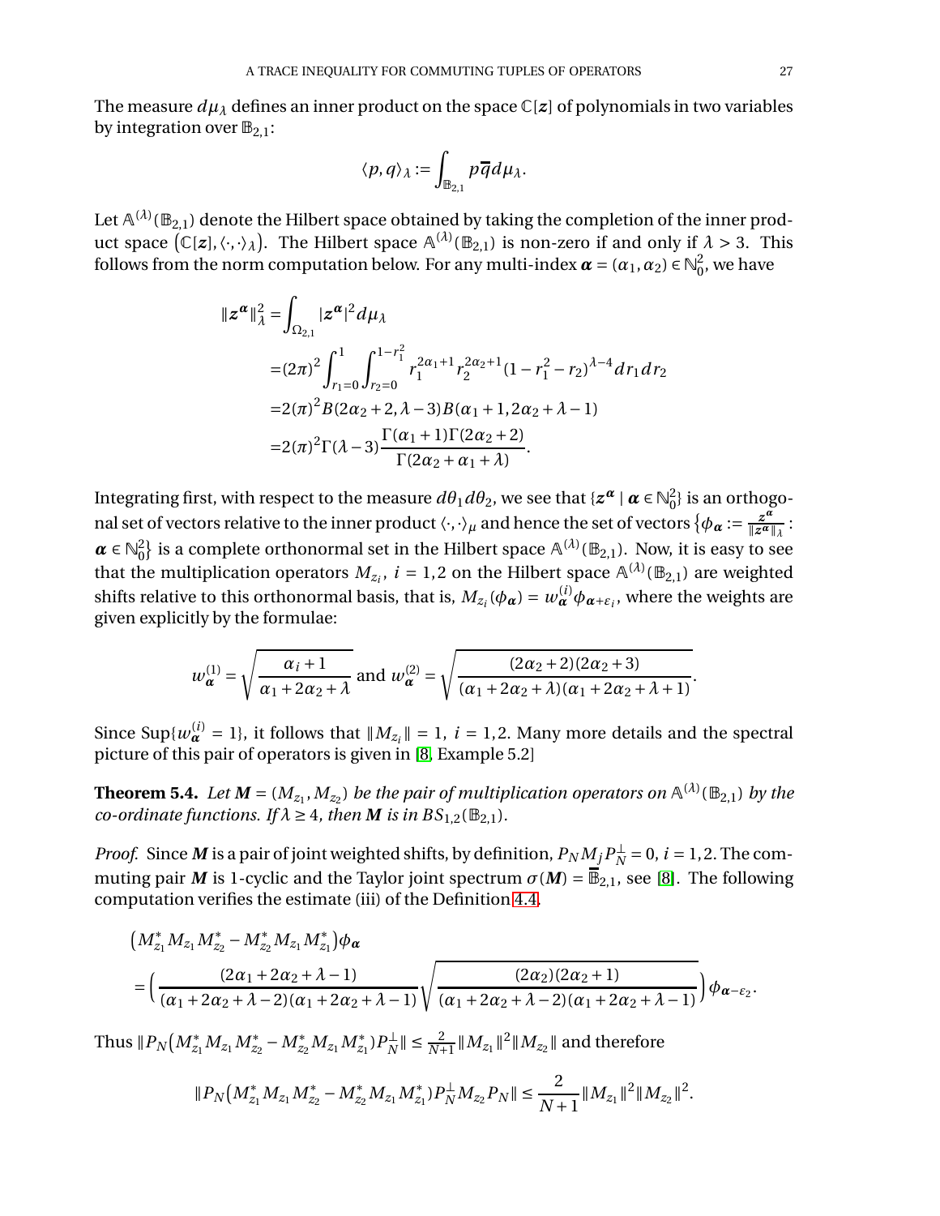The measure $d\mu_\lambda$ defines an inner product on the space $\mathbb{C}[\boldsymbol{z}]$ of polynomials in two variables by integration over $\mathbb{B}_{2,1}$:

$$\langle p, q\rangle_\lambda := \int_{\mathbb{B}_{2,1}} p\overline{q}\, d\mu_\lambda.$$

Let $\mathbb{A}^{(\lambda)}(\mathbb{B}_{2,1})$ denote the Hilbert space obtained by taking the completion of the inner product space $\big(\mathbb{C}[\boldsymbol{z}], \langle\cdot,\cdot\rangle_\lambda\big)$. The Hilbert space $\mathbb{A}^{(\lambda)}(\mathbb{B}_{2,1})$ is non-zero if and only if $\lambda > 3$. This follows from the norm computation below. For any multi-index $\boldsymbol{\alpha} = (\alpha_1, \alpha_2) \in \mathbb{N}_0^2$, we have

$$\begin{aligned}
\|\boldsymbol{z}^{\boldsymbol{\alpha}}\|_\lambda^2 &= \int_{\Omega_{2,1}} |\boldsymbol{z}^{\boldsymbol{\alpha}}|^2 d\mu_\lambda \\
&= (2\pi)^2 \int_{r_1=0}^1 \int_{r_2=0}^{1-r_1^2} r_1^{2\alpha_1+1} r_2^{2\alpha_2+1} (1 - r_1^2 - r_2)^{\lambda-4} dr_1 dr_2 \\
&= 2(\pi)^2 B(2\alpha_2 + 2, \lambda - 3) B(\alpha_1 + 1, 2\alpha_2 + \lambda - 1) \\
&= 2(\pi)^2 \Gamma(\lambda - 3) \frac{\Gamma(\alpha_1 + 1)\Gamma(2\alpha_2 + 2)}{\Gamma(2\alpha_2 + \alpha_1 + \lambda)}.
\end{aligned}$$

Integrating first, with respect to the measure $d\theta_1 d\theta_2$, we see that $\{\boldsymbol{z}^{\boldsymbol{\alpha}} \mid \boldsymbol{\alpha} \in \mathbb{N}_0^2\}$ is an orthogonal set of vectors relative to the inner product $\langle\cdot,\cdot\rangle_\mu$ and hence the set of vectors $\big\{\phi_{\boldsymbol{\alpha}} := \frac{\boldsymbol{z}^{\boldsymbol{\alpha}}}{\|\boldsymbol{z}^{\boldsymbol{\alpha}}\|_\lambda} : \boldsymbol{\alpha} \in \mathbb{N}_0^2\big\}$ is a complete orthonormal set in the Hilbert space $\mathbb{A}^{(\lambda)}(\mathbb{B}_{2,1})$. Now, it is easy to see that the multiplication operators $M_{z_i}$, $i = 1, 2$ on the Hilbert space $\mathbb{A}^{(\lambda)}(\mathbb{B}_{2,1})$ are weighted shifts relative to this orthonormal basis, that is, $M_{z_i}(\phi_{\boldsymbol{\alpha}}) = w_{\boldsymbol{\alpha}}^{(i)} \phi_{\boldsymbol{\alpha}+\varepsilon_i}$, where the weights are given explicitly by the formulae:

$$w_{\boldsymbol{\alpha}}^{(1)} = \sqrt{\frac{\alpha_i + 1}{\alpha_1 + 2\alpha_2 + \lambda}} \text{ and } w_{\boldsymbol{\alpha}}^{(2)} = \sqrt{\frac{(2\alpha_2 + 2)(2\alpha_2 + 3)}{(\alpha_1 + 2\alpha_2 + \lambda)(\alpha_1 + 2\alpha_2 + \lambda + 1)}}.$$

Since $\operatorname{Sup}\{w_{\boldsymbol{\alpha}}^{(i)} = 1\}$, it follows that $\|M_{z_i}\| = 1$, $i = 1, 2$. Many more details and the spectral picture of this pair of operators is given in [8, Example 5.2]

**Theorem 5.4.** *Let $\boldsymbol{M} = (M_{z_1}, M_{z_2})$ be the pair of multiplication operators on $\mathbb{A}^{(\lambda)}(\mathbb{B}_{2,1})$ by the co-ordinate functions. If $\lambda \geq 4$, then $\boldsymbol{M}$ is in $BS_{1,2}(\mathbb{B}_{2,1})$.*

*Proof.* Since $\boldsymbol{M}$ is a pair of joint weighted shifts, by definition, $P_N M_j P_N^\perp = 0$, $i = 1, 2$. The commuting pair $\boldsymbol{M}$ is 1-cyclic and the Taylor joint spectrum $\sigma(\boldsymbol{M}) = \overline{\mathbb{B}}_{2,1}$, see [8]. The following computation verifies the estimate (iii) of the Definition 4.4.

$$\begin{aligned}
&\big(M_{z_1}^* M_{z_1} M_{z_2}^* - M_{z_2}^* M_{z_1} M_{z_1}^*\big)\phi_{\boldsymbol{\alpha}} \\
&= \Big(\frac{(2\alpha_1 + 2\alpha_2 + \lambda - 1)}{(\alpha_1 + 2\alpha_2 + \lambda - 2)(\alpha_1 + 2\alpha_2 + \lambda - 1)} \sqrt{\frac{(2\alpha_2)(2\alpha_2 + 1)}{(\alpha_1 + 2\alpha_2 + \lambda - 2)(\alpha_1 + 2\alpha_2 + \lambda - 1)}}\Big)\phi_{\boldsymbol{\alpha}-\varepsilon_2}.
\end{aligned}$$

Thus $\|P_N\big(M_{z_1}^* M_{z_1} M_{z_2}^* - M_{z_2}^* M_{z_1} M_{z_1}^*\big)P_N^\perp\| \leq \frac{2}{N+1}\|M_{z_1}\|^2 \|M_{z_2}\|$ and therefore

$$\|P_N\big(M_{z_1}^* M_{z_1} M_{z_2}^* - M_{z_2}^* M_{z_1} M_{z_1}^*\big)P_N^\perp M_{z_2} P_N\| \leq \frac{2}{N+1}\|M_{z_1}\|^2 \|M_{z_2}\|^2.$$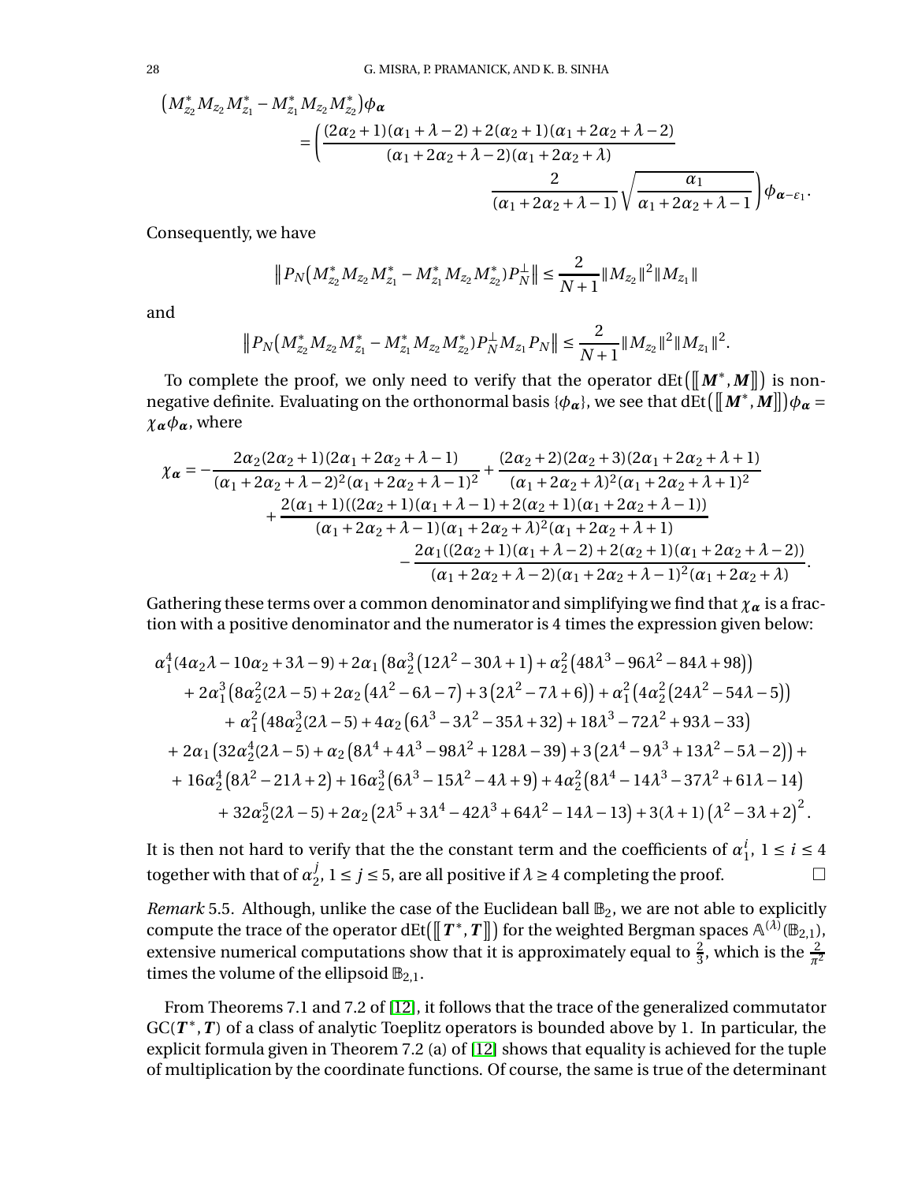$$
\begin{aligned}
&\left(M_{z_2}^* M_{z_2} M_{z_1}^* - M_{z_1}^* M_{z_2} M_{z_2}^*\right)\phi_{\boldsymbol{\alpha}} \\
&\qquad = \Bigg( \frac{(2\alpha_2+1)(\alpha_1+\lambda-2)+2(\alpha_2+1)(\alpha_1+2\alpha_2+\lambda-2)}{(\alpha_1+2\alpha_2+\lambda-2)(\alpha_1+2\alpha_2+\lambda)} \\
&\qquad\qquad\qquad \frac{2}{(\alpha_1+2\alpha_2+\lambda-1)}\sqrt{\frac{\alpha_1}{\alpha_1+2\alpha_2+\lambda-1}}\Bigg)\phi_{\boldsymbol{\alpha}-\varepsilon_1}.
\end{aligned}
$$

Consequently, we have

$$
\left\| P_N\left(M_{z_2}^* M_{z_2} M_{z_1}^* - M_{z_1}^* M_{z_2} M_{z_2}^*\right)P_N^{\perp}\right\| \le \frac{2}{N+1}\|M_{z_2}\|^2\|M_{z_1}\|
$$

and

$$
\left\| P_N\left(M_{z_2}^* M_{z_2} M_{z_1}^* - M_{z_1}^* M_{z_2} M_{z_2}^*\right)P_N^{\perp} M_{z_1} P_N\right\| \le \frac{2}{N+1}\|M_{z_2}\|^2\|M_{z_1}\|^2.
$$

To complete the proof, we only need to verify that the operator $\mathrm{dEt}\left(\left[\!\left[\boldsymbol{M}^*, \boldsymbol{M}\right]\!\right]\right)$ is non-negative definite. Evaluating on the orthonormal basis $\{\phi_{\boldsymbol{\alpha}}\}$, we see that $\mathrm{dEt}\left(\left[\!\left[\boldsymbol{M}^*, \boldsymbol{M}\right]\!\right]\right)\phi_{\boldsymbol{\alpha}} = \chi_{\boldsymbol{\alpha}}\phi_{\boldsymbol{\alpha}}$, where

$$
\begin{aligned}
\chi_{\boldsymbol{\alpha}} = &-\frac{2\alpha_2(2\alpha_2+1)(2\alpha_1+2\alpha_2+\lambda-1)}{(\alpha_1+2\alpha_2+\lambda-2)^2(\alpha_1+2\alpha_2+\lambda-1)^2} + \frac{(2\alpha_2+2)(2\alpha_2+3)(2\alpha_1+2\alpha_2+\lambda+1)}{(\alpha_1+2\alpha_2+\lambda)^2(\alpha_1+2\alpha_2+\lambda+1)^2} \\
&+ \frac{2(\alpha_1+1)((2\alpha_2+1)(\alpha_1+\lambda-1)+2(\alpha_2+1)(\alpha_1+2\alpha_2+\lambda-1))}{(\alpha_1+2\alpha_2+\lambda-1)(\alpha_1+2\alpha_2+\lambda)^2(\alpha_1+2\alpha_2+\lambda+1)} \\
&- \frac{2\alpha_1((2\alpha_2+1)(\alpha_1+\lambda-2)+2(\alpha_2+1)(\alpha_1+2\alpha_2+\lambda-2))}{(\alpha_1+2\alpha_2+\lambda-2)(\alpha_1+2\alpha_2+\lambda-1)^2(\alpha_1+2\alpha_2+\lambda)}.
\end{aligned}
$$

Gathering these terms over a common denominator and simplifying we find that $\chi_{\boldsymbol{\alpha}}$ is a fraction with a positive denominator and the numerator is 4 times the expression given below:

$$
\begin{aligned}
&\alpha_1^4(4\alpha_2\lambda - 10\alpha_2 + 3\lambda - 9) + 2\alpha_1\left(8\alpha_2^3\left(12\lambda^2-30\lambda+1\right) + \alpha_2^2\left(48\lambda^3-96\lambda^2-84\lambda+98\right)\right) \\
&\quad + 2\alpha_1^3\left(8\alpha_2^2(2\lambda-5) + 2\alpha_2\left(4\lambda^2-6\lambda-7\right) + 3\left(2\lambda^2-7\lambda+6\right)\right) + \alpha_1^2\left(4\alpha_2^2\left(24\lambda^2-54\lambda-5\right)\right) \\
&\quad\quad + \alpha_1^2\left(48\alpha_2^3(2\lambda-5) + 4\alpha_2\left(6\lambda^3-3\lambda^2-35\lambda+32\right) + 18\lambda^3-72\lambda^2+93\lambda-33\right) \\
&\quad + 2\alpha_1\left(32\alpha_2^4(2\lambda-5) + \alpha_2\left(8\lambda^4+4\lambda^3-98\lambda^2+128\lambda-39\right) + 3\left(2\lambda^4-9\lambda^3+13\lambda^2-5\lambda-2\right)\right) + \\
&\quad + 16\alpha_2^4\left(8\lambda^2-21\lambda+2\right) + 16\alpha_2^3\left(6\lambda^3-15\lambda^2-4\lambda+9\right) + 4\alpha_2^2\left(8\lambda^4-14\lambda^3-37\lambda^2+61\lambda-14\right) \\
&\quad\quad + 32\alpha_2^5(2\lambda-5) + 2\alpha_2\left(2\lambda^5+3\lambda^4-42\lambda^3+64\lambda^2-14\lambda-13\right) + 3(\lambda+1)\left(\lambda^2-3\lambda+2\right)^2.
\end{aligned}
$$

It is then not hard to verify that the the constant term and the coefficients of $\alpha_1^i$, $1 \le i \le 4$ together with that of $\alpha_2^j$, $1 \le j \le 5$, are all positive if $\lambda \ge 4$ completing the proof. □

*Remark* 5.5. Although, unlike the case of the Euclidean ball $\mathbb{B}_2$, we are not able to explicitly compute the trace of the operator $\mathrm{dEt}\left(\left[\!\left[\boldsymbol{T}^*, \boldsymbol{T}\right]\!\right]\right)$ for the weighted Bergman spaces $\mathbb{A}^{(\lambda)}(\mathbb{B}_{2,1})$, extensive numerical computations show that it is approximately equal to $\frac{2}{3}$, which is the $\frac{2}{\pi^2}$ times the volume of the ellipsoid $\mathbb{B}_{2,1}$.

From Theorems 7.1 and 7.2 of [12], it follows that the trace of the generalized commutator $\mathrm{GC}(\boldsymbol{T}^*, \boldsymbol{T})$ of a class of analytic Toeplitz operators is bounded above by 1. In particular, the explicit formula given in Theorem 7.2 (a) of [12] shows that equality is achieved for the tuple of multiplication by the coordinate functions. Of course, the same is true of the determinant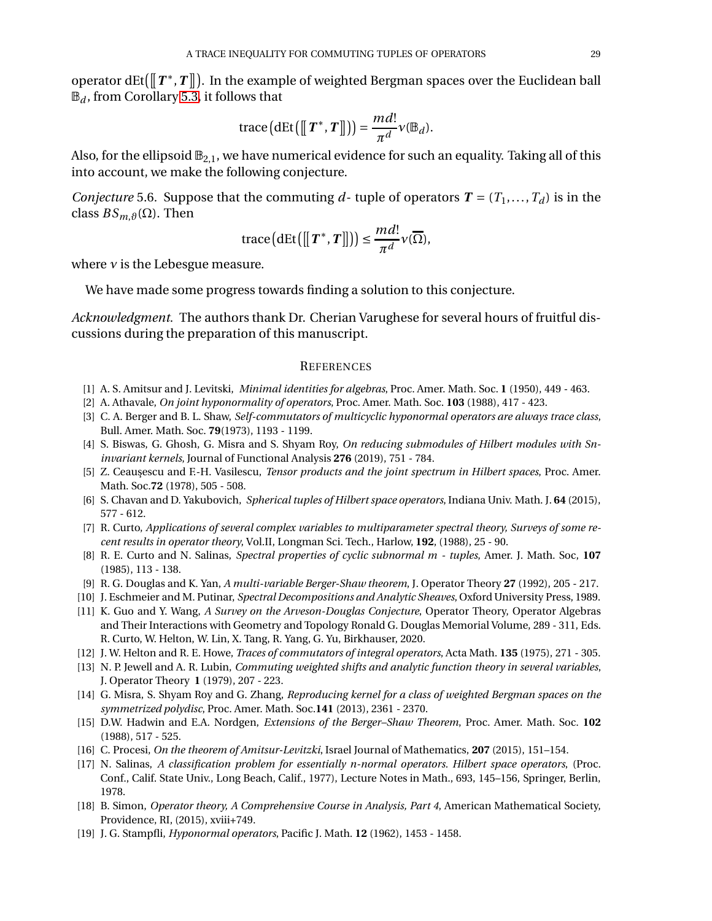operator $\mathrm{dEt}\big([\![\boldsymbol{T}^*, \boldsymbol{T}]\!]\big)$. In the example of weighted Bergman spaces over the Euclidean ball $\mathbb{B}_d$, from Corollary 5.3, it follows that

$$\operatorname{trace}\big(\mathrm{dEt}\big([\![\boldsymbol{T}^*, \boldsymbol{T}]\!]\big)\big) = \frac{md!}{\pi^d}\nu(\mathbb{B}_d).$$

Also, for the ellipsoid $\mathbb{B}_{2,1}$, we have numerical evidence for such an equality. Taking all of this into account, we make the following conjecture.

*Conjecture* 5.6. Suppose that the commuting $d$- tuple of operators $\boldsymbol{T} = (T_1, \ldots, T_d)$ is in the class $BS_{m,\vartheta}(\Omega)$. Then

$$\operatorname{trace}\big(\mathrm{dEt}\big([\![\boldsymbol{T}^*, \boldsymbol{T}]\!]\big)\big) \leq \frac{md!}{\pi^d}\nu(\overline{\Omega}),$$

where $\nu$ is the Lebesgue measure.

We have made some progress towards finding a solution to this conjecture.

*Acknowledgment.* The authors thank Dr. Cherian Varughese for several hours of fruitful discussions during the preparation of this manuscript.

## References

[1] A. S. Amitsur and J. Levitski, *Minimal identities for algebras*, Proc. Amer. Math. Soc. **1** (1950), 449 - 463.

[2] A. Athavale, *On joint hyponormality of operators*, Proc. Amer. Math. Soc. **103** (1988), 417 - 423.

[3] C. A. Berger and B. L. Shaw, *Self-commutators of multicyclic hyponormal operators are always trace class*, Bull. Amer. Math. Soc. **79**(1973), 1193 - 1199.

[4] S. Biswas, G. Ghosh, G. Misra and S. Shyam Roy, *On reducing submodules of Hilbert modules with Sn-invariant kernels*, Journal of Functional Analysis **276** (2019), 751 - 784.

[5] Z. Ceaușescu and F.-H. Vasilescu, *Tensor products and the joint spectrum in Hilbert spaces*, Proc. Amer. Math. Soc.**72** (1978), 505 - 508.

[6] S. Chavan and D. Yakubovich, *Spherical tuples of Hilbert space operators*, Indiana Univ. Math. J. **64** (2015), 577 - 612.

[7] R. Curto, *Applications of several complex variables to multiparameter spectral theory, Surveys of some recent results in operator theory*, Vol.II, Longman Sci. Tech., Harlow, **192**, (1988), 25 - 90.

[8] R. E. Curto and N. Salinas, *Spectral properties of cyclic subnormal m - tuples*, Amer. J. Math. Soc, **107** (1985), 113 - 138.

[9] R. G. Douglas and K. Yan, *A multi-variable Berger-Shaw theorem*, J. Operator Theory **27** (1992), 205 - 217.

[10] J. Eschmeier and M. Putinar, *Spectral Decompositions and Analytic Sheaves*, Oxford University Press, 1989.

[11] K. Guo and Y. Wang, *A Survey on the Arveson-Douglas Conjecture*, Operator Theory, Operator Algebras and Their Interactions with Geometry and Topology Ronald G. Douglas Memorial Volume, 289 - 311, Eds. R. Curto, W. Helton, W. Lin, X. Tang, R. Yang, G. Yu, Birkhauser, 2020.

[12] J. W. Helton and R. E. Howe, *Traces of commutators of integral operators*, Acta Math. **135** (1975), 271 - 305.

[13] N. P. Jewell and A. R. Lubin, *Commuting weighted shifts and analytic function theory in several variables*, J. Operator Theory **1** (1979), 207 - 223.

[14] G. Misra, S. Shyam Roy and G. Zhang, *Reproducing kernel for a class of weighted Bergman spaces on the symmetrized polydisc*, Proc. Amer. Math. Soc.**141** (2013), 2361 - 2370.

[15] D.W. Hadwin and E.A. Nordgen, *Extensions of the Berger–Shaw Theorem*, Proc. Amer. Math. Soc. **102** (1988), 517 - 525.

[16] C. Procesi, *On the theorem of Amitsur-Levitzki*, Israel Journal of Mathematics, **207** (2015), 151–154.

[17] N. Salinas, *A classification problem for essentially n-normal operators. Hilbert space operators*, (Proc. Conf., Calif. State Univ., Long Beach, Calif., 1977), Lecture Notes in Math., 693, 145–156, Springer, Berlin, 1978.

[18] B. Simon, *Operator theory, A Comprehensive Course in Analysis, Part 4*, American Mathematical Society, Providence, RI, (2015), xviii+749.

[19] J. G. Stampfli, *Hyponormal operators*, Pacific J. Math. **12** (1962), 1453 - 1458.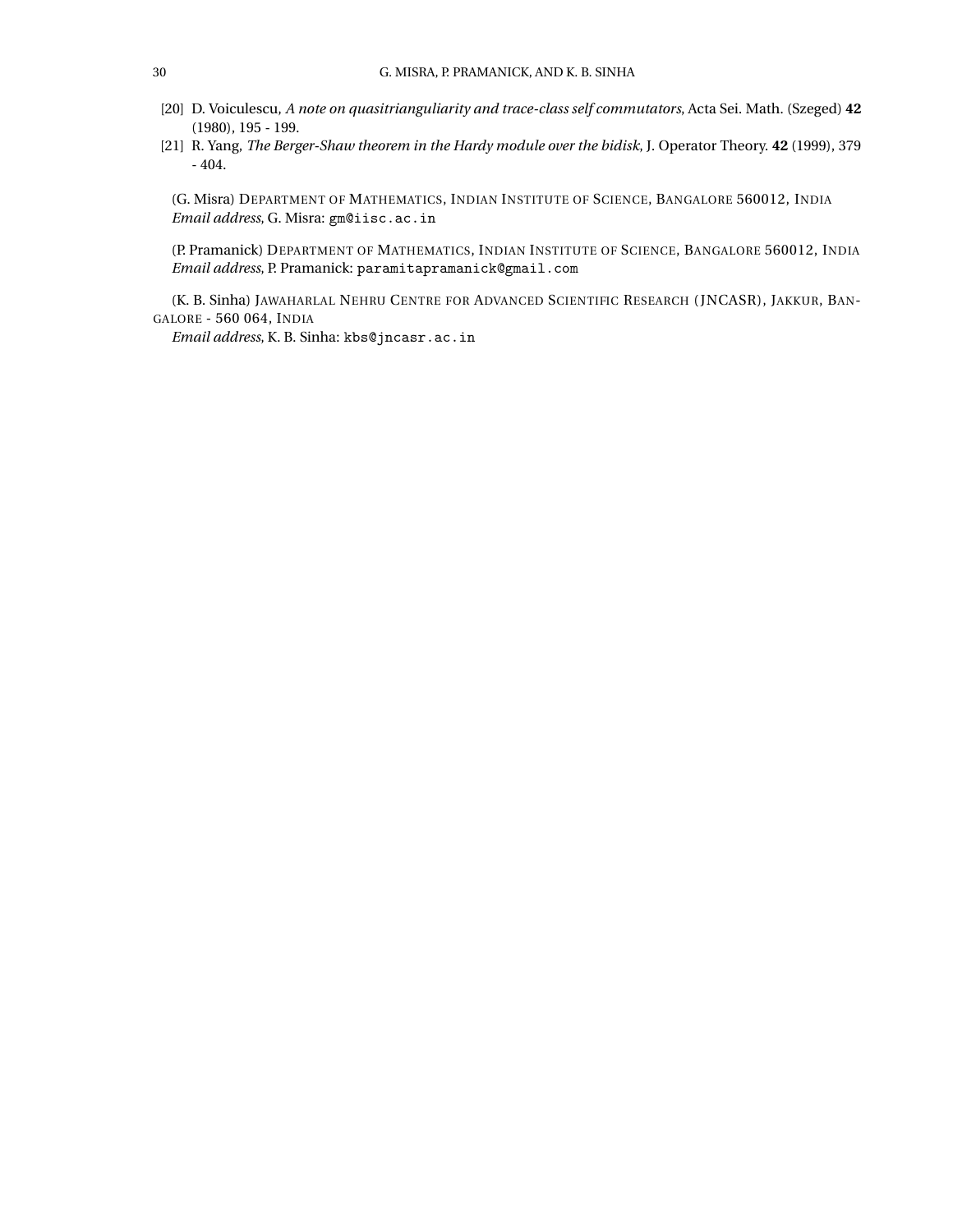[20] D. Voiculescu, *A note on quasitrianguliarity and trace-class self commutators*, Acta Sei. Math. (Szeged) **42** (1980), 195 - 199.

[21] R. Yang, *The Berger-Shaw theorem in the Hardy module over the bidisk*, J. Operator Theory. **42** (1999), 379 - 404.

(G. Misra) DEPARTMENT OF MATHEMATICS, INDIAN INSTITUTE OF SCIENCE, BANGALORE 560012, INDIA
*Email address*, G. Misra: `gm@iisc.ac.in`

(P. Pramanick) DEPARTMENT OF MATHEMATICS, INDIAN INSTITUTE OF SCIENCE, BANGALORE 560012, INDIA
*Email address*, P. Pramanick: `paramitapramanick@gmail.com`

(K. B. Sinha) JAWAHARLAL NEHRU CENTRE FOR ADVANCED SCIENTIFIC RESEARCH (JNCASR), JAKKUR, BANGALORE - 560 064, INDIA
*Email address*, K. B. Sinha: `kbs@jncasr.ac.in`